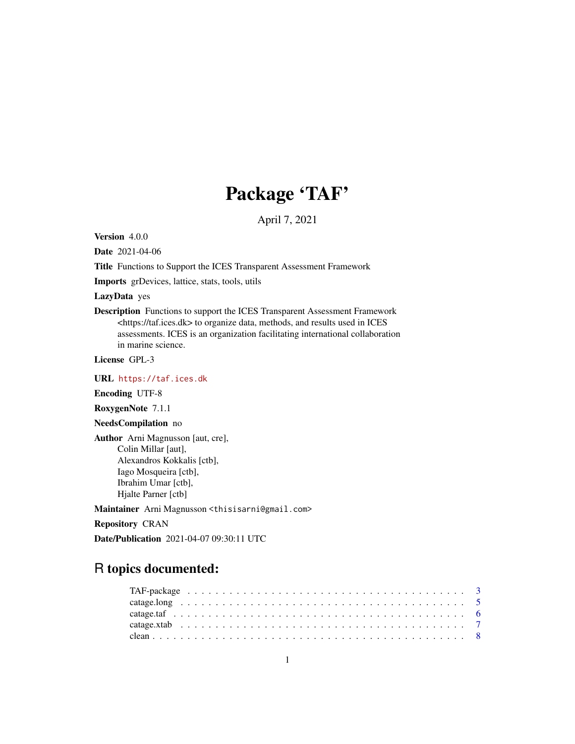# Package 'TAF'

April 7, 2021

**Version** 4.0.0

**Date** 2021-04-06

**Title** Functions to Support the ICES Transparent Assessment Framework

**Imports** grDevices, lattice, stats, tools, utils

**LazyData** yes

**Description** Functions to support the ICES Transparent Assessment Framework <https://taf.ices.dk> to organize data, methods, and results used in ICES assessments. ICES is an organization facilitating international collaboration in marine science.

**License** GPL-3

**URL** https://taf.ices.dk

**Encoding** UTF-8

**RoxygenNote** 7.1.1

**NeedsCompilation** no

**Author** Arni Magnusson [aut, cre],
Colin Millar [aut],
Alexandros Kokkalis [ctb],
Iago Mosqueira [ctb],
Ibrahim Umar [ctb],
Hjalte Parner [ctb]

**Maintainer** Arni Magnusson <thisisarni@gmail.com>

**Repository** CRAN

**Date/Publication** 2021-04-07 09:30:11 UTC

## R topics documented:

| | |
|---|---|
| TAF-package | 3 |
| catage.long | 5 |
| catage.taf | 6 |
| catage.xtab | 7 |
| clean | 8 |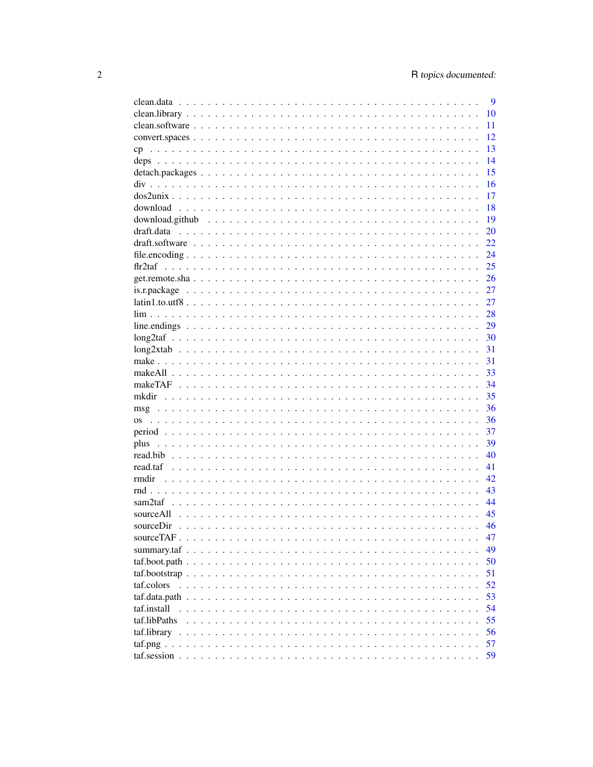| | |
|---|---|
| clean.data | 9 |
| clean.library | 10 |
| clean.software | 11 |
| convert.spaces | 12 |
| cp | 13 |
| deps | 14 |
| detach.packages | 15 |
| div | 16 |
| dos2unix | 17 |
| download | 18 |
| download.github | 19 |
| draft.data | 20 |
| draft.software | 22 |
| file.encoding | 24 |
| flr2taf | 25 |
| get.remote.sha | 26 |
| is.r.package | 27 |
| latin1.to.utf8 | 27 |
| lim | 28 |
| line.endings | 29 |
| long2taf | 30 |
| long2xtab | 31 |
| make | 31 |
| makeAll | 33 |
| makeTAF | 34 |
| mkdir | 35 |
| msg | 36 |
| os | 36 |
| period | 37 |
| plus | 39 |
| read.bib | 40 |
| read.taf | 41 |
| rmdir | 42 |
| rnd | 43 |
| sam2taf | 44 |
| sourceAll | 45 |
| sourceDir | 46 |
| sourceTAF | 47 |
| summary.taf | 49 |
| taf.boot.path | 50 |
| taf.bootstrap | 51 |
| taf.colors | 52 |
| taf.data.path | 53 |
| taf.install | 54 |
| taf.libPaths | 55 |
| taf.library | 56 |
| taf.png | 57 |
| taf.session | 59 |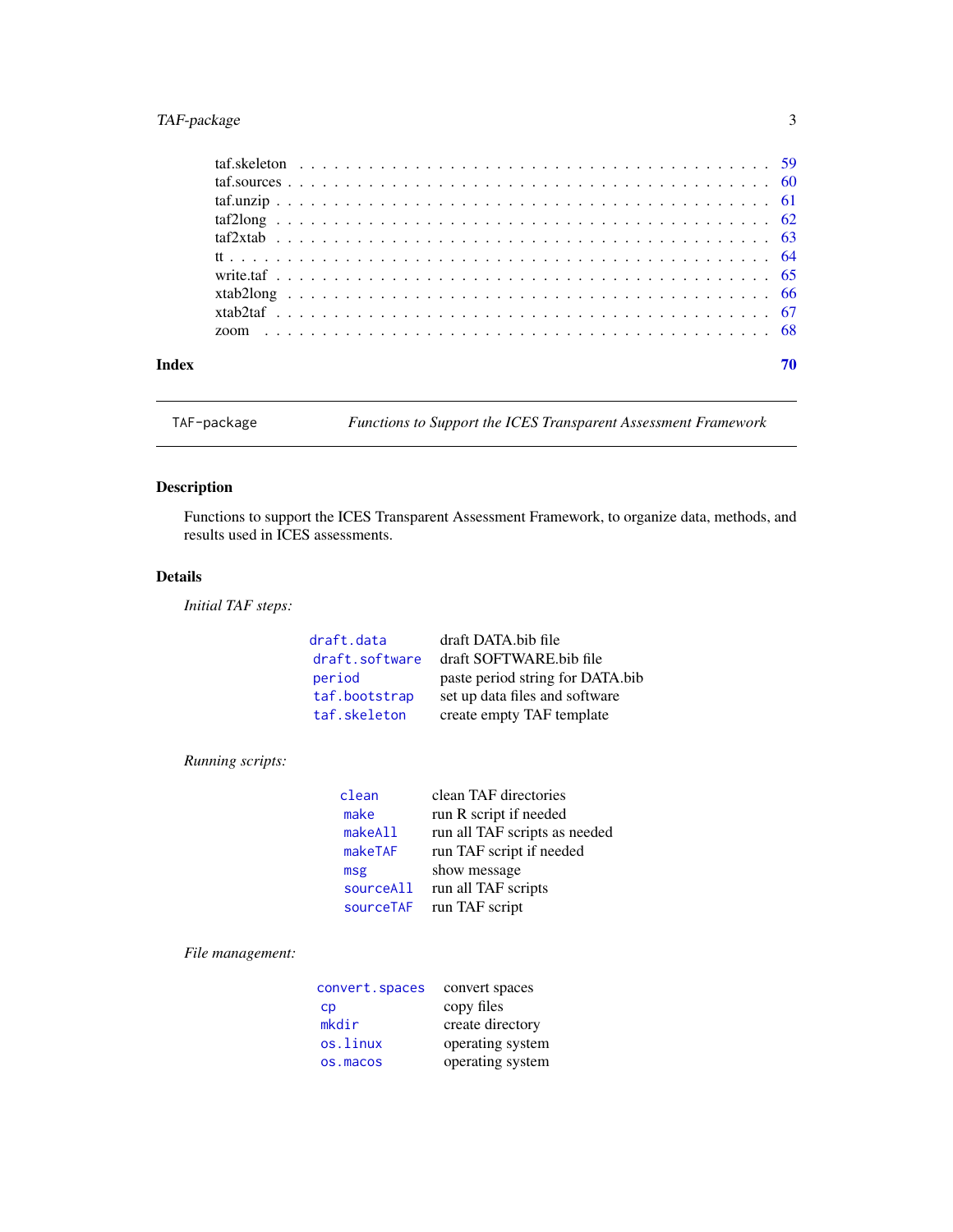| | |
|---|---|
| taf.skeleton | 59 |
| taf.sources | 60 |
| taf.unzip | 61 |
| taf2long | 62 |
| taf2xtab | 63 |
| tt | 64 |
| write.taf | 65 |
| xtab2long | 66 |
| xtab2taf | 67 |
| zoom | 68 |

**Index** **70**

---

`TAF-package` *Functions to Support the ICES Transparent Assessment Framework*

---

## Description

Functions to support the ICES Transparent Assessment Framework, to organize data, methods, and results used in ICES assessments.

## Details

*Initial TAF steps:*

| | |
|---|---|
| `draft.data` | draft DATA.bib file |
| `draft.software` | draft SOFTWARE.bib file |
| `period` | paste period string for DATA.bib |
| `taf.bootstrap` | set up data files and software |
| `taf.skeleton` | create empty TAF template |

*Running scripts:*

| | |
|---|---|
| `clean` | clean TAF directories |
| `make` | run R script if needed |
| `makeAll` | run all TAF scripts as needed |
| `makeTAF` | run TAF script if needed |
| `msg` | show message |
| `sourceAll` | run all TAF scripts |
| `sourceTAF` | run TAF script |

*File management:*

| | |
|---|---|
| `convert.spaces` | convert spaces |
| `cp` | copy files |
| `mkdir` | create directory |
| `os.linux` | operating system |
| `os.macos` | operating system |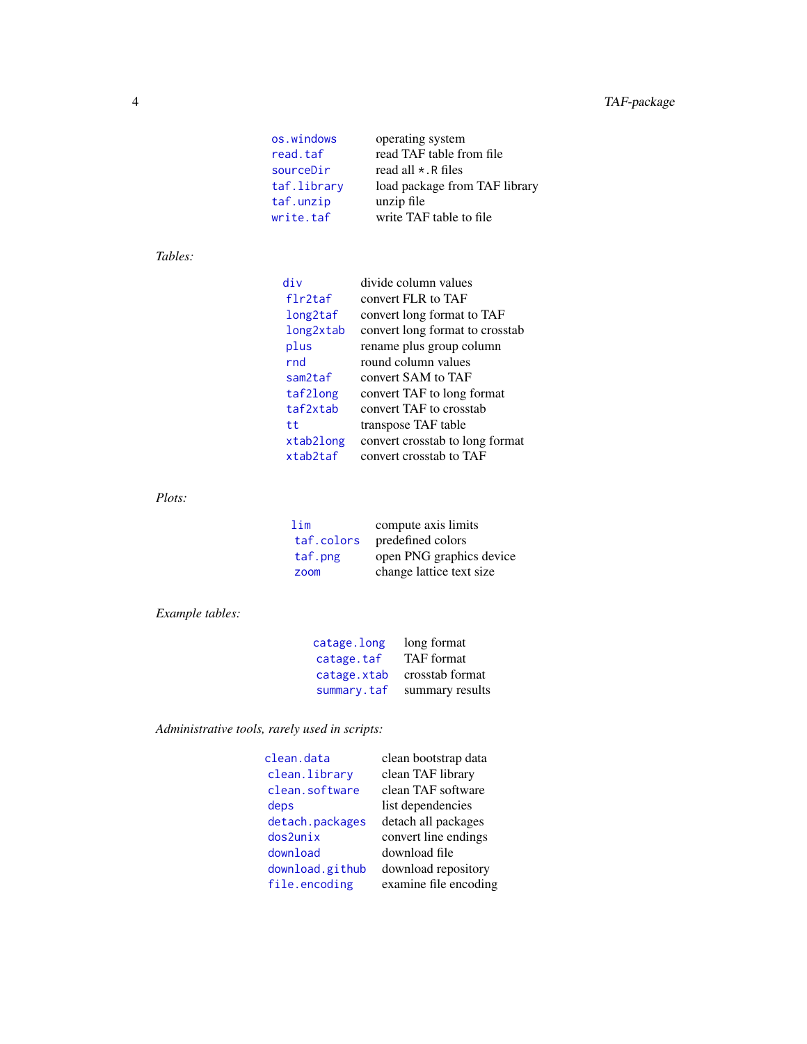| | |
|---|---|
| `os.windows` | operating system |
| `read.taf` | read TAF table from file |
| `sourceDir` | read all `*.R` files |
| `taf.library` | load package from TAF library |
| `taf.unzip` | unzip file |
| `write.taf` | write TAF table to file |

*Tables:*

| | |
|---|---|
| `div` | divide column values |
| `flr2taf` | convert FLR to TAF |
| `long2taf` | convert long format to TAF |
| `long2xtab` | convert long format to crosstab |
| `plus` | rename plus group column |
| `rnd` | round column values |
| `sam2taf` | convert SAM to TAF |
| `taf2long` | convert TAF to long format |
| `taf2xtab` | convert TAF to crosstab |
| `tt` | transpose TAF table |
| `xtab2long` | convert crosstab to long format |
| `xtab2taf` | convert crosstab to TAF |

*Plots:*

| | |
|---|---|
| `lim` | compute axis limits |
| `taf.colors` | predefined colors |
| `taf.png` | open PNG graphics device |
| `zoom` | change lattice text size |

*Example tables:*

| | |
|---|---|
| `catage.long` | long format |
| `catage.taf` | TAF format |
| `catage.xtab` | crosstab format |
| `summary.taf` | summary results |

*Administrative tools, rarely used in scripts:*

| | |
|---|---|
| `clean.data` | clean bootstrap data |
| `clean.library` | clean TAF library |
| `clean.software` | clean TAF software |
| `deps` | list dependencies |
| `detach.packages` | detach all packages |
| `dos2unix` | convert line endings |
| `download` | download file |
| `download.github` | download repository |
| `file.encoding` | examine file encoding |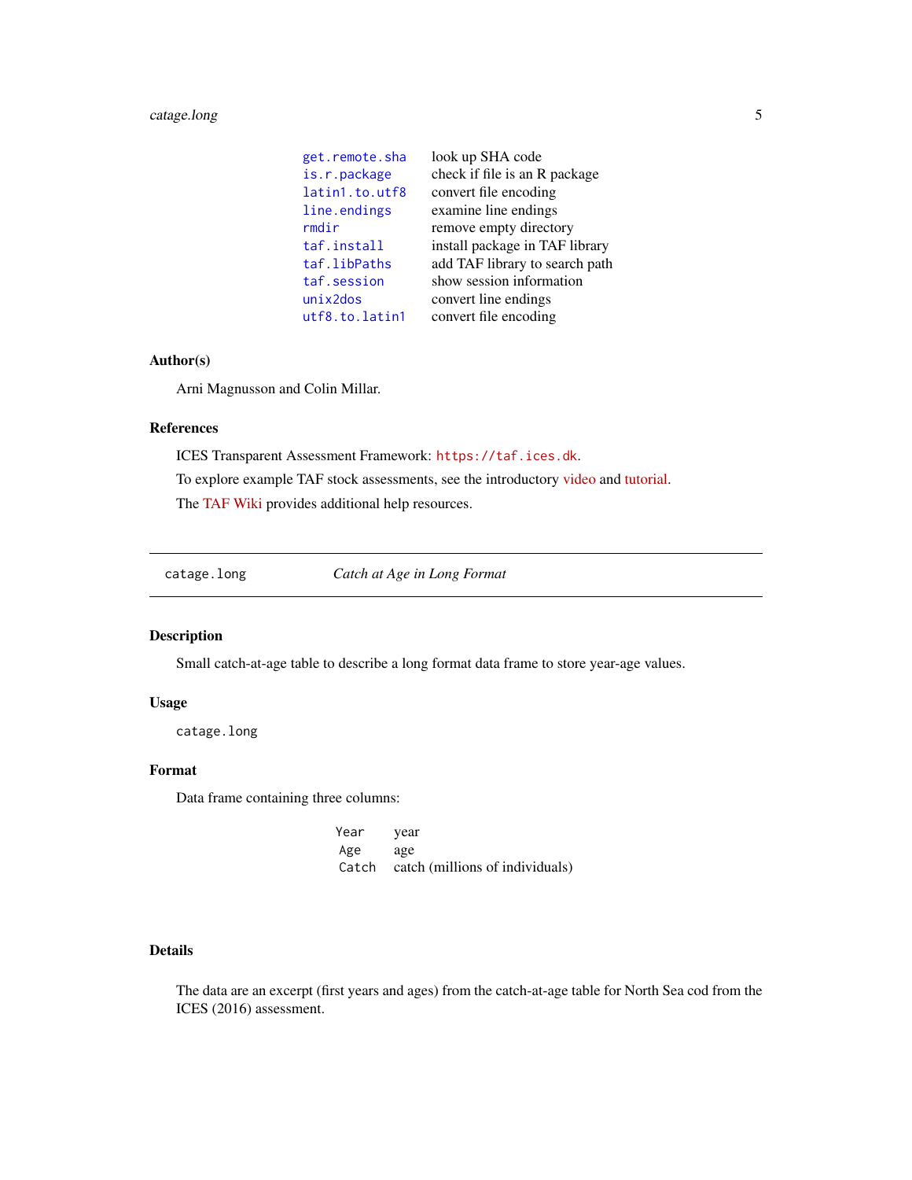| | |
|---|---|
| `get.remote.sha` | look up SHA code |
| `is.r.package` | check if file is an R package |
| `latin1.to.utf8` | convert file encoding |
| `line.endings` | examine line endings |
| `rmdir` | remove empty directory |
| `taf.install` | install package in TAF library |
| `taf.libPaths` | add TAF library to search path |
| `taf.session` | show session information |
| `unix2dos` | convert line endings |
| `utf8.to.latin1` | convert file encoding |

### Author(s)

Arni Magnusson and Colin Millar.

### References

ICES Transparent Assessment Framework: https://taf.ices.dk.

To explore example TAF stock assessments, see the introductory video and tutorial.

The TAF Wiki provides additional help resources.

---

## `catage.long` — *Catch at Age in Long Format*

### Description

Small catch-at-age table to describe a long format data frame to store year-age values.

### Usage

```
catage.long
```

### Format

Data frame containing three columns:

| | |
|---|---|
| `Year` | year |
| `Age` | age |
| `Catch` | catch (millions of individuals) |

### Details

The data are an excerpt (first years and ages) from the catch-at-age table for North Sea cod from the ICES (2016) assessment.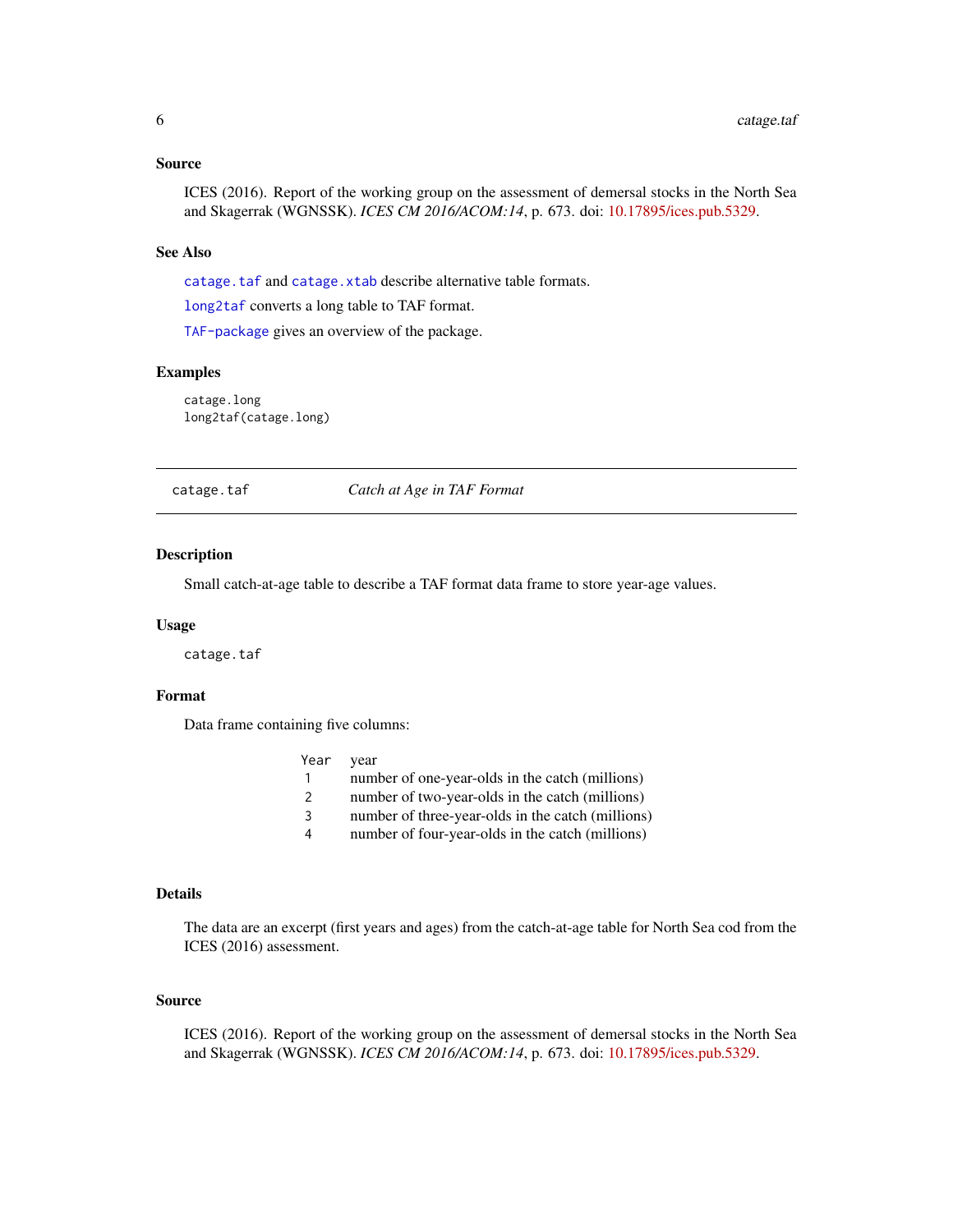### Source

ICES (2016). Report of the working group on the assessment of demersal stocks in the North Sea and Skagerrak (WGNSSK). *ICES CM 2016/ACOM:14*, p. 673. doi: 10.17895/ices.pub.5329.

### See Also

`catage.taf` and `catage.xtab` describe alternative table formats.

`long2taf` converts a long table to TAF format.

`TAF-package` gives an overview of the package.

### Examples

```
catage.long
long2taf(catage.long)
```

---

## catage.taf — *Catch at Age in TAF Format*

---

### Description

Small catch-at-age table to describe a TAF format data frame to store year-age values.

### Usage

```
catage.taf
```

### Format

Data frame containing five columns:

| | |
|---|---|
| `Year` | year |
| `1` | number of one-year-olds in the catch (millions) |
| `2` | number of two-year-olds in the catch (millions) |
| `3` | number of three-year-olds in the catch (millions) |
| `4` | number of four-year-olds in the catch (millions) |

### Details

The data are an excerpt (first years and ages) from the catch-at-age table for North Sea cod from the ICES (2016) assessment.

### Source

ICES (2016). Report of the working group on the assessment of demersal stocks in the North Sea and Skagerrak (WGNSSK). *ICES CM 2016/ACOM:14*, p. 673. doi: 10.17895/ices.pub.5329.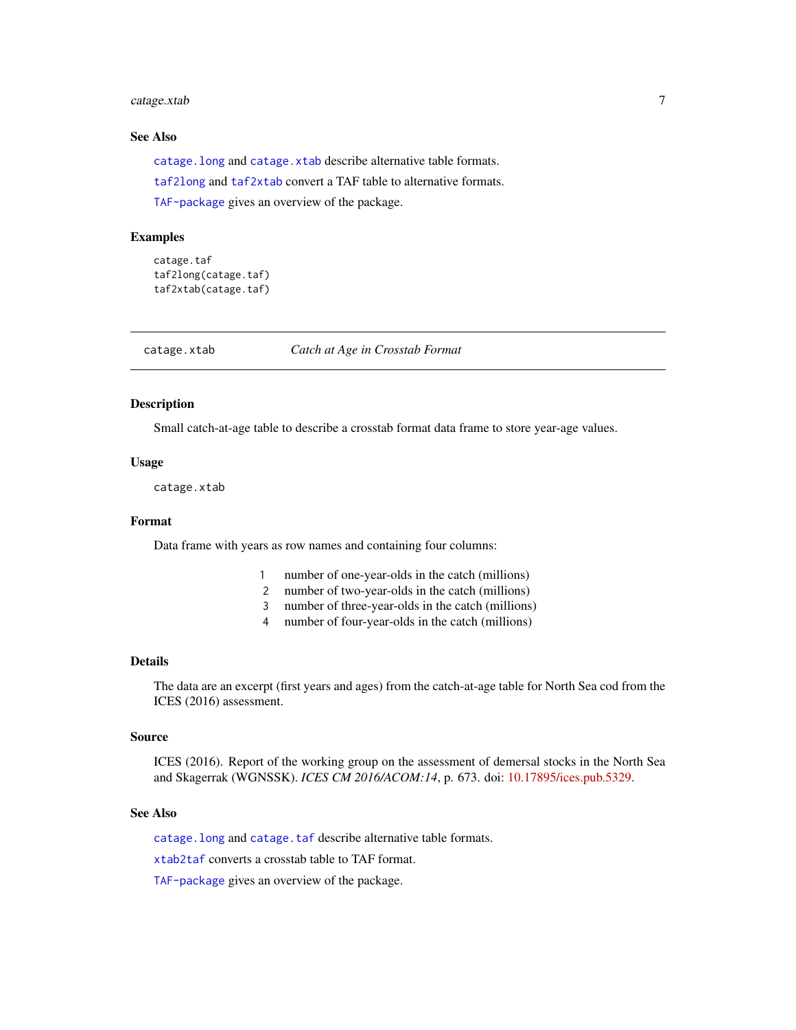### See Also

`catage.long` and `catage.xtab` describe alternative table formats.

`taf2long` and `taf2xtab` convert a TAF table to alternative formats.

`TAF-package` gives an overview of the package.

### Examples

```
catage.taf
taf2long(catage.taf)
taf2xtab(catage.taf)
```

---

## catage.xtab — *Catch at Age in Crosstab Format*

---

### Description

Small catch-at-age table to describe a crosstab format data frame to store year-age values.

### Usage

```
catage.xtab
```

### Format

Data frame with years as row names and containing four columns:

| | |
|---|---|
| 1 | number of one-year-olds in the catch (millions) |
| 2 | number of two-year-olds in the catch (millions) |
| 3 | number of three-year-olds in the catch (millions) |
| 4 | number of four-year-olds in the catch (millions) |

### Details

The data are an excerpt (first years and ages) from the catch-at-age table for North Sea cod from the ICES (2016) assessment.

### Source

ICES (2016). Report of the working group on the assessment of demersal stocks in the North Sea and Skagerrak (WGNSSK). *ICES CM 2016/ACOM:14*, p. 673. doi: 10.17895/ices.pub.5329.

### See Also

`catage.long` and `catage.taf` describe alternative table formats.

`xtab2taf` converts a crosstab table to TAF format.

`TAF-package` gives an overview of the package.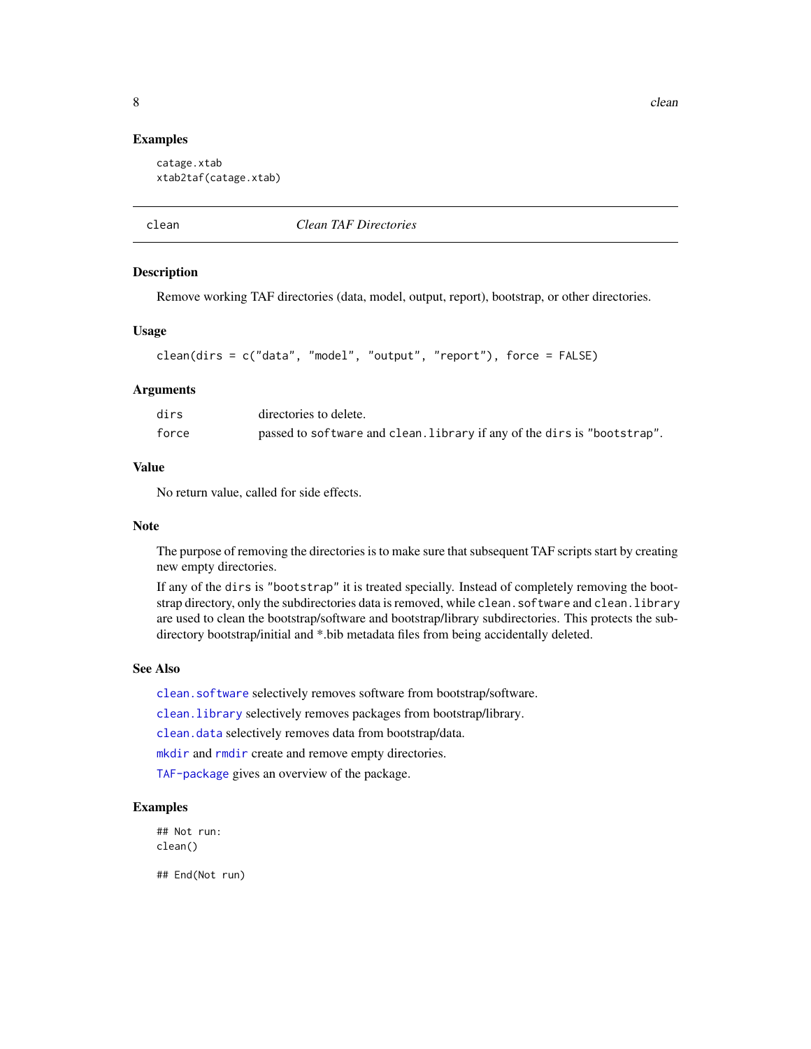### Examples

```
catage.xtab
xtab2taf(catage.xtab)
```

## clean — *Clean TAF Directories*

### Description

Remove working TAF directories (data, model, output, report), bootstrap, or other directories.

### Usage

```
clean(dirs = c("data", "model", "output", "report"), force = FALSE)
```

### Arguments

| | |
|---|---|
| `dirs` | directories to delete. |
| `force` | passed to `software` and `clean.library` if any of the `dirs` is `"bootstrap"`. |

### Value

No return value, called for side effects.

### Note

The purpose of removing the directories is to make sure that subsequent TAF scripts start by creating new empty directories.

If any of the `dirs` is `"bootstrap"` it is treated specially. Instead of completely removing the bootstrap directory, only the subdirectories data is removed, while `clean.software` and `clean.library` are used to clean the bootstrap/software and bootstrap/library subdirectories. This protects the subdirectory bootstrap/initial and *.bib metadata files from being accidentally deleted.

### See Also

`clean.software` selectively removes software from bootstrap/software.

`clean.library` selectively removes packages from bootstrap/library.

`clean.data` selectively removes data from bootstrap/data.

`mkdir` and `rmdir` create and remove empty directories.

`TAF-package` gives an overview of the package.

### Examples

```
## Not run:
clean()

## End(Not run)
```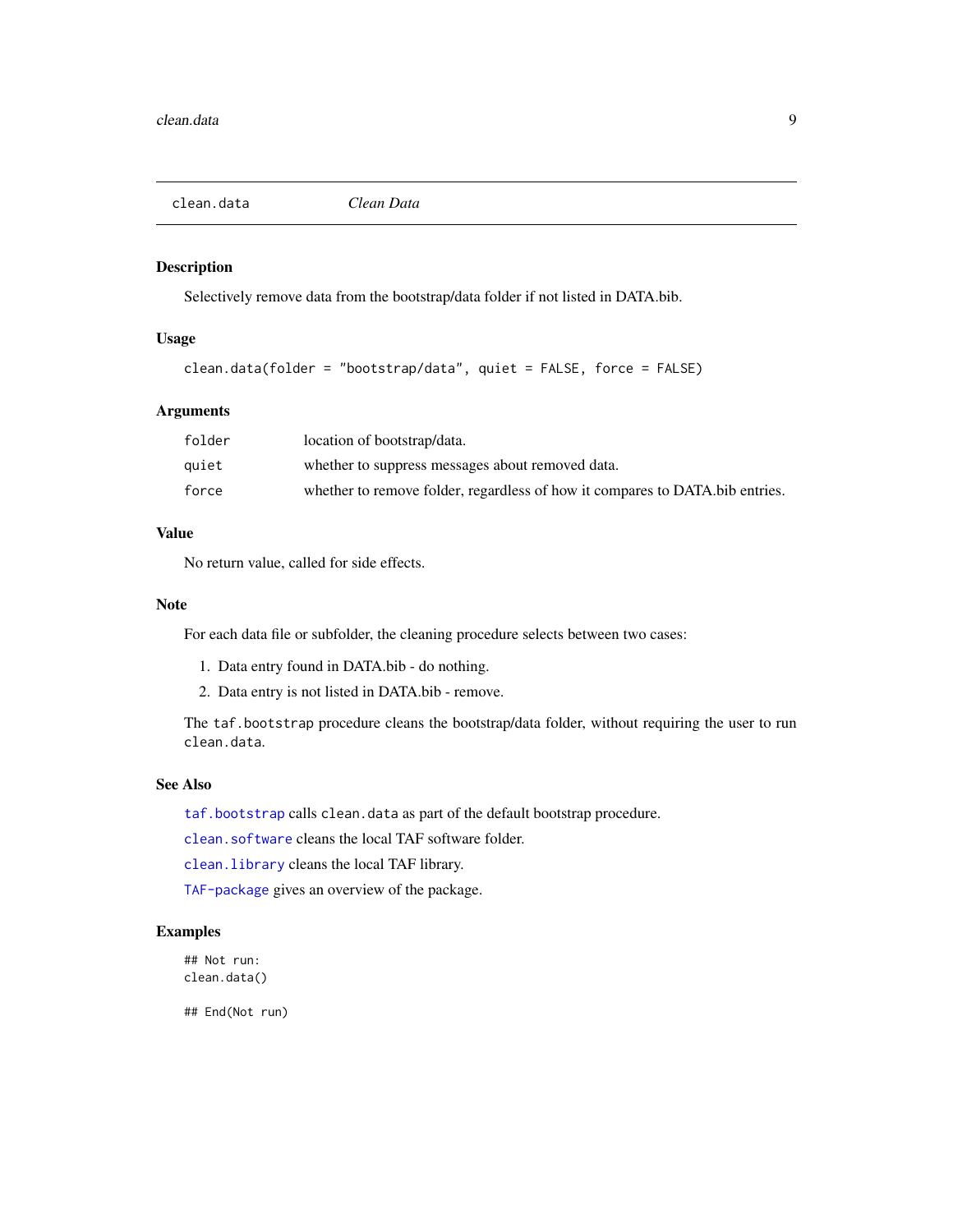## clean.data — *Clean Data*

### Description

Selectively remove data from the bootstrap/data folder if not listed in DATA.bib.

### Usage

```
clean.data(folder = "bootstrap/data", quiet = FALSE, force = FALSE)
```

### Arguments

| | |
|---|---|
| `folder` | location of bootstrap/data. |
| `quiet` | whether to suppress messages about removed data. |
| `force` | whether to remove folder, regardless of how it compares to DATA.bib entries. |

### Value

No return value, called for side effects.

### Note

For each data file or subfolder, the cleaning procedure selects between two cases:

1. Data entry found in DATA.bib - do nothing.
2. Data entry is not listed in DATA.bib - remove.

The `taf.bootstrap` procedure cleans the bootstrap/data folder, without requiring the user to run `clean.data`.

### See Also

`taf.bootstrap` calls `clean.data` as part of the default bootstrap procedure.

`clean.software` cleans the local TAF software folder.

`clean.library` cleans the local TAF library.

`TAF-package` gives an overview of the package.

### Examples

```
## Not run:
clean.data()

## End(Not run)
```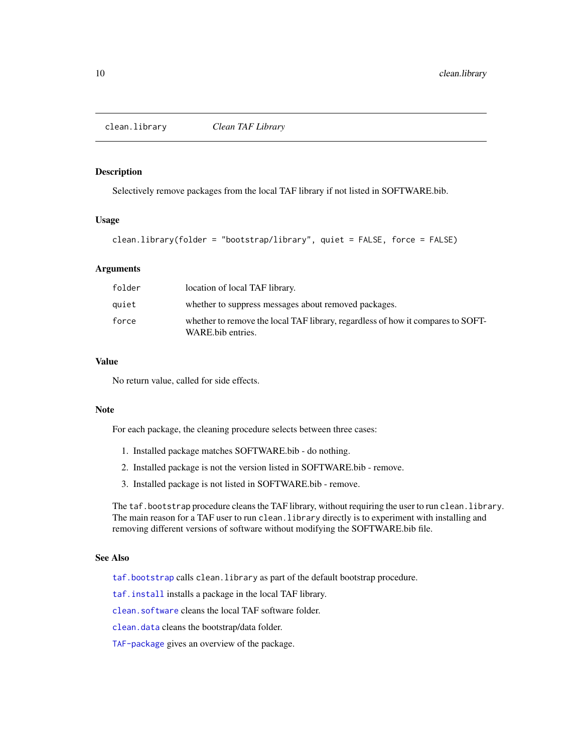## clean.library *Clean TAF Library*

### Description

Selectively remove packages from the local TAF library if not listed in SOFTWARE.bib.

### Usage

```
clean.library(folder = "bootstrap/library", quiet = FALSE, force = FALSE)
```

### Arguments

| | |
|---|---|
| `folder` | location of local TAF library. |
| `quiet` | whether to suppress messages about removed packages. |
| `force` | whether to remove the local TAF library, regardless of how it compares to SOFTWARE.bib entries. |

### Value

No return value, called for side effects.

### Note

For each package, the cleaning procedure selects between three cases:

1. Installed package matches SOFTWARE.bib - do nothing.
2. Installed package is not the version listed in SOFTWARE.bib - remove.
3. Installed package is not listed in SOFTWARE.bib - remove.

The `taf.bootstrap` procedure cleans the TAF library, without requiring the user to run `clean.library`. The main reason for a TAF user to run `clean.library` directly is to experiment with installing and removing different versions of software without modifying the SOFTWARE.bib file.

### See Also

`taf.bootstrap` calls `clean.library` as part of the default bootstrap procedure.

`taf.install` installs a package in the local TAF library.

`clean.software` cleans the local TAF software folder.

`clean.data` cleans the bootstrap/data folder.

`TAF-package` gives an overview of the package.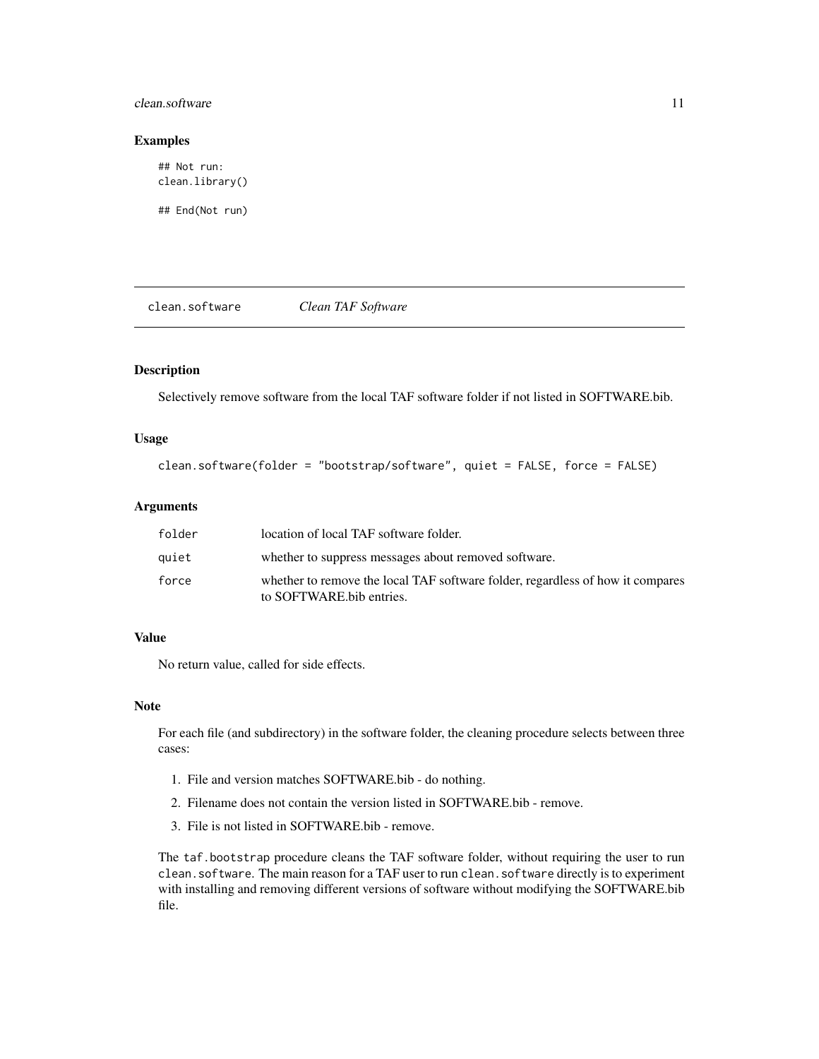### Examples

```
## Not run:
clean.library()

## End(Not run)
```

## clean.software *Clean TAF Software*

### Description

Selectively remove software from the local TAF software folder if not listed in SOFTWARE.bib.

### Usage

```
clean.software(folder = "bootstrap/software", quiet = FALSE, force = FALSE)
```

### Arguments

| | |
|---|---|
| folder | location of local TAF software folder. |
| quiet | whether to suppress messages about removed software. |
| force | whether to remove the local TAF software folder, regardless of how it compares to SOFTWARE.bib entries. |

### Value

No return value, called for side effects.

### Note

For each file (and subdirectory) in the software folder, the cleaning procedure selects between three cases:

1. File and version matches SOFTWARE.bib - do nothing.
2. Filename does not contain the version listed in SOFTWARE.bib - remove.
3. File is not listed in SOFTWARE.bib - remove.

The `taf.bootstrap` procedure cleans the TAF software folder, without requiring the user to run `clean.software`. The main reason for a TAF user to run `clean.software` directly is to experiment with installing and removing different versions of software without modifying the SOFTWARE.bib file.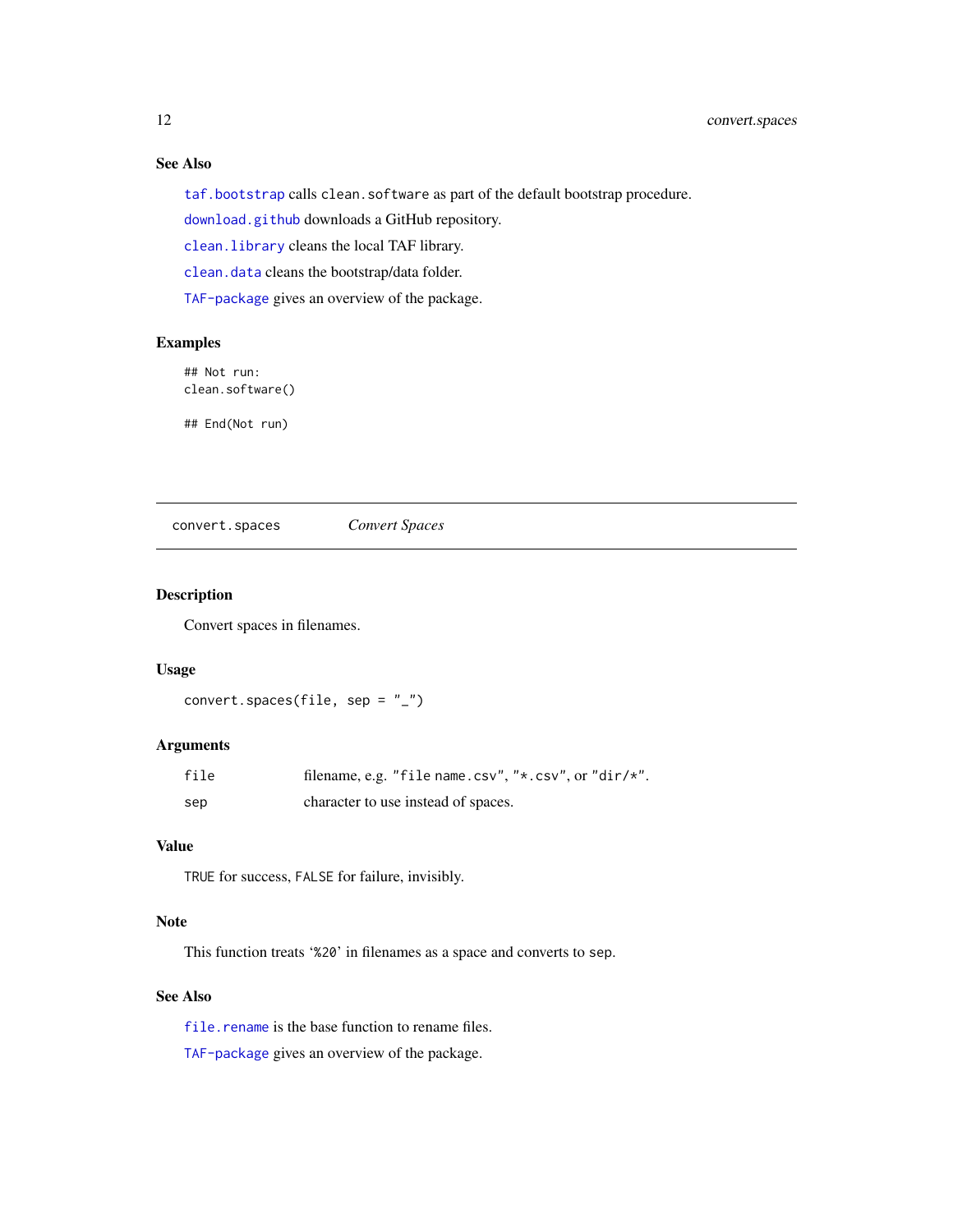### See Also

`taf.bootstrap` calls `clean.software` as part of the default bootstrap procedure.

`download.github` downloads a GitHub repository.

`clean.library` cleans the local TAF library.

`clean.data` cleans the bootstrap/data folder.

`TAF-package` gives an overview of the package.

### Examples

```
## Not run:
clean.software()

## End(Not run)
```

---

## convert.spaces — *Convert Spaces*

---

### Description

Convert spaces in filenames.

### Usage

```
convert.spaces(file, sep = "_")
```

### Arguments

| | |
|---|---|
| `file` | filename, e.g. `"file name.csv"`, `"*.csv"`, or `"dir/*"`. |
| `sep` | character to use instead of spaces. |

### Value

`TRUE` for success, `FALSE` for failure, invisibly.

### Note

This function treats '`%20`' in filenames as a space and converts to `sep`.

### See Also

`file.rename` is the base function to rename files.

`TAF-package` gives an overview of the package.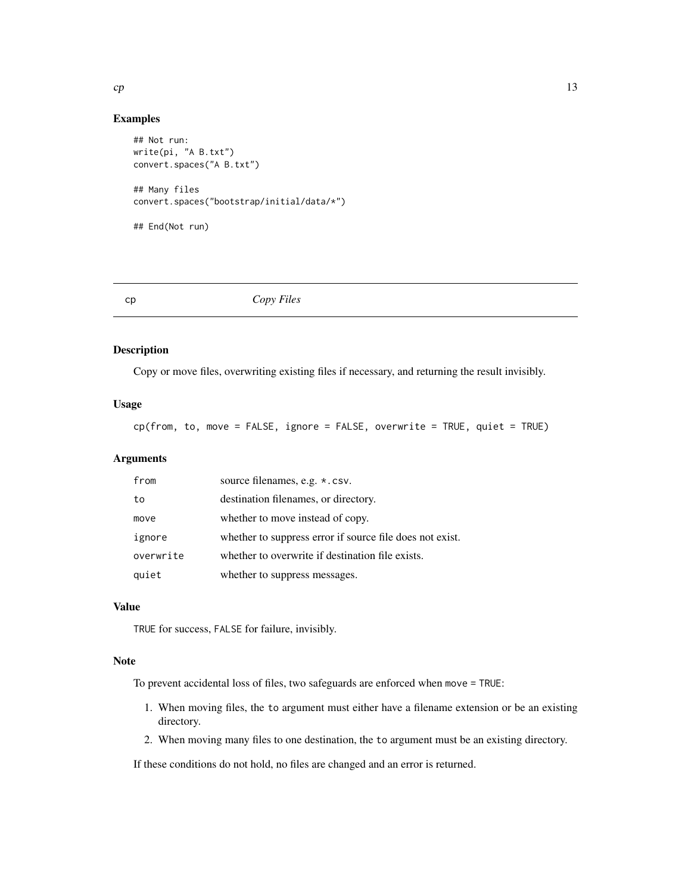### Examples

```
## Not run:
write(pi, "A B.txt")
convert.spaces("A B.txt")

## Many files
convert.spaces("bootstrap/initial/data/*")

## End(Not run)
```

---

## cp — *Copy Files*

---

### Description

Copy or move files, overwriting existing files if necessary, and returning the result invisibly.

### Usage

```
cp(from, to, move = FALSE, ignore = FALSE, overwrite = TRUE, quiet = TRUE)
```

### Arguments

| | |
|---|---|
| `from` | source filenames, e.g. `*.csv`. |
| `to` | destination filenames, or directory. |
| `move` | whether to move instead of copy. |
| `ignore` | whether to suppress error if source file does not exist. |
| `overwrite` | whether to overwrite if destination file exists. |
| `quiet` | whether to suppress messages. |

### Value

`TRUE` for success, `FALSE` for failure, invisibly.

### Note

To prevent accidental loss of files, two safeguards are enforced when `move = TRUE`:

1. When moving files, the `to` argument must either have a filename extension or be an existing directory.
2. When moving many files to one destination, the `to` argument must be an existing directory.

If these conditions do not hold, no files are changed and an error is returned.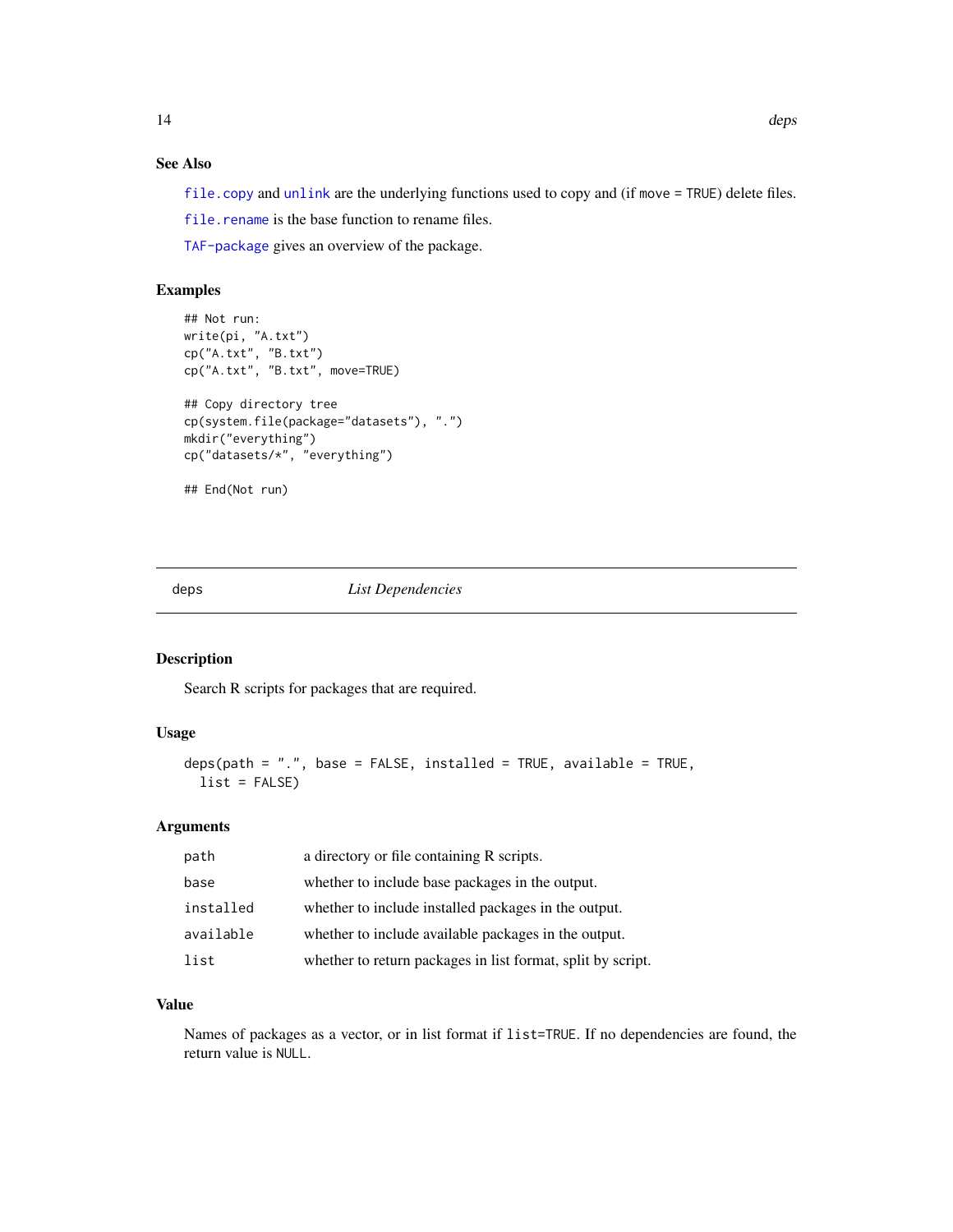## See Also

`file.copy` and `unlink` are the underlying functions used to copy and (if `move = TRUE`) delete files.

`file.rename` is the base function to rename files.

`TAF-package` gives an overview of the package.

## Examples

```
## Not run:
write(pi, "A.txt")
cp("A.txt", "B.txt")
cp("A.txt", "B.txt", move=TRUE)

## Copy directory tree
cp(system.file(package="datasets"), ".")
mkdir("everything")
cp("datasets/*", "everything")

## End(Not run)
```

---

# deps — *List Dependencies*

## Description

Search R scripts for packages that are required.

## Usage

```
deps(path = ".", base = FALSE, installed = TRUE, available = TRUE,
  list = FALSE)
```

## Arguments

| | |
|---|---|
| `path` | a directory or file containing R scripts. |
| `base` | whether to include base packages in the output. |
| `installed` | whether to include installed packages in the output. |
| `available` | whether to include available packages in the output. |
| `list` | whether to return packages in list format, split by script. |

## Value

Names of packages as a vector, or in list format if `list=TRUE`. If no dependencies are found, the return value is `NULL`.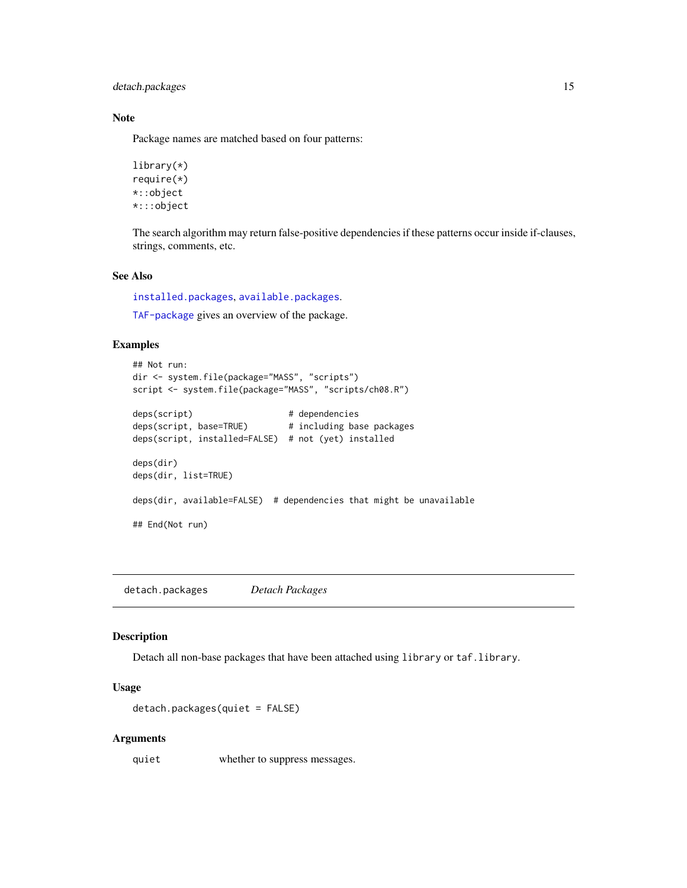### Note

Package names are matched based on four patterns:

```
library(*)
require(*)
*::object
*:::object
```

The search algorithm may return false-positive dependencies if these patterns occur inside if-clauses, strings, comments, etc.

### See Also

`installed.packages`, `available.packages`.

`TAF-package` gives an overview of the package.

### Examples

```
## Not run:
dir <- system.file(package="MASS", "scripts")
script <- system.file(package="MASS", "scripts/ch08.R")

deps(script)                  # dependencies
deps(script, base=TRUE)       # including base packages
deps(script, installed=FALSE) # not (yet) installed

deps(dir)
deps(dir, list=TRUE)

deps(dir, available=FALSE)  # dependencies that might be unavailable

## End(Not run)
```

---

## detach.packages &emsp; *Detach Packages*

---

### Description

Detach all non-base packages that have been attached using `library` or `taf.library`.

### Usage

```
detach.packages(quiet = FALSE)
```

### Arguments

| | |
|---|---|
| `quiet` | whether to suppress messages. |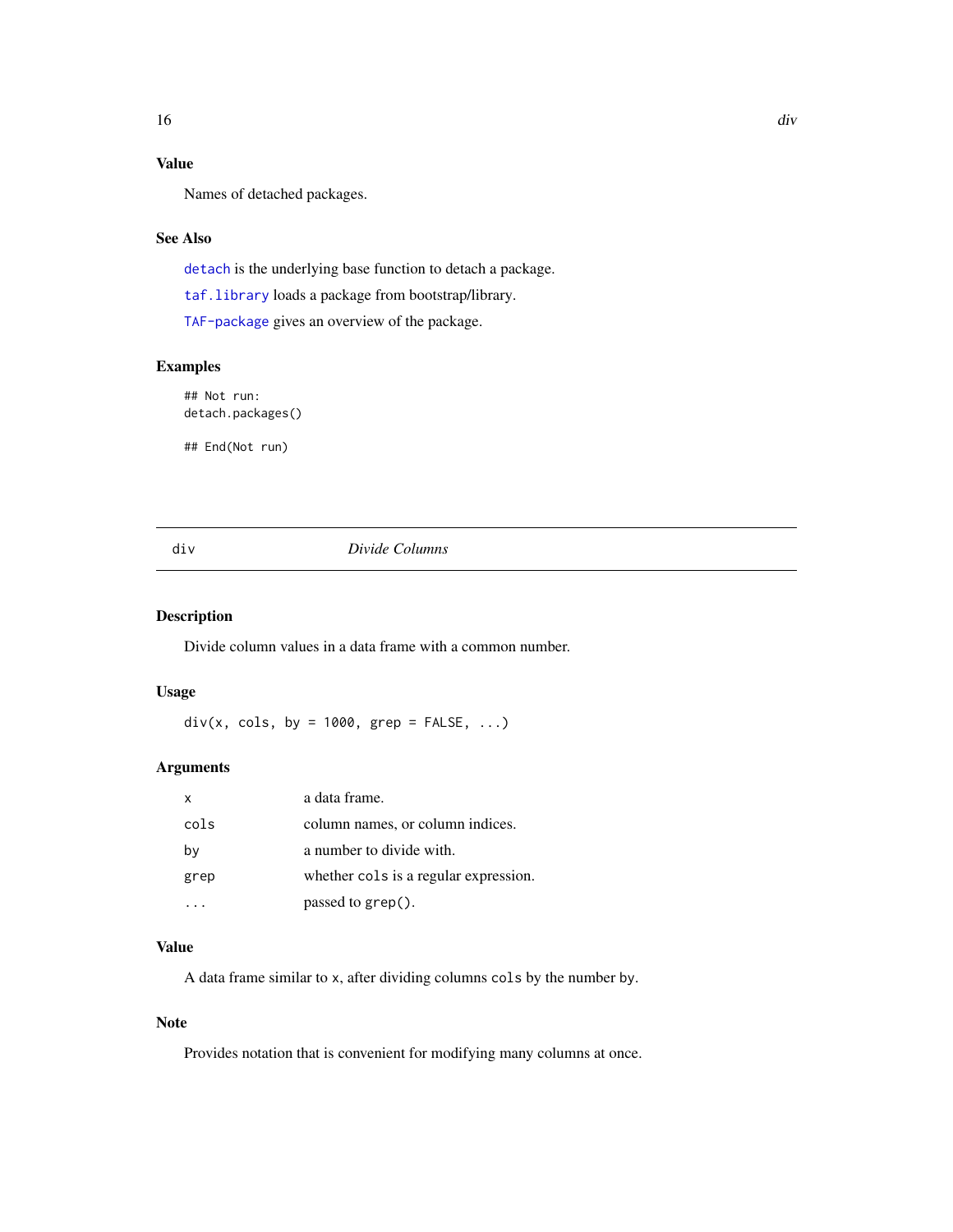### Value

Names of detached packages.

### See Also

`detach` is the underlying base function to detach a package.

`taf.library` loads a package from bootstrap/library.

`TAF-package` gives an overview of the package.

### Examples

```
## Not run:
detach.packages()

## End(Not run)
```

---

## div — *Divide Columns*

---

### Description

Divide column values in a data frame with a common number.

### Usage

```
div(x, cols, by = 1000, grep = FALSE, ...)
```

### Arguments

| | |
|---|---|
| `x` | a data frame. |
| `cols` | column names, or column indices. |
| `by` | a number to divide with. |
| `grep` | whether `cols` is a regular expression. |
| `...` | passed to `grep()`. |

### Value

A data frame similar to `x`, after dividing columns `cols` by the number `by`.

### Note

Provides notation that is convenient for modifying many columns at once.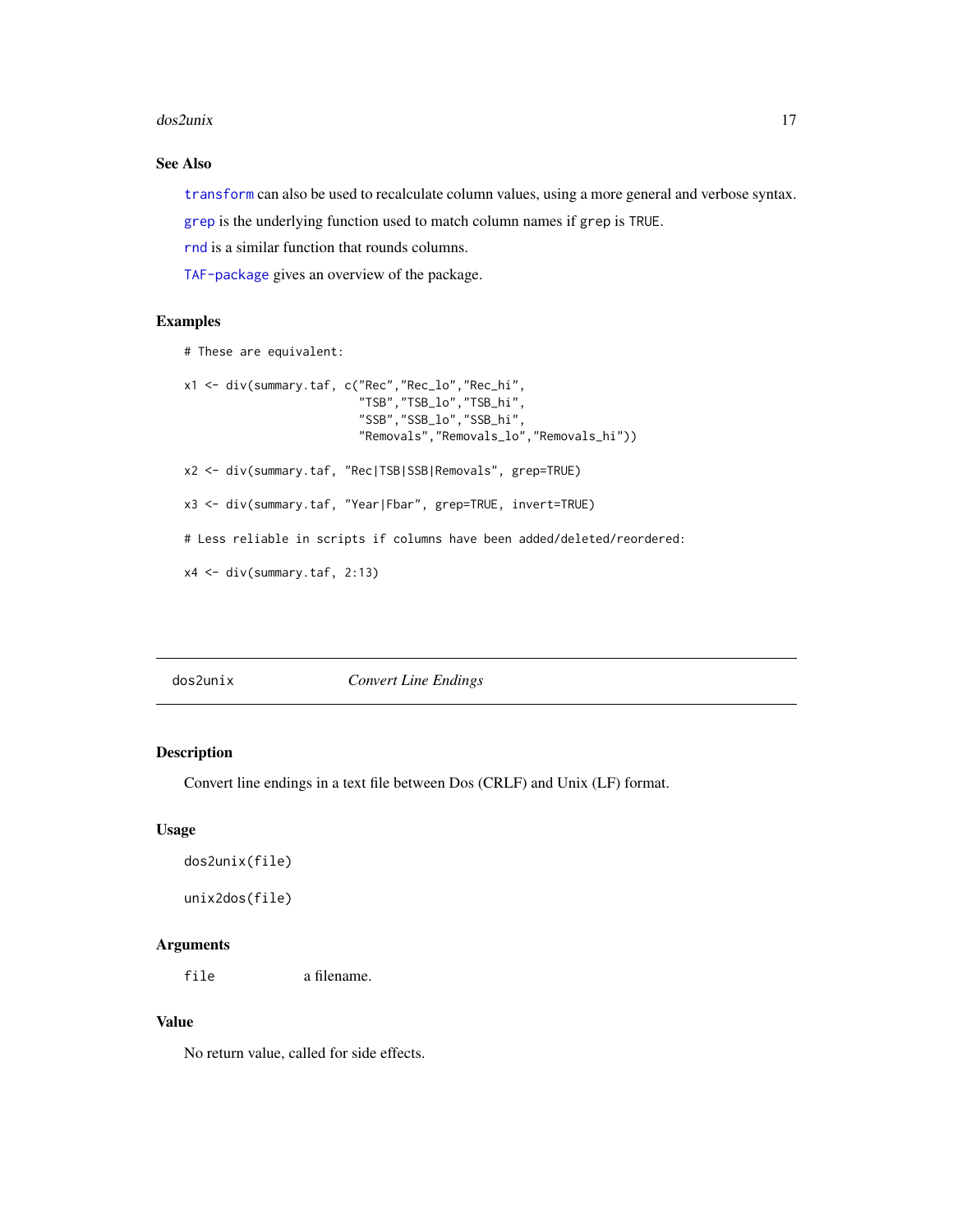## See Also

`transform` can also be used to recalculate column values, using a more general and verbose syntax.

`grep` is the underlying function used to match column names if `grep` is `TRUE`.

`rnd` is a similar function that rounds columns.

`TAF-package` gives an overview of the package.

## Examples

```
# These are equivalent:

x1 <- div(summary.taf, c("Rec","Rec_lo","Rec_hi",
                         "TSB","TSB_lo","TSB_hi",
                         "SSB","SSB_lo","SSB_hi",
                         "Removals","Removals_lo","Removals_hi"))

x2 <- div(summary.taf, "Rec|TSB|SSB|Removals", grep=TRUE)

x3 <- div(summary.taf, "Year|Fbar", grep=TRUE, invert=TRUE)

# Less reliable in scripts if columns have been added/deleted/reordered:

x4 <- div(summary.taf, 2:13)
```

---

# dos2unix — *Convert Line Endings*

## Description

Convert line endings in a text file between Dos (CRLF) and Unix (LF) format.

## Usage

```
dos2unix(file)

unix2dos(file)
```

## Arguments

| | |
|---|---|
| `file` | a filename. |

## Value

No return value, called for side effects.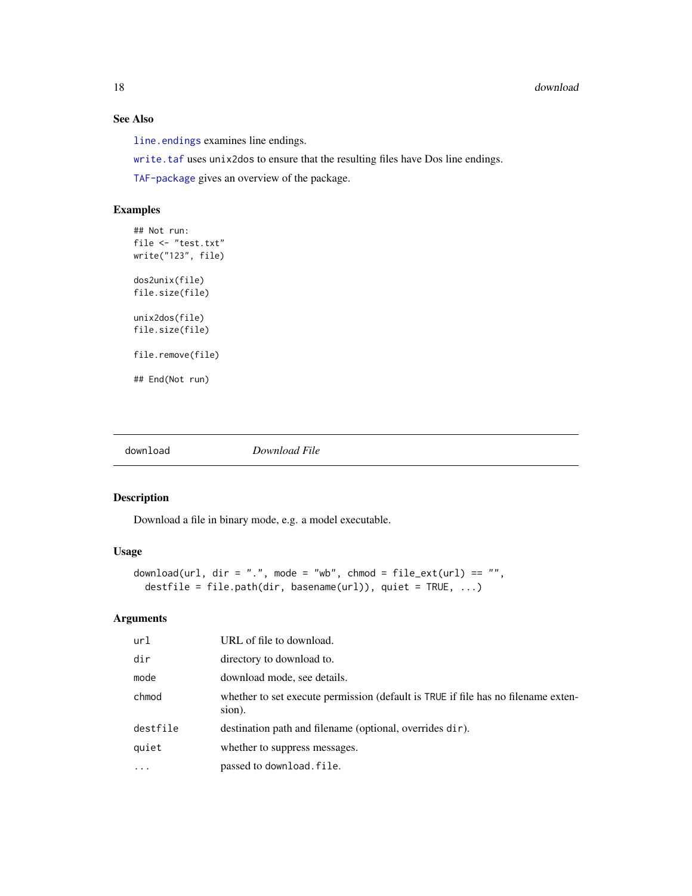### See Also

`line.endings` examines line endings.

`write.taf` uses `unix2dos` to ensure that the resulting files have Dos line endings.

`TAF-package` gives an overview of the package.

### Examples

```
## Not run:
file <- "test.txt"
write("123", file)

dos2unix(file)
file.size(file)

unix2dos(file)
file.size(file)

file.remove(file)

## End(Not run)
```

---

## download — *Download File*

---

### Description

Download a file in binary mode, e.g. a model executable.

### Usage

```
download(url, dir = ".", mode = "wb", chmod = file_ext(url) == "",
  destfile = file.path(dir, basename(url)), quiet = TRUE, ...)
```

### Arguments

| | |
|---|---|
| `url` | URL of file to download. |
| `dir` | directory to download to. |
| `mode` | download mode, see details. |
| `chmod` | whether to set execute permission (default is `TRUE` if file has no filename extension). |
| `destfile` | destination path and filename (optional, overrides `dir`). |
| `quiet` | whether to suppress messages. |
| `...` | passed to `download.file`. |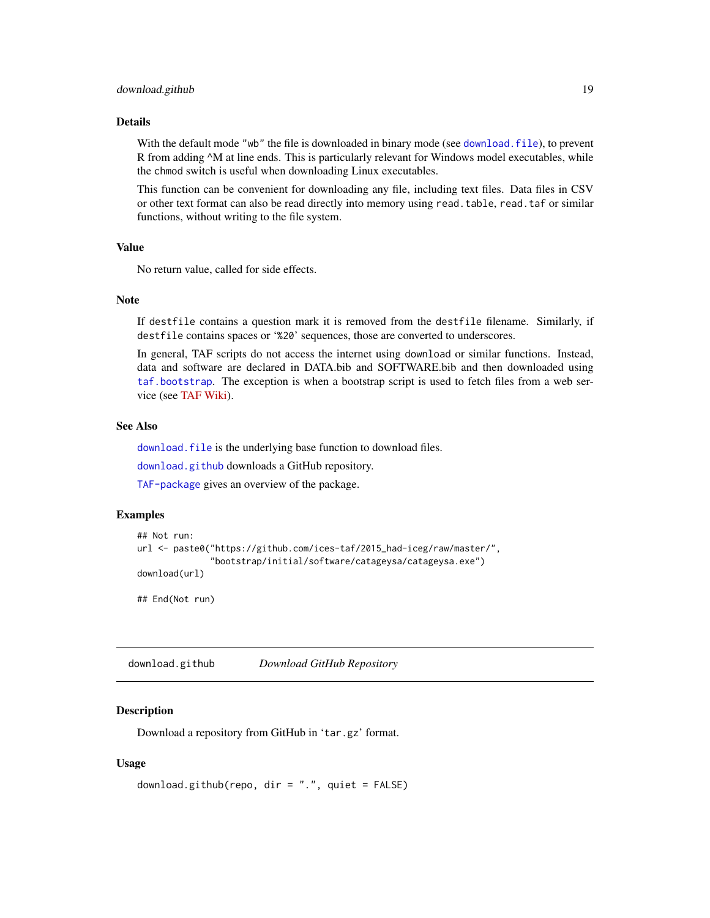## Details

With the default mode "wb" the file is downloaded in binary mode (see download.file), to prevent R from adding ^M at line ends. This is particularly relevant for Windows model executables, while the chmod switch is useful when downloading Linux executables.

This function can be convenient for downloading any file, including text files. Data files in CSV or other text format can also be read directly into memory using read.table, read.taf or similar functions, without writing to the file system.

## Value

No return value, called for side effects.

## Note

If destfile contains a question mark it is removed from the destfile filename. Similarly, if destfile contains spaces or '%20' sequences, those are converted to underscores.

In general, TAF scripts do not access the internet using download or similar functions. Instead, data and software are declared in DATA.bib and SOFTWARE.bib and then downloaded using taf.bootstrap. The exception is when a bootstrap script is used to fetch files from a web service (see TAF Wiki).

## See Also

download.file is the underlying base function to download files.

download.github downloads a GitHub repository.

TAF-package gives an overview of the package.

## Examples

```
## Not run:
url <- paste0("https://github.com/ices-taf/2015_had-iceg/raw/master/",
              "bootstrap/initial/software/catageysa/catageysa.exe")
download(url)

## End(Not run)
```

---

# download.github *Download GitHub Repository*

## Description

Download a repository from GitHub in 'tar.gz' format.

## Usage

```
download.github(repo, dir = ".", quiet = FALSE)
```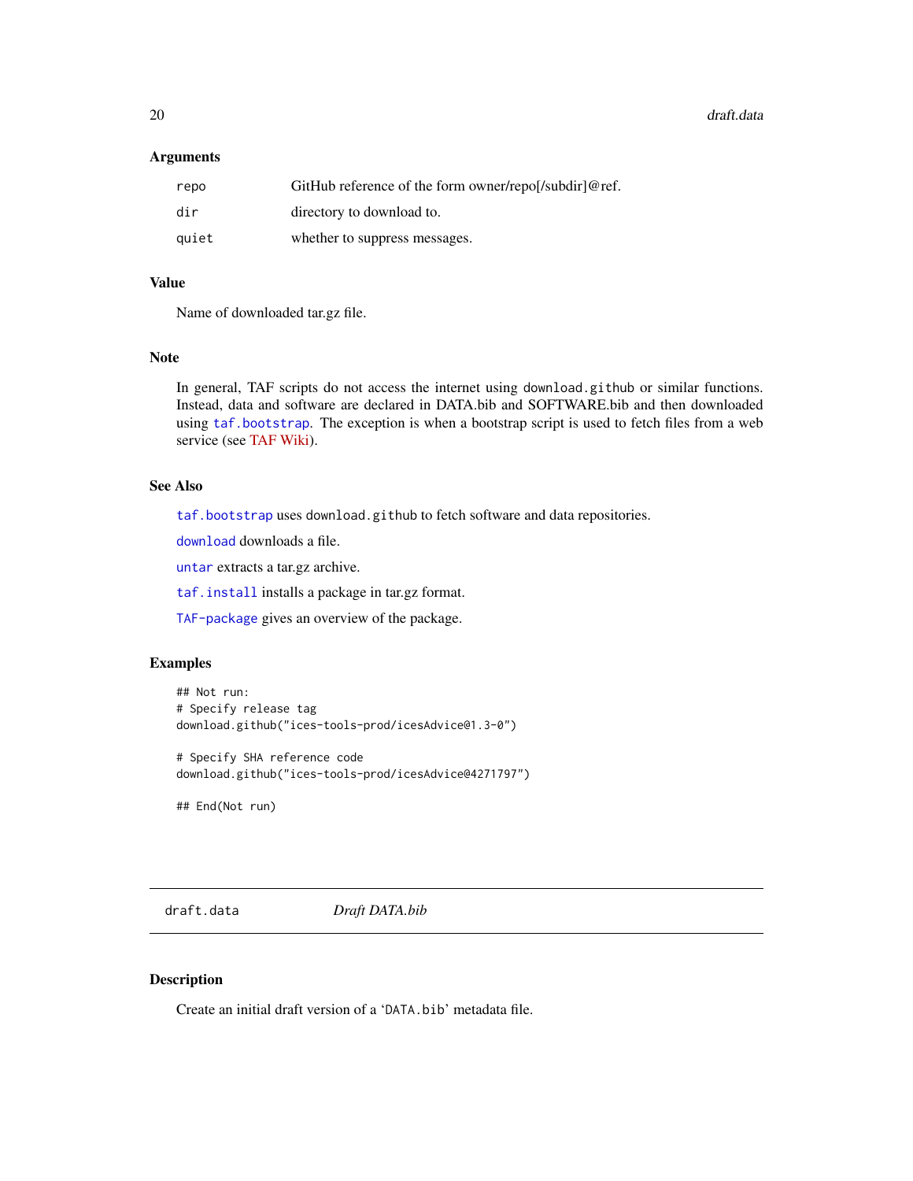### Arguments

| | |
|---|---|
| repo | GitHub reference of the form owner/repo[/subdir]@ref. |
| dir | directory to download to. |
| quiet | whether to suppress messages. |

### Value

Name of downloaded tar.gz file.

### Note

In general, TAF scripts do not access the internet using `download.github` or similar functions. Instead, data and software are declared in DATA.bib and SOFTWARE.bib and then downloaded using `taf.bootstrap`. The exception is when a bootstrap script is used to fetch files from a web service (see TAF Wiki).

### See Also

`taf.bootstrap` uses `download.github` to fetch software and data repositories.

`download` downloads a file.

`untar` extracts a tar.gz archive.

`taf.install` installs a package in tar.gz format.

`TAF-package` gives an overview of the package.

### Examples

```
## Not run:
# Specify release tag
download.github("ices-tools-prod/icesAdvice@1.3-0")

# Specify SHA reference code
download.github("ices-tools-prod/icesAdvice@4271797")

## End(Not run)
```

---

## draft.data &nbsp;&nbsp;&nbsp; *Draft DATA.bib*

### Description

Create an initial draft version of a 'DATA.bib' metadata file.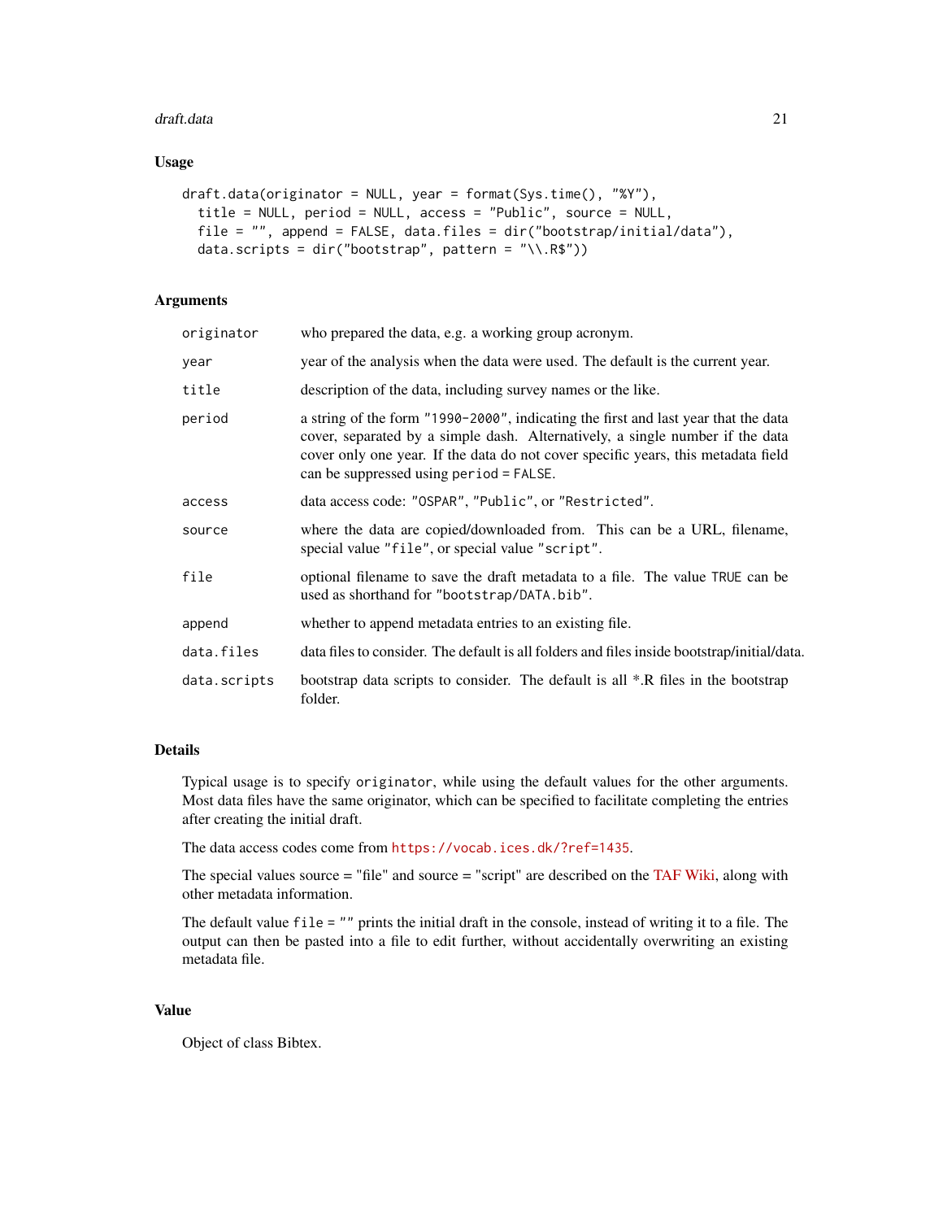## Usage

```
draft.data(originator = NULL, year = format(Sys.time(), "%Y"),
  title = NULL, period = NULL, access = "Public", source = NULL,
  file = "", append = FALSE, data.files = dir("bootstrap/initial/data"),
  data.scripts = dir("bootstrap", pattern = "\\.R$"))
```

## Arguments

| Argument | Description |
|---|---|
| `originator` | who prepared the data, e.g. a working group acronym. |
| `year` | year of the analysis when the data were used. The default is the current year. |
| `title` | description of the data, including survey names or the like. |
| `period` | a string of the form `"1990-2000"`, indicating the first and last year that the data cover, separated by a simple dash. Alternatively, a single number if the data cover only one year. If the data do not cover specific years, this metadata field can be suppressed using `period = FALSE`. |
| `access` | data access code: `"OSPAR"`, `"Public"`, or `"Restricted"`. |
| `source` | where the data are copied/downloaded from. This can be a URL, filename, special value `"file"`, or special value `"script"`. |
| `file` | optional filename to save the draft metadata to a file. The value `TRUE` can be used as shorthand for `"bootstrap/DATA.bib"`. |
| `append` | whether to append metadata entries to an existing file. |
| `data.files` | data files to consider. The default is all folders and files inside bootstrap/initial/data. |
| `data.scripts` | bootstrap data scripts to consider. The default is all *.R files in the bootstrap folder. |

## Details

Typical usage is to specify `originator`, while using the default values for the other arguments. Most data files have the same originator, which can be specified to facilitate completing the entries after creating the initial draft.

The data access codes come from https://vocab.ices.dk/?ref=1435.

The special values source = "file" and source = "script" are described on the TAF Wiki, along with other metadata information.

The default value `file = ""` prints the initial draft in the console, instead of writing it to a file. The output can then be pasted into a file to edit further, without accidentally overwriting an existing metadata file.

## Value

Object of class Bibtex.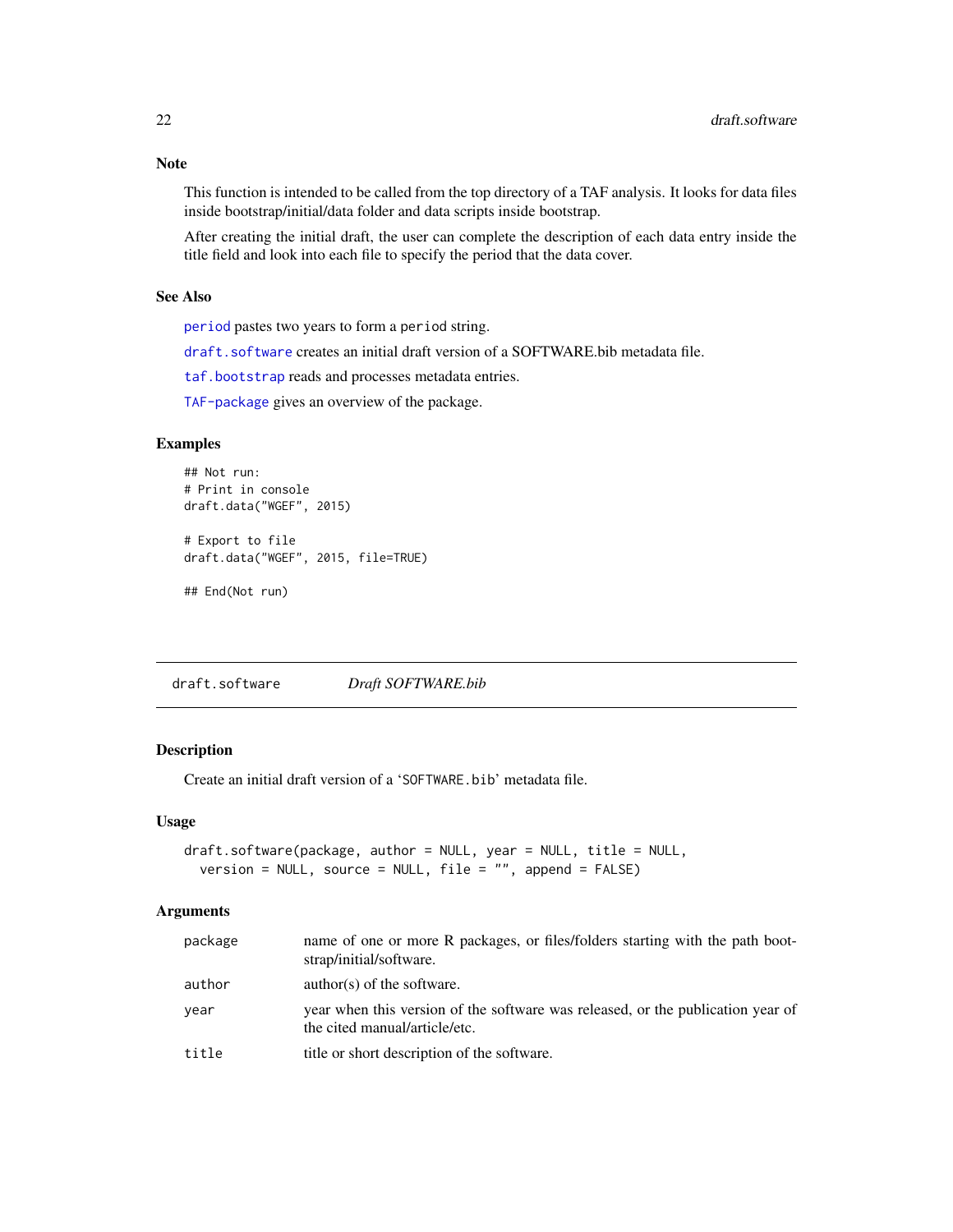### Note

This function is intended to be called from the top directory of a TAF analysis. It looks for data files inside bootstrap/initial/data folder and data scripts inside bootstrap.

After creating the initial draft, the user can complete the description of each data entry inside the title field and look into each file to specify the period that the data cover.

### See Also

`period` pastes two years to form a `period` string.

`draft.software` creates an initial draft version of a SOFTWARE.bib metadata file.

`taf.bootstrap` reads and processes metadata entries.

`TAF-package` gives an overview of the package.

### Examples

```
## Not run:
# Print in console
draft.data("WGEF", 2015)

# Export to file
draft.data("WGEF", 2015, file=TRUE)

## End(Not run)
```

---

## draft.software &nbsp;&nbsp;&nbsp; *Draft SOFTWARE.bib*

---

### Description

Create an initial draft version of a 'SOFTWARE.bib' metadata file.

### Usage

```
draft.software(package, author = NULL, year = NULL, title = NULL,
  version = NULL, source = NULL, file = "", append = FALSE)
```

### Arguments

| | |
|---|---|
| package | name of one or more R packages, or files/folders starting with the path bootstrap/initial/software. |
| author | author(s) of the software. |
| year | year when this version of the software was released, or the publication year of the cited manual/article/etc. |
| title | title or short description of the software. |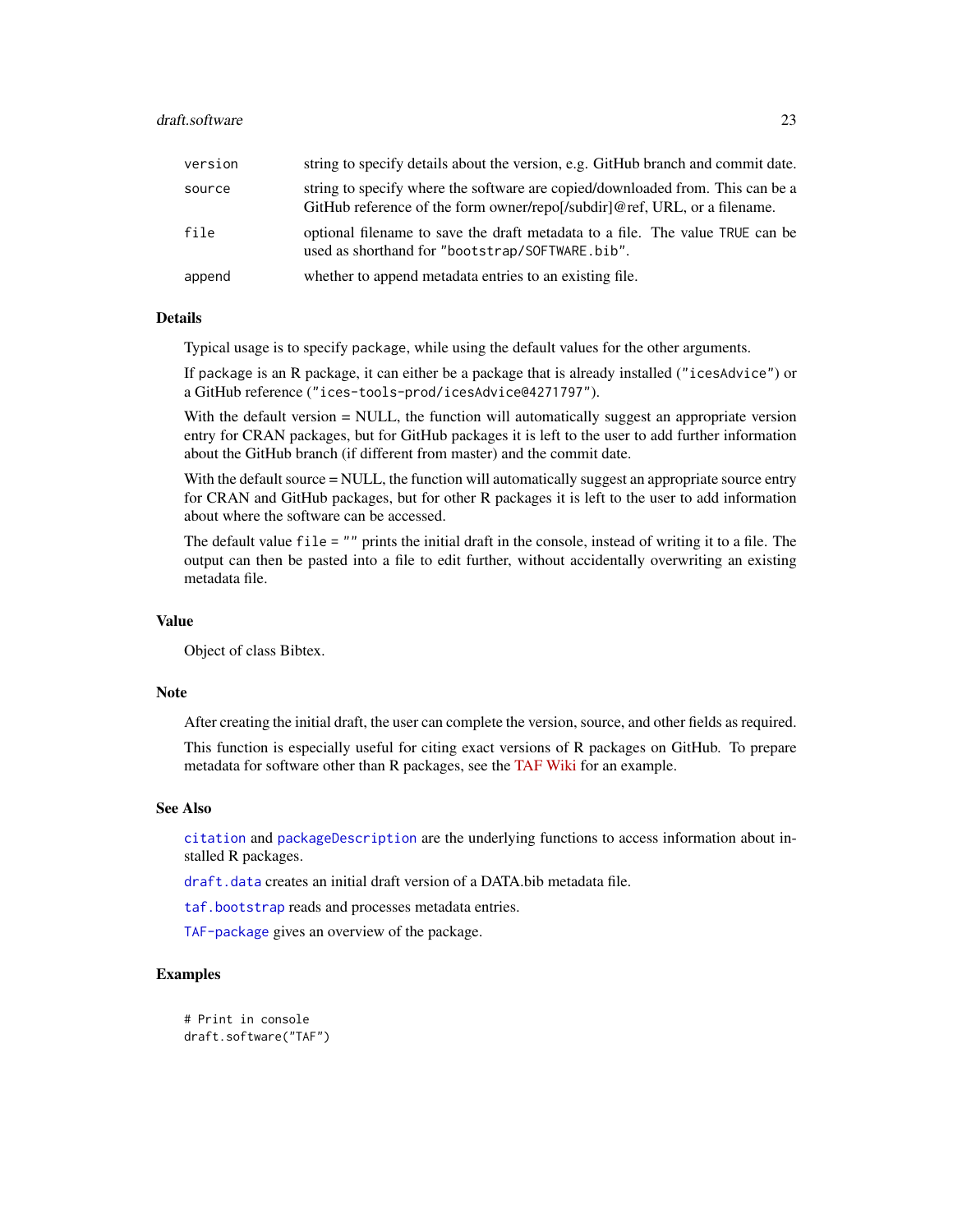| | |
|---|---|
| `version` | string to specify details about the version, e.g. GitHub branch and commit date. |
| `source` | string to specify where the software are copied/downloaded from. This can be a GitHub reference of the form owner/repo[/subdir]@ref, URL, or a filename. |
| `file` | optional filename to save the draft metadata to a file. The value `TRUE` can be used as shorthand for `"bootstrap/SOFTWARE.bib"`. |
| `append` | whether to append metadata entries to an existing file. |

## Details

Typical usage is to specify `package`, while using the default values for the other arguments.

If `package` is an R package, it can either be a package that is already installed (`"icesAdvice"`) or a GitHub reference (`"ices-tools-prod/icesAdvice@4271797"`).

With the default version = NULL, the function will automatically suggest an appropriate version entry for CRAN packages, but for GitHub packages it is left to the user to add further information about the GitHub branch (if different from master) and the commit date.

With the default source = NULL, the function will automatically suggest an appropriate source entry for CRAN and GitHub packages, but for other R packages it is left to the user to add information about where the software can be accessed.

The default value `file = ""` prints the initial draft in the console, instead of writing it to a file. The output can then be pasted into a file to edit further, without accidentally overwriting an existing metadata file.

## Value

Object of class Bibtex.

## Note

After creating the initial draft, the user can complete the version, source, and other fields as required.

This function is especially useful for citing exact versions of R packages on GitHub. To prepare metadata for software other than R packages, see the TAF Wiki for an example.

## See Also

`citation` and `packageDescription` are the underlying functions to access information about installed R packages.

`draft.data` creates an initial draft version of a DATA.bib metadata file.

`taf.bootstrap` reads and processes metadata entries.

`TAF-package` gives an overview of the package.

## Examples

```
# Print in console
draft.software("TAF")
```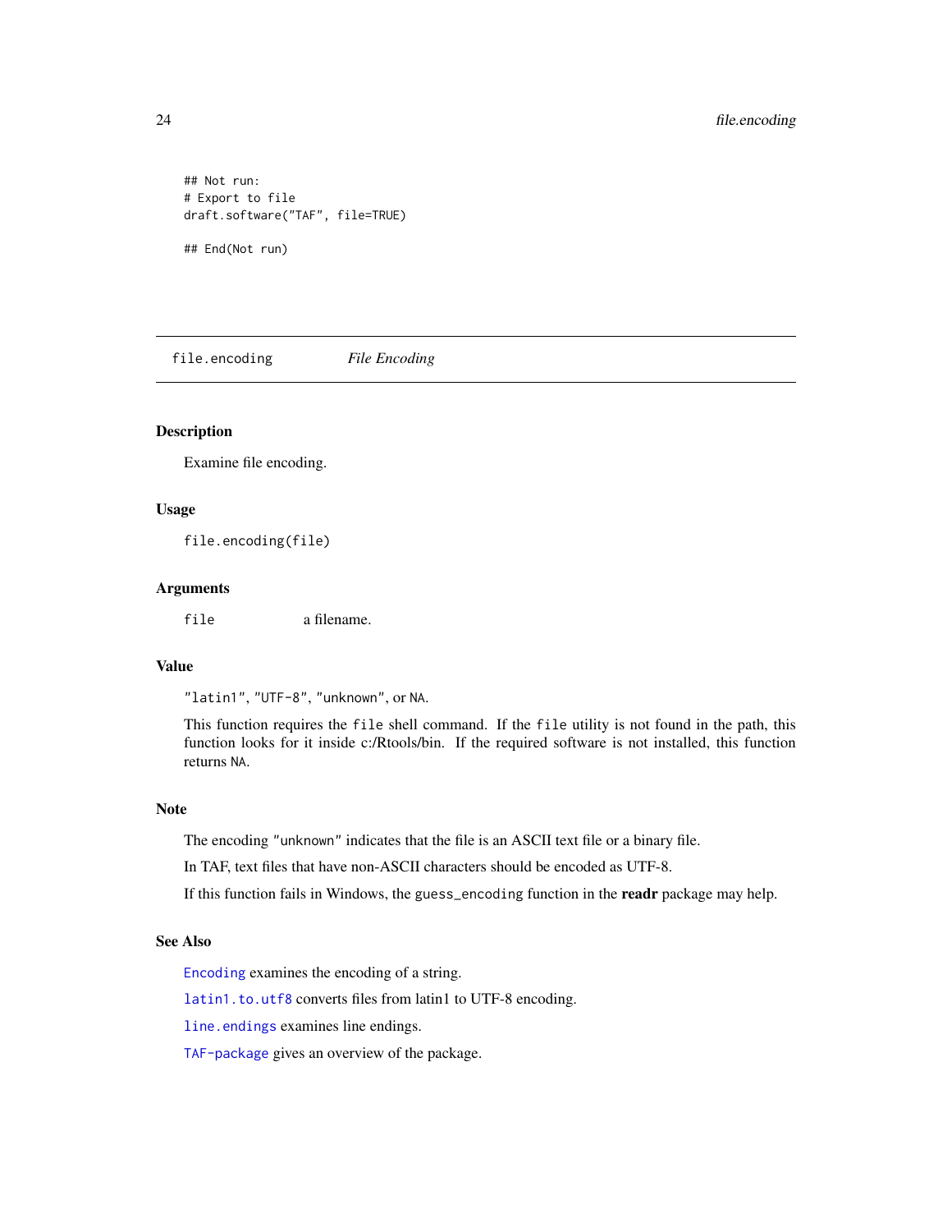```
## Not run:
# Export to file
draft.software("TAF", file=TRUE)

## End(Not run)
```

## file.encoding    *File Encoding*

### Description

Examine file encoding.

### Usage

```
file.encoding(file)
```

### Arguments

| | |
|---|---|
| file | a filename. |

### Value

"latin1", "UTF-8", "unknown", or NA.

This function requires the `file` shell command. If the `file` utility is not found in the path, this function looks for it inside c:/Rtools/bin. If the required software is not installed, this function returns NA.

### Note

The encoding "unknown" indicates that the file is an ASCII text file or a binary file.

In TAF, text files that have non-ASCII characters should be encoded as UTF-8.

If this function fails in Windows, the `guess_encoding` function in the **readr** package may help.

### See Also

`Encoding` examines the encoding of a string.

`latin1.to.utf8` converts files from latin1 to UTF-8 encoding.

`line.endings` examines line endings.

`TAF-package` gives an overview of the package.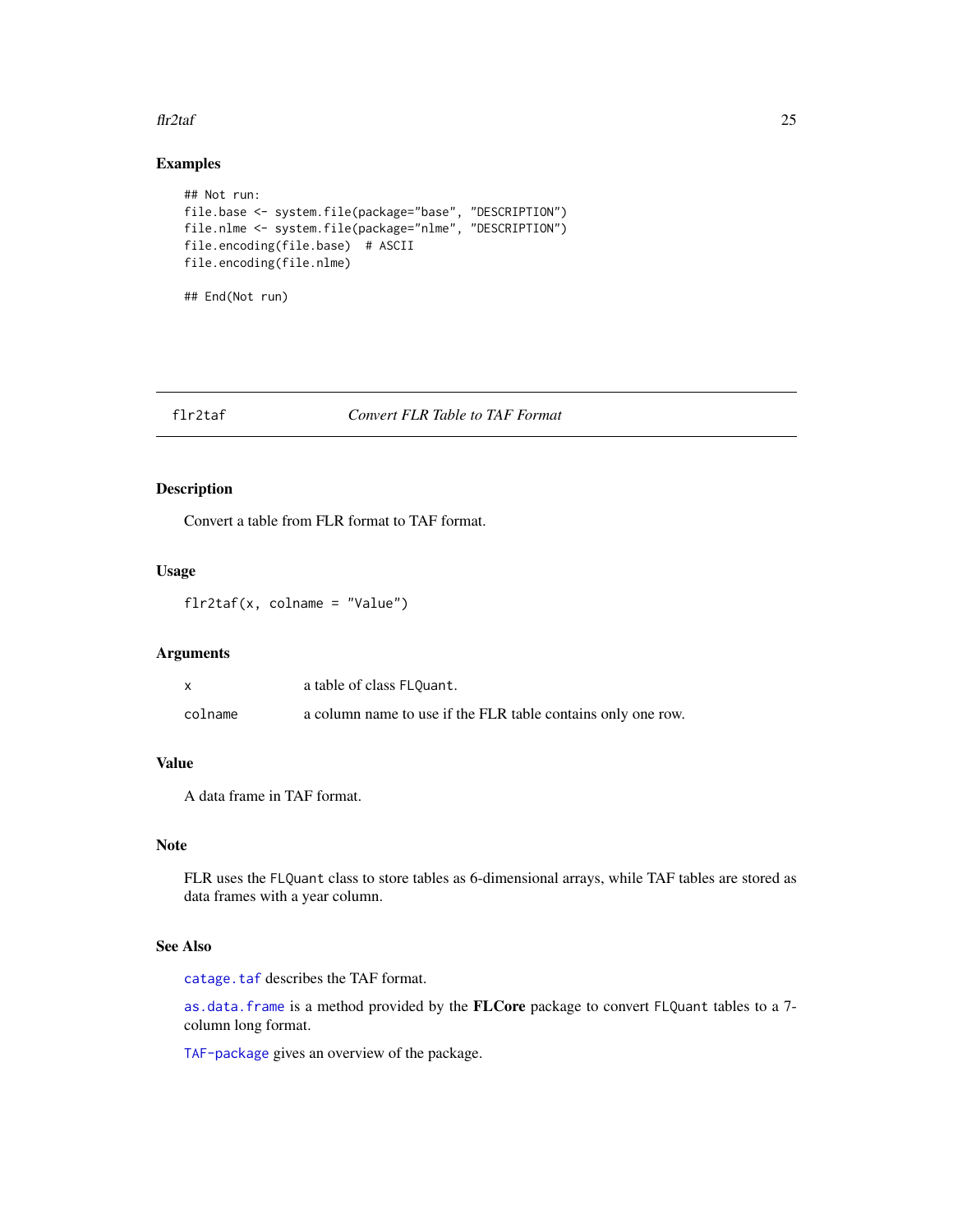## Examples

```
## Not run:
file.base <- system.file(package="base", "DESCRIPTION")
file.nlme <- system.file(package="nlme", "DESCRIPTION")
file.encoding(file.base)  # ASCII
file.encoding(file.nlme)

## End(Not run)
```

---

# flr2taf — *Convert FLR Table to TAF Format*

## Description

Convert a table from FLR format to TAF format.

## Usage

```
flr2taf(x, colname = "Value")
```

## Arguments

| | |
|---|---|
| `x` | a table of class `FLQuant`. |
| `colname` | a column name to use if the FLR table contains only one row. |

## Value

A data frame in TAF format.

## Note

FLR uses the `FLQuant` class to store tables as 6-dimensional arrays, while TAF tables are stored as data frames with a year column.

## See Also

`catage.taf` describes the TAF format.

`as.data.frame` is a method provided by the **FLCore** package to convert `FLQuant` tables to a 7-column long format.

`TAF-package` gives an overview of the package.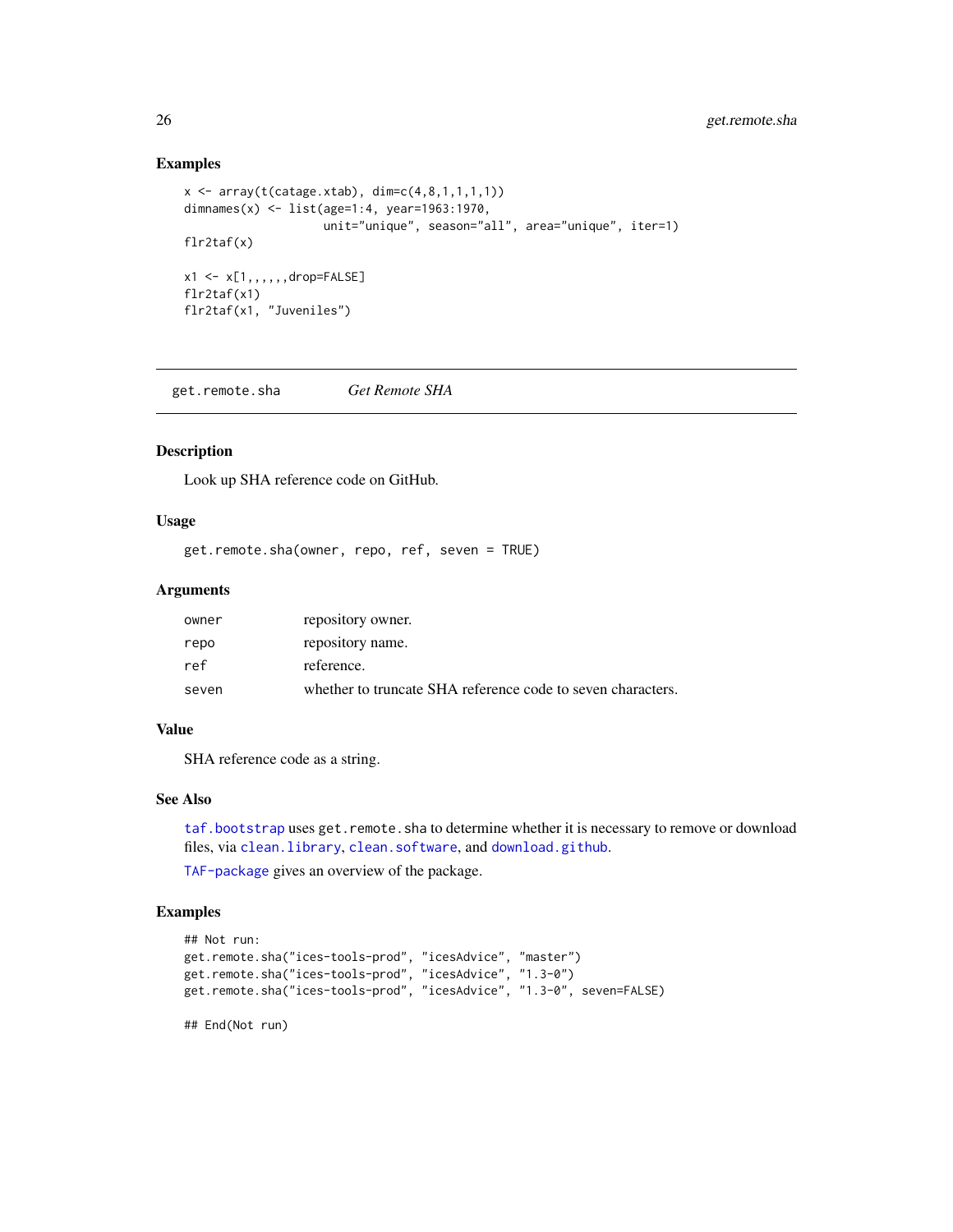### Examples

```
x <- array(t(catage.xtab), dim=c(4,8,1,1,1,1))
dimnames(x) <- list(age=1:4, year=1963:1970,
                    unit="unique", season="all", area="unique", iter=1)
flr2taf(x)

x1 <- x[1,,,,,,drop=FALSE]
flr2taf(x1)
flr2taf(x1, "Juveniles")
```

---

## get.remote.sha    *Get Remote SHA*

---

### Description

Look up SHA reference code on GitHub.

### Usage

```
get.remote.sha(owner, repo, ref, seven = TRUE)
```

### Arguments

| | |
|---|---|
| owner | repository owner. |
| repo | repository name. |
| ref | reference. |
| seven | whether to truncate SHA reference code to seven characters. |

### Value

SHA reference code as a string.

### See Also

`taf.bootstrap` uses `get.remote.sha` to determine whether it is necessary to remove or download files, via `clean.library`, `clean.software`, and `download.github`.

`TAF-package` gives an overview of the package.

### Examples

```
## Not run:
get.remote.sha("ices-tools-prod", "icesAdvice", "master")
get.remote.sha("ices-tools-prod", "icesAdvice", "1.3-0")
get.remote.sha("ices-tools-prod", "icesAdvice", "1.3-0", seven=FALSE)

## End(Not run)
```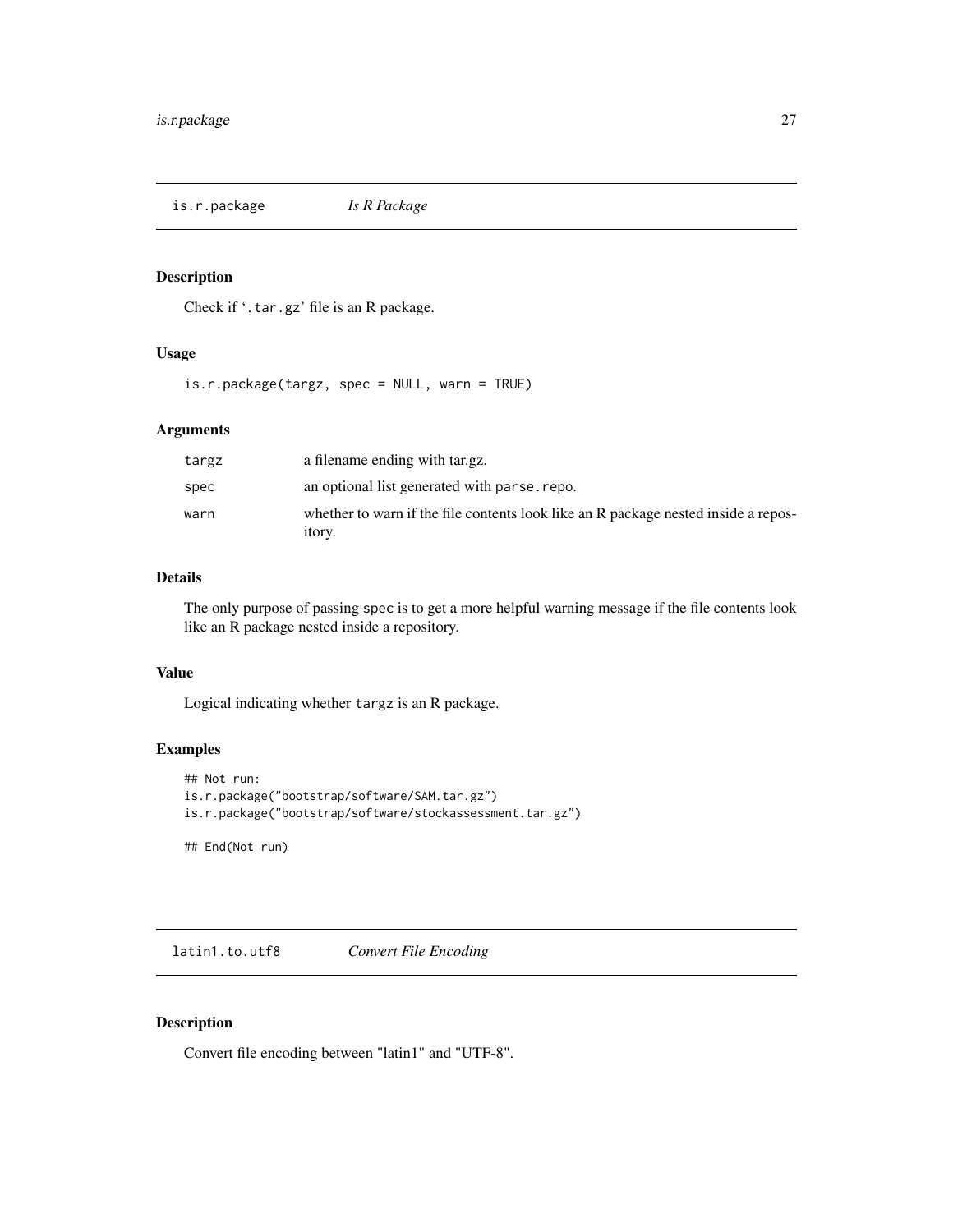## is.r.package *Is R Package*

### Description

Check if '.tar.gz' file is an R package.

### Usage

```
is.r.package(targz, spec = NULL, warn = TRUE)
```

### Arguments

| | |
|---|---|
| targz | a filename ending with tar.gz. |
| spec | an optional list generated with parse.repo. |
| warn | whether to warn if the file contents look like an R package nested inside a repository. |

### Details

The only purpose of passing spec is to get a more helpful warning message if the file contents look like an R package nested inside a repository.

### Value

Logical indicating whether targz is an R package.

### Examples

```
## Not run:
is.r.package("bootstrap/software/SAM.tar.gz")
is.r.package("bootstrap/software/stockassessment.tar.gz")

## End(Not run)
```

## latin1.to.utf8 *Convert File Encoding*

### Description

Convert file encoding between "latin1" and "UTF-8".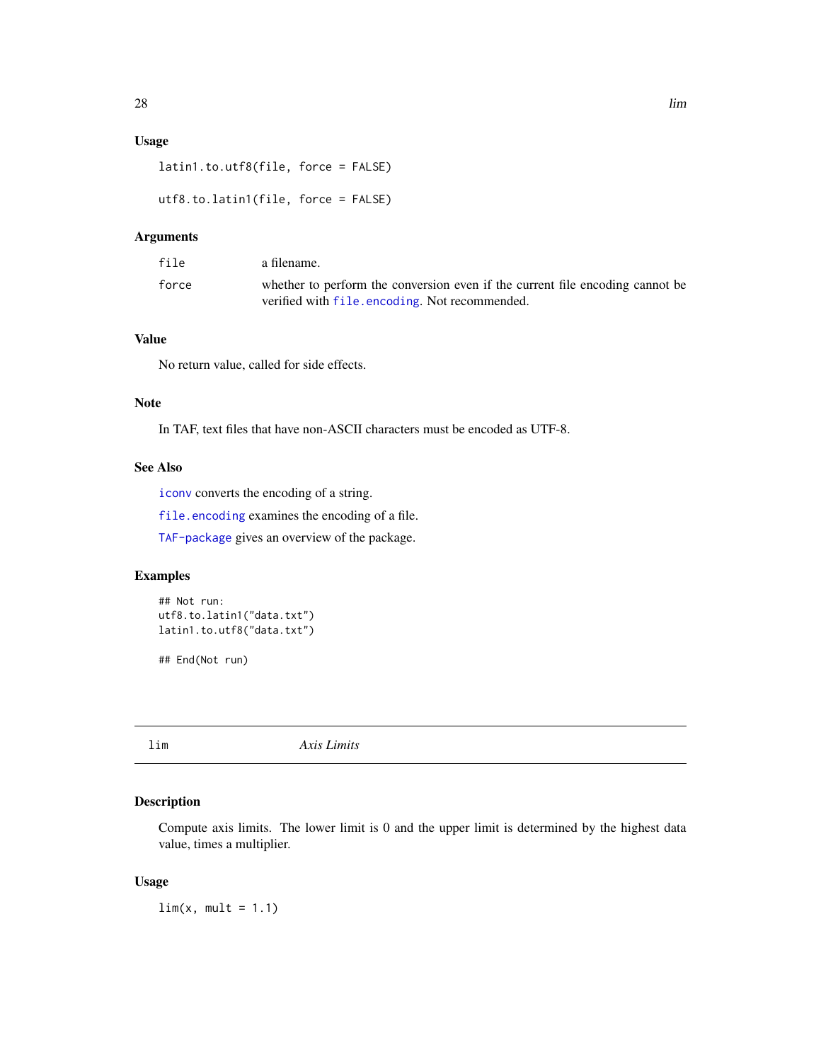### Usage

```
latin1.to.utf8(file, force = FALSE)

utf8.to.latin1(file, force = FALSE)
```

### Arguments

| | |
|---|---|
| `file` | a filename. |
| `force` | whether to perform the conversion even if the current file encoding cannot be verified with `file.encoding`. Not recommended. |

### Value

No return value, called for side effects.

### Note

In TAF, text files that have non-ASCII characters must be encoded as UTF-8.

### See Also

`iconv` converts the encoding of a string.

`file.encoding` examines the encoding of a file.

`TAF-package` gives an overview of the package.

### Examples

```
## Not run:
utf8.to.latin1("data.txt")
latin1.to.utf8("data.txt")

## End(Not run)
```

---

## lim *Axis Limits*

---

### Description

Compute axis limits. The lower limit is 0 and the upper limit is determined by the highest data value, times a multiplier.

### Usage

```
lim(x, mult = 1.1)
```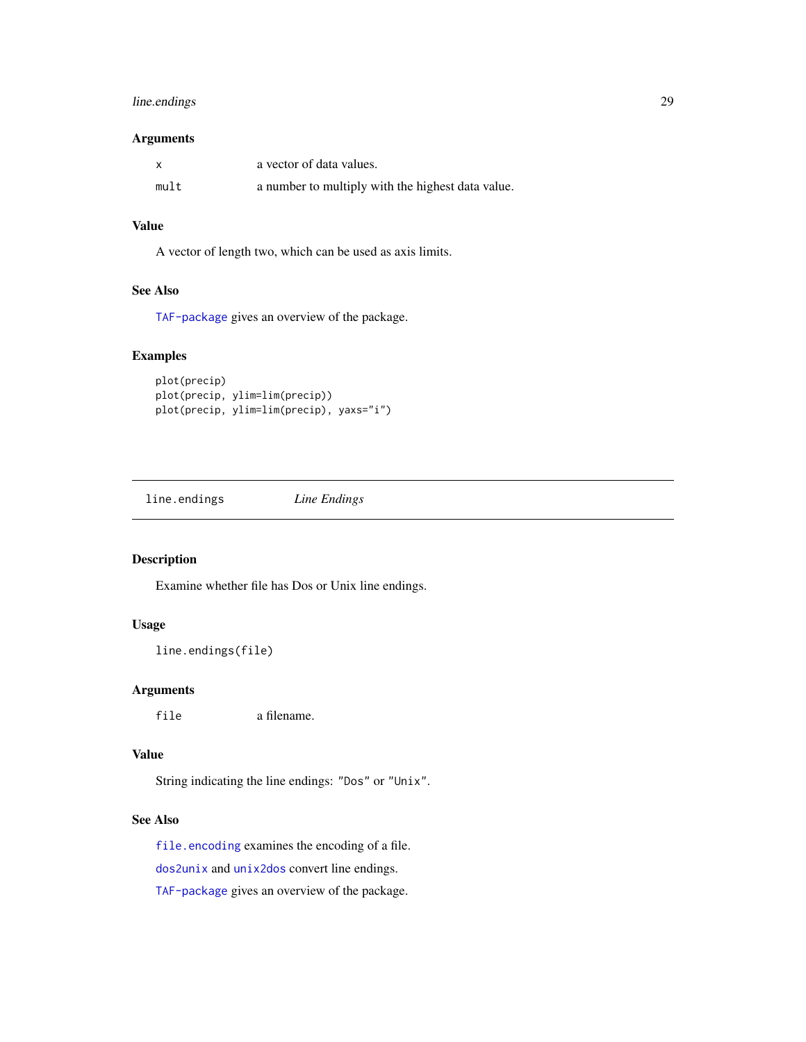### Arguments

| | |
|---|---|
| `x` | a vector of data values. |
| `mult` | a number to multiply with the highest data value. |

### Value

A vector of length two, which can be used as axis limits.

### See Also

`TAF-package` gives an overview of the package.

### Examples

```
plot(precip)
plot(precip, ylim=lim(precip))
plot(precip, ylim=lim(precip), yaxs="i")
```

---

## `line.endings` *Line Endings*

---

### Description

Examine whether file has Dos or Unix line endings.

### Usage

```
line.endings(file)
```

### Arguments

| | |
|---|---|
| `file` | a filename. |

### Value

String indicating the line endings: `"Dos"` or `"Unix"`.

### See Also

`file.encoding` examines the encoding of a file.

`dos2unix` and `unix2dos` convert line endings.

`TAF-package` gives an overview of the package.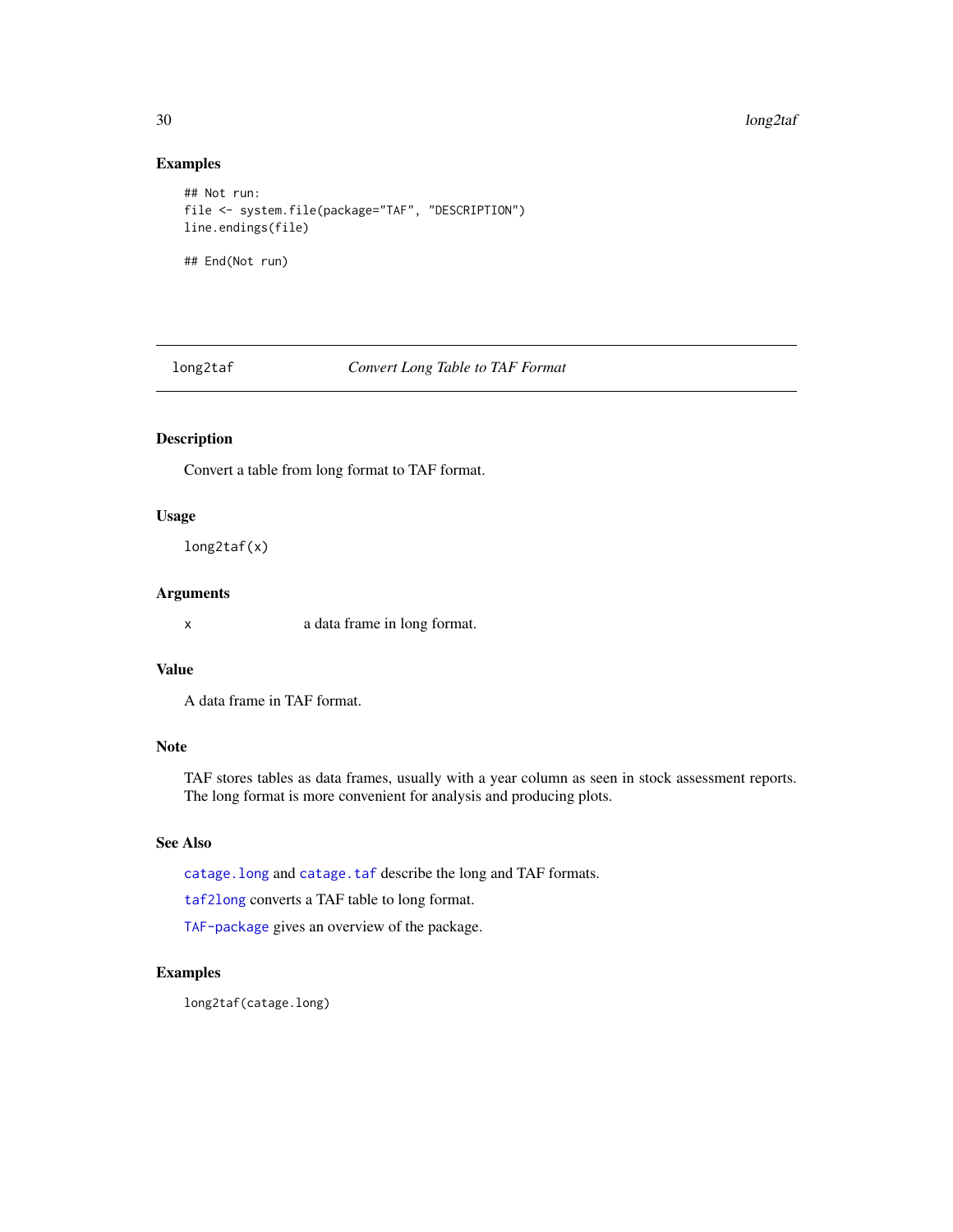### Examples

```
## Not run:
file <- system.file(package="TAF", "DESCRIPTION")
line.endings(file)

## End(Not run)
```

---

## long2taf — *Convert Long Table to TAF Format*

---

### Description

Convert a table from long format to TAF format.

### Usage

```
long2taf(x)
```

### Arguments

| | |
|---|---|
| `x` | a data frame in long format. |

### Value

A data frame in TAF format.

### Note

TAF stores tables as data frames, usually with a year column as seen in stock assessment reports. The long format is more convenient for analysis and producing plots.

### See Also

`catage.long` and `catage.taf` describe the long and TAF formats.

`taf2long` converts a TAF table to long format.

`TAF-package` gives an overview of the package.

### Examples

```
long2taf(catage.long)
```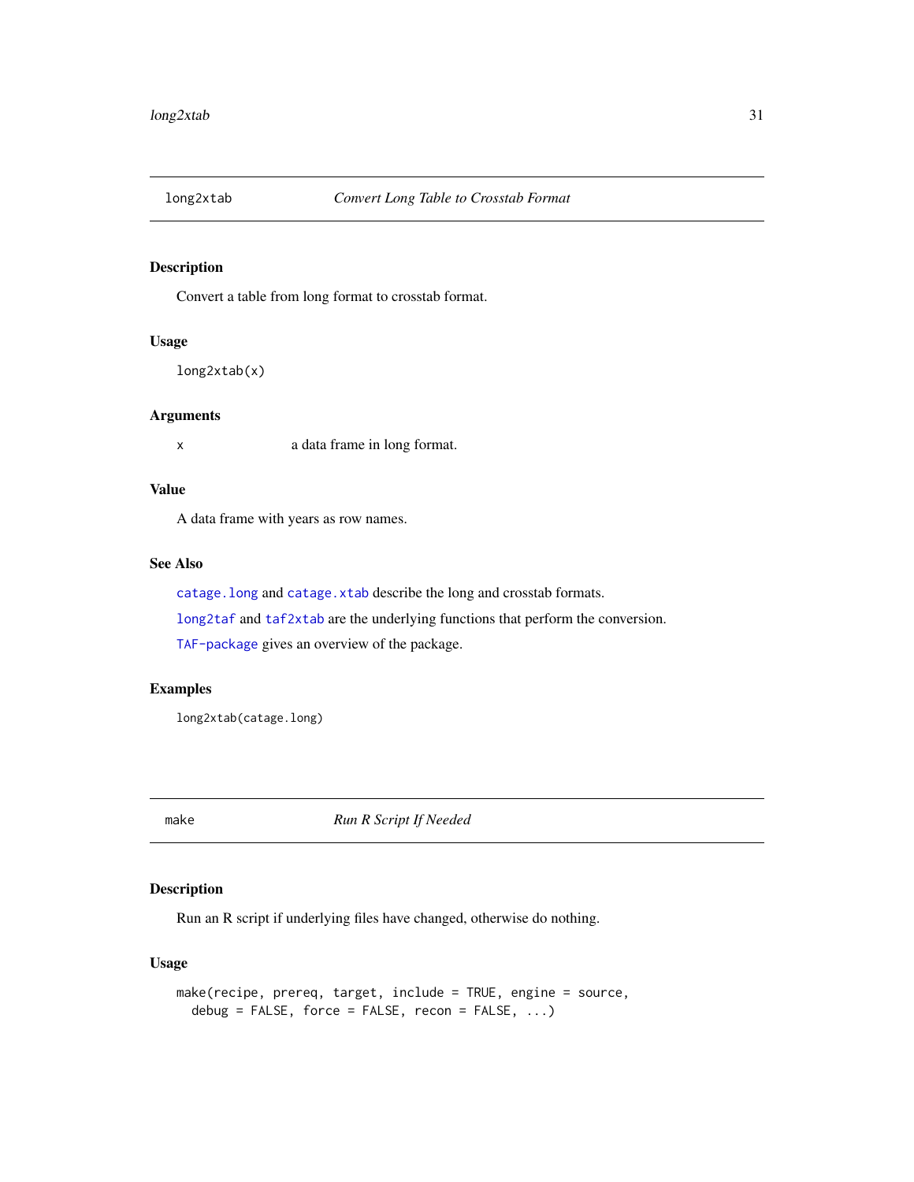## long2xtab    *Convert Long Table to Crosstab Format*

### Description

Convert a table from long format to crosstab format.

### Usage

```
long2xtab(x)
```

### Arguments

| | |
|---|---|
| x | a data frame in long format. |

### Value

A data frame with years as row names.

### See Also

`catage.long` and `catage.xtab` describe the long and crosstab formats.

`long2taf` and `taf2xtab` are the underlying functions that perform the conversion.

`TAF-package` gives an overview of the package.

### Examples

```
long2xtab(catage.long)
```

## make    *Run R Script If Needed*

### Description

Run an R script if underlying files have changed, otherwise do nothing.

### Usage

```
make(recipe, prereq, target, include = TRUE, engine = source,
  debug = FALSE, force = FALSE, recon = FALSE, ...)
```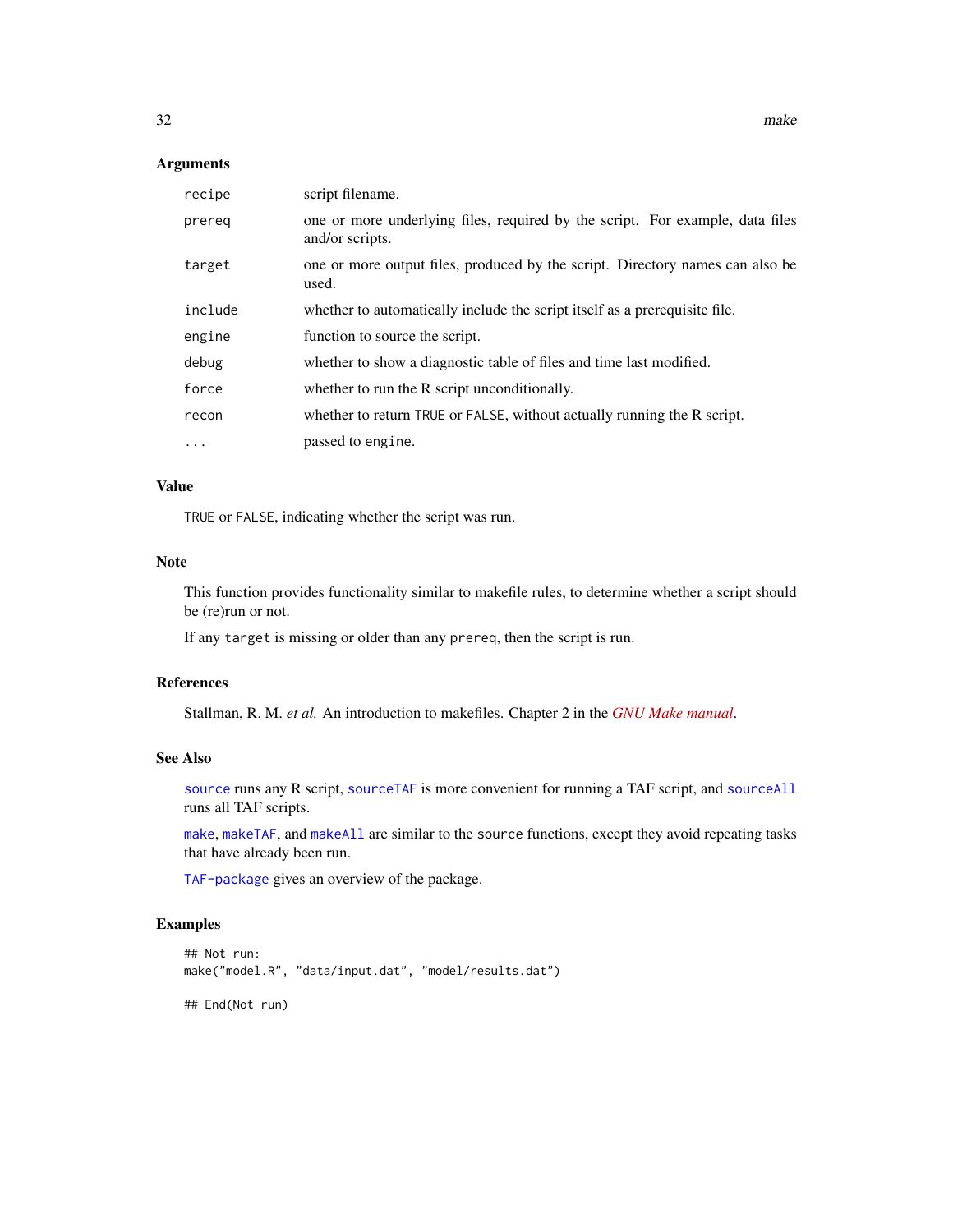### Arguments

| | |
|---|---|
| `recipe` | script filename. |
| `prereq` | one or more underlying files, required by the script. For example, data files and/or scripts. |
| `target` | one or more output files, produced by the script. Directory names can also be used. |
| `include` | whether to automatically include the script itself as a prerequisite file. |
| `engine` | function to source the script. |
| `debug` | whether to show a diagnostic table of files and time last modified. |
| `force` | whether to run the R script unconditionally. |
| `recon` | whether to return `TRUE` or `FALSE`, without actually running the R script. |
| `...` | passed to `engine`. |

### Value

`TRUE` or `FALSE`, indicating whether the script was run.

### Note

This function provides functionality similar to makefile rules, to determine whether a script should be (re)run or not.

If any `target` is missing or older than any `prereq`, then the script is run.

### References

Stallman, R. M. *et al.* An introduction to makefiles. Chapter 2 in the *GNU Make manual*.

### See Also

`source` runs any R script, `sourceTAF` is more convenient for running a TAF script, and `sourceAll` runs all TAF scripts.

`make`, `makeTAF`, and `makeAll` are similar to the `source` functions, except they avoid repeating tasks that have already been run.

`TAF-package` gives an overview of the package.

### Examples

```
## Not run:
make("model.R", "data/input.dat", "model/results.dat")

## End(Not run)
```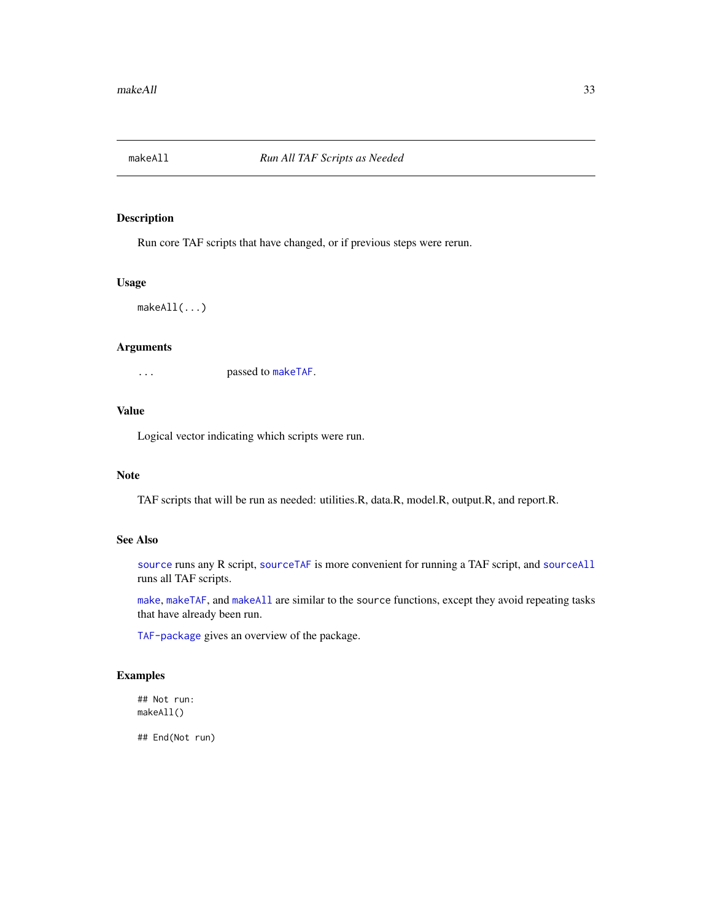# makeAll — *Run All TAF Scripts as Needed*

## Description

Run core TAF scripts that have changed, or if previous steps were rerun.

## Usage

```
makeAll(...)
```

## Arguments

| | |
|---|---|
| `...` | passed to `makeTAF`. |

## Value

Logical vector indicating which scripts were run.

## Note

TAF scripts that will be run as needed: utilities.R, data.R, model.R, output.R, and report.R.

## See Also

`source` runs any R script, `sourceTAF` is more convenient for running a TAF script, and `sourceAll` runs all TAF scripts.

`make`, `makeTAF`, and `makeAll` are similar to the `source` functions, except they avoid repeating tasks that have already been run.

`TAF-package` gives an overview of the package.

## Examples

```
## Not run:
makeAll()

## End(Not run)
```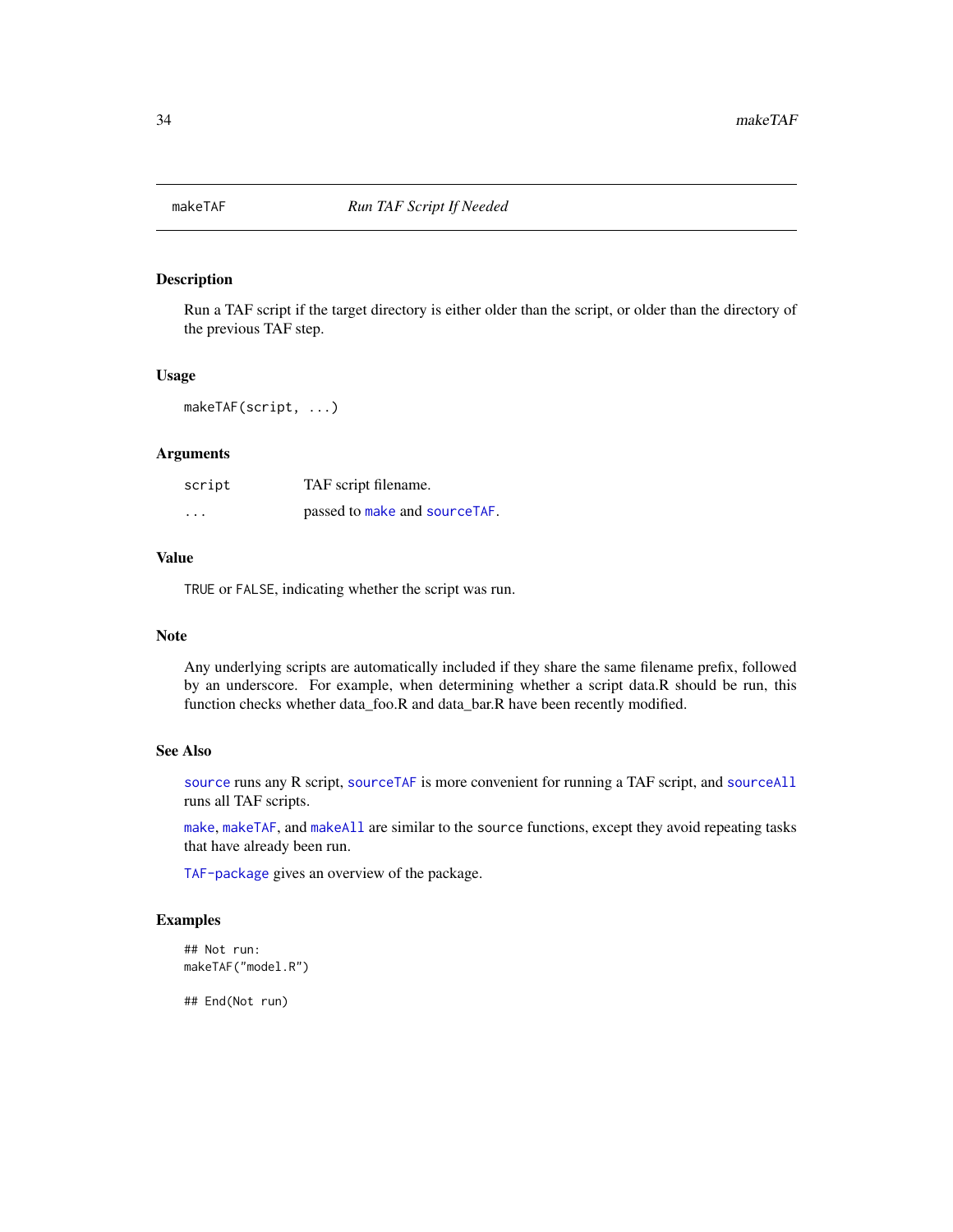# makeTAF — *Run TAF Script If Needed*

## Description

Run a TAF script if the target directory is either older than the script, or older than the directory of the previous TAF step.

## Usage

```
makeTAF(script, ...)
```

## Arguments

| | |
|---|---|
| `script` | TAF script filename. |
| `...` | passed to `make` and `sourceTAF`. |

## Value

`TRUE` or `FALSE`, indicating whether the script was run.

## Note

Any underlying scripts are automatically included if they share the same filename prefix, followed by an underscore. For example, when determining whether a script data.R should be run, this function checks whether data_foo.R and data_bar.R have been recently modified.

## See Also

`source` runs any R script, `sourceTAF` is more convenient for running a TAF script, and `sourceAll` runs all TAF scripts.

`make`, `makeTAF`, and `makeAll` are similar to the `source` functions, except they avoid repeating tasks that have already been run.

`TAF-package` gives an overview of the package.

## Examples

```
## Not run:
makeTAF("model.R")

## End(Not run)
```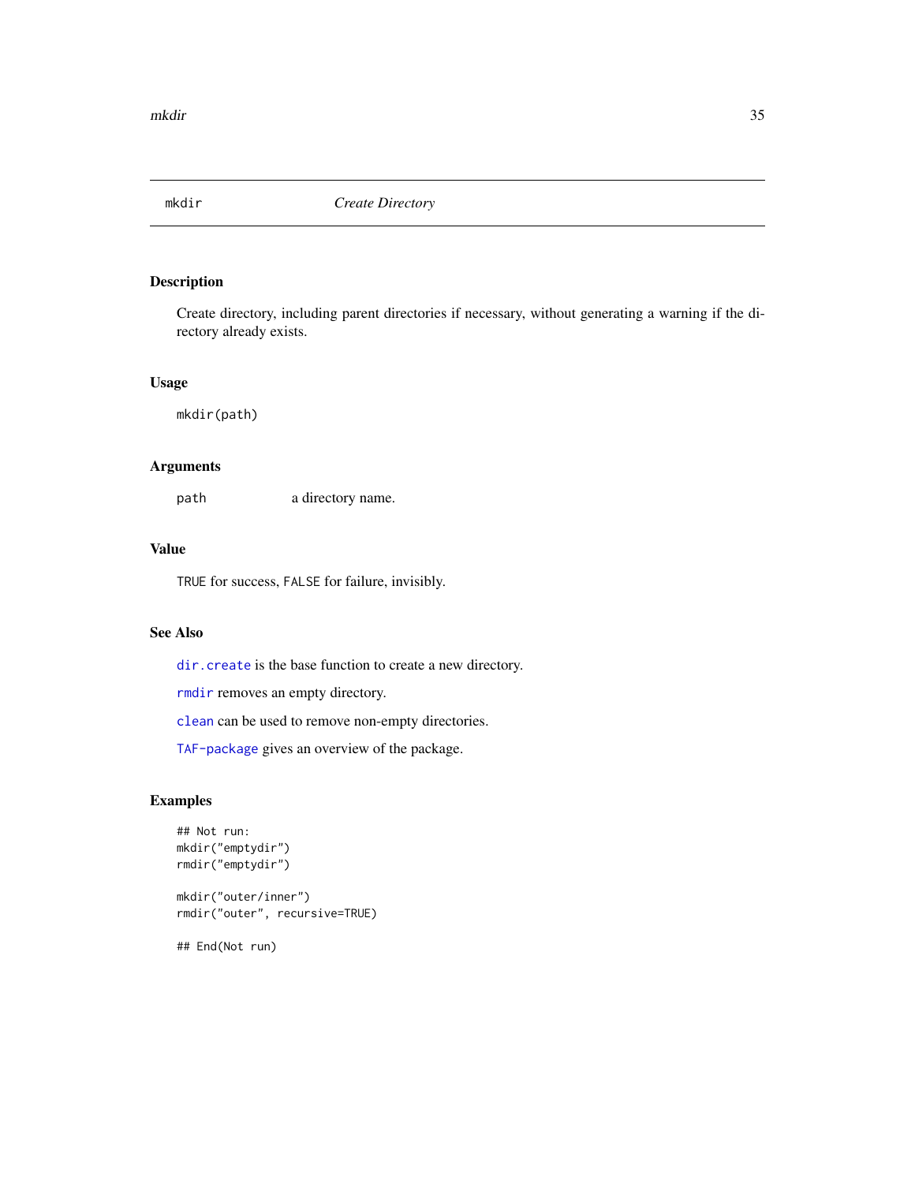# mkdir — *Create Directory*

## Description

Create directory, including parent directories if necessary, without generating a warning if the directory already exists.

## Usage

```
mkdir(path)
```

## Arguments

| | |
|---|---|
| `path` | a directory name. |

## Value

`TRUE` for success, `FALSE` for failure, invisibly.

## See Also

`dir.create` is the base function to create a new directory.

`rmdir` removes an empty directory.

`clean` can be used to remove non-empty directories.

`TAF-package` gives an overview of the package.

## Examples

```
## Not run:
mkdir("emptydir")
rmdir("emptydir")

mkdir("outer/inner")
rmdir("outer", recursive=TRUE)

## End(Not run)
```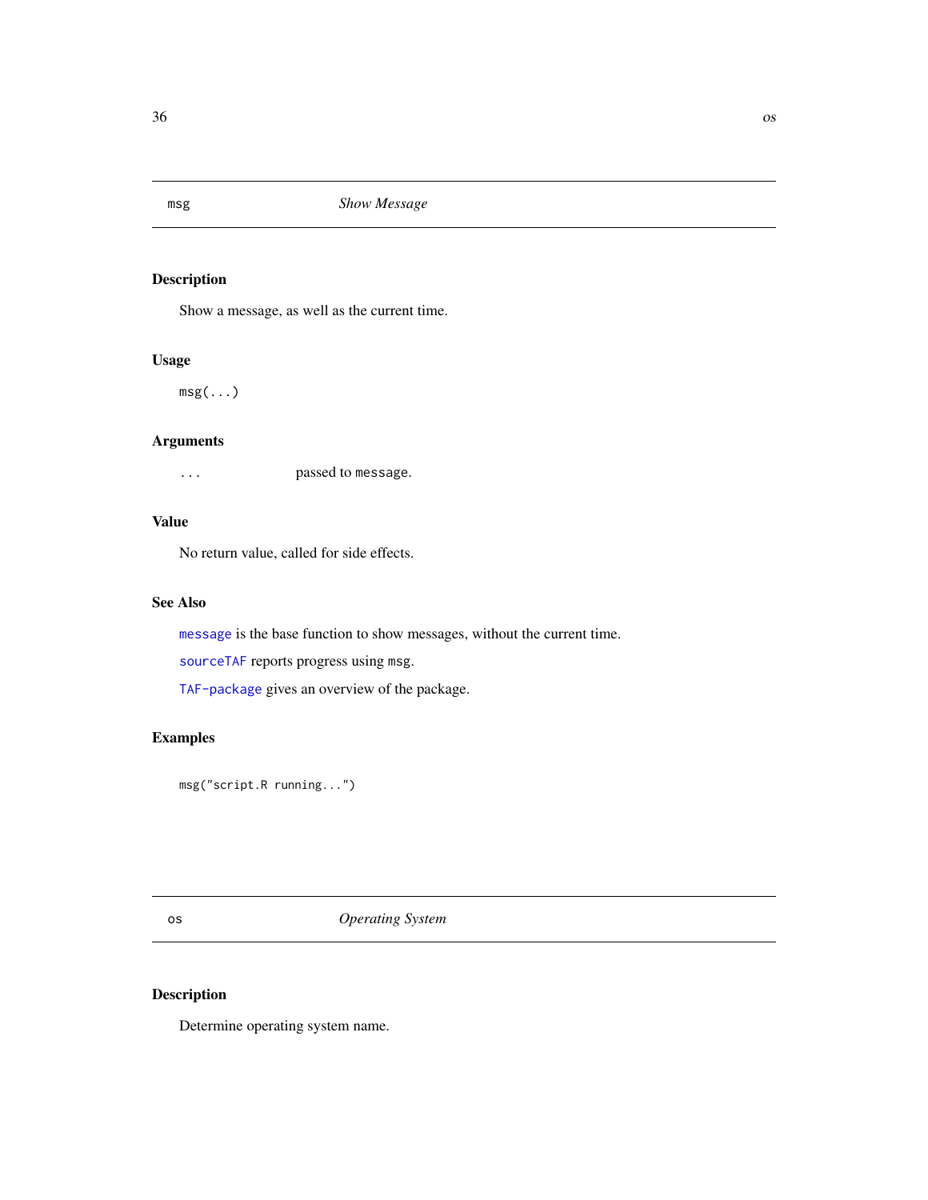## msg — *Show Message*

### Description

Show a message, as well as the current time.

### Usage

```
msg(...)
```

### Arguments

| | |
|---|---|
| `...` | passed to `message`. |

### Value

No return value, called for side effects.

### See Also

`message` is the base function to show messages, without the current time.

`sourceTAF` reports progress using `msg`.

`TAF-package` gives an overview of the package.

### Examples

```
msg("script.R running...")
```

## os — *Operating System*

### Description

Determine operating system name.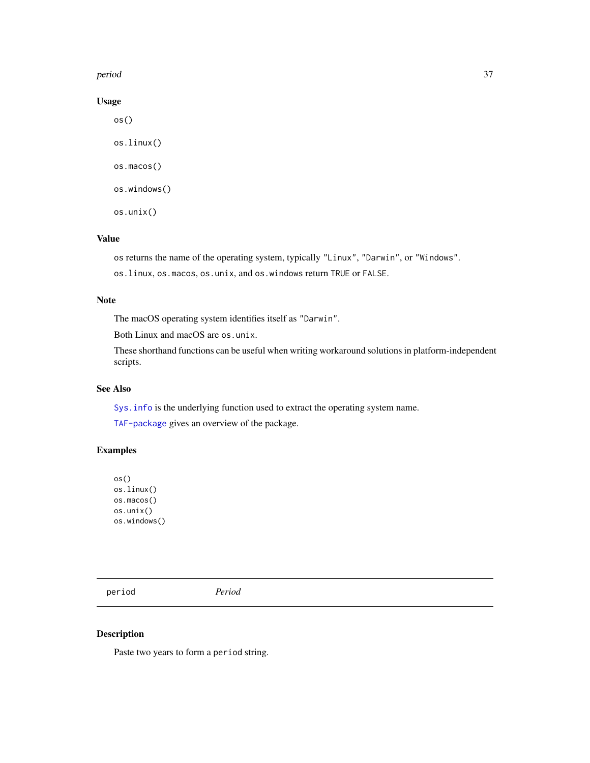### Usage

```
os()

os.linux()

os.macos()

os.windows()

os.unix()
```

### Value

`os` returns the name of the operating system, typically `"Linux"`, `"Darwin"`, or `"Windows"`.

`os.linux`, `os.macos`, `os.unix`, and `os.windows` return `TRUE` or `FALSE`.

### Note

The macOS operating system identifies itself as `"Darwin"`.

Both Linux and macOS are `os.unix`.

These shorthand functions can be useful when writing workaround solutions in platform-independent scripts.

### See Also

`Sys.info` is the underlying function used to extract the operating system name.

`TAF-package` gives an overview of the package.

### Examples

```
os()
os.linux()
os.macos()
os.unix()
os.windows()
```

---

## period &nbsp;&nbsp;&nbsp;&nbsp; *Period*

---

### Description

Paste two years to form a `period` string.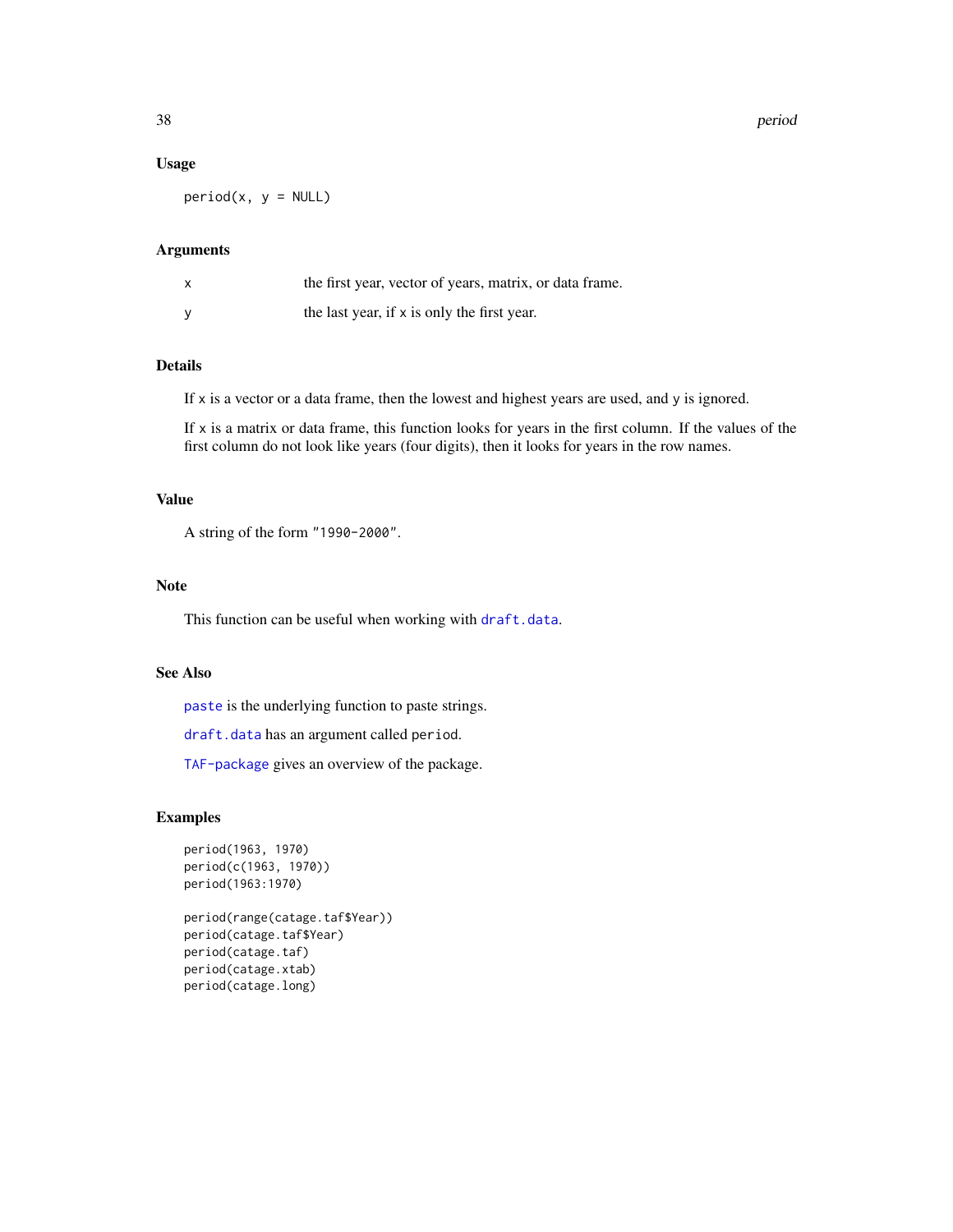## Usage

```
period(x, y = NULL)
```

## Arguments

| | |
|---|---|
| x | the first year, vector of years, matrix, or data frame. |
| y | the last year, if x is only the first year. |

## Details

If x is a vector or a data frame, then the lowest and highest years are used, and y is ignored.

If x is a matrix or data frame, this function looks for years in the first column. If the values of the first column do not look like years (four digits), then it looks for years in the row names.

## Value

A string of the form "1990-2000".

## Note

This function can be useful when working with draft.data.

## See Also

paste is the underlying function to paste strings.

draft.data has an argument called period.

TAF-package gives an overview of the package.

## Examples

```
period(1963, 1970)
period(c(1963, 1970))
period(1963:1970)

period(range(catage.taf$Year))
period(catage.taf$Year)
period(catage.taf)
period(catage.xtab)
period(catage.long)
```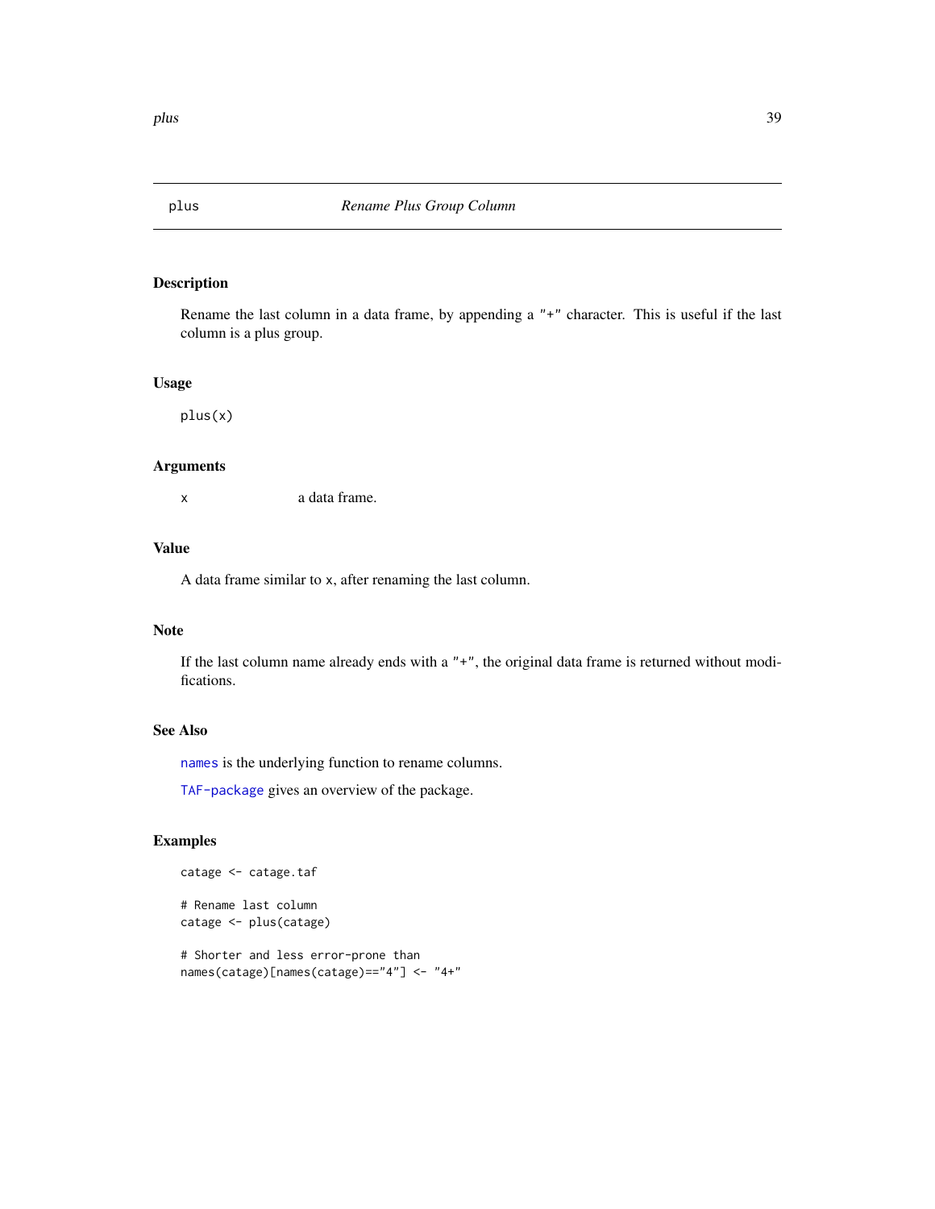## plus *Rename Plus Group Column*

### Description

Rename the last column in a data frame, by appending a "+" character. This is useful if the last column is a plus group.

### Usage

```
plus(x)
```

### Arguments

| | |
|---|---|
| x | a data frame. |

### Value

A data frame similar to x, after renaming the last column.

### Note

If the last column name already ends with a "+", the original data frame is returned without modifications.

### See Also

names is the underlying function to rename columns.

TAF-package gives an overview of the package.

### Examples

```
catage <- catage.taf

# Rename last column
catage <- plus(catage)

# Shorter and less error-prone than
names(catage)[names(catage)=="4"] <- "4+"
```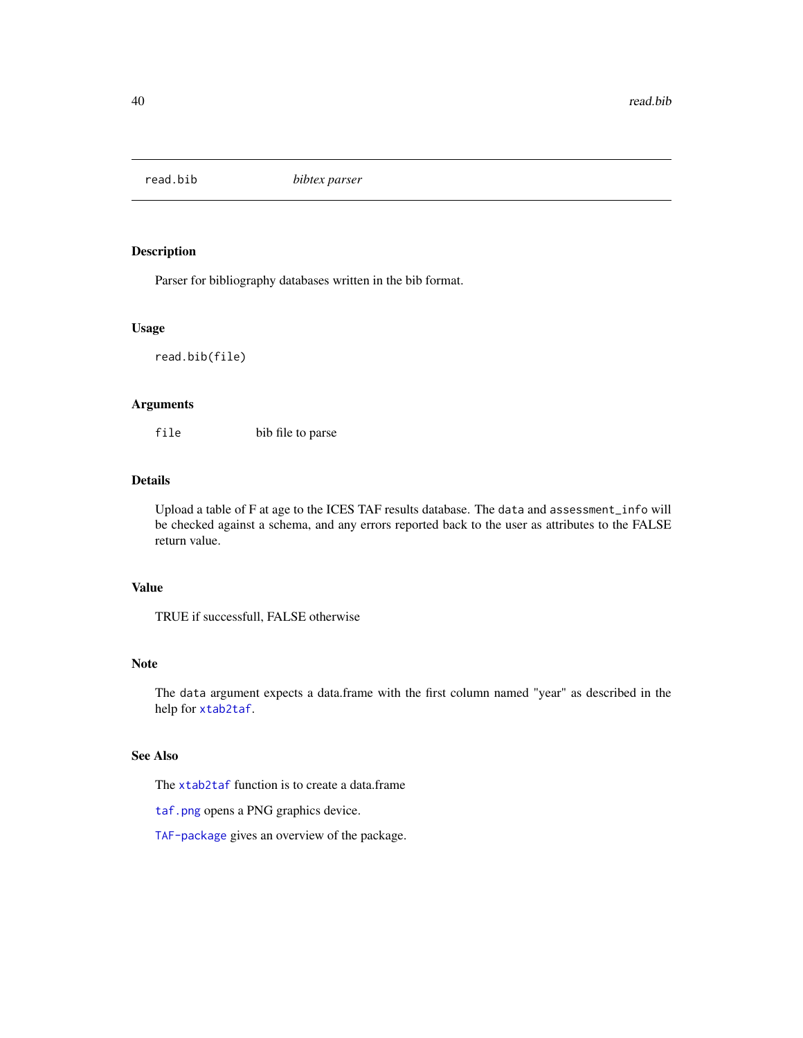## read.bib *bibtex parser*

### Description

Parser for bibliography databases written in the bib format.

### Usage

```
read.bib(file)
```

### Arguments

| | |
|---|---|
| `file` | bib file to parse |

### Details

Upload a table of F at age to the ICES TAF results database. The `data` and `assessment_info` will be checked against a schema, and any errors reported back to the user as attributes to the FALSE return value.

### Value

TRUE if successfull, FALSE otherwise

### Note

The `data` argument expects a data.frame with the first column named "year" as described in the help for `xtab2taf`.

### See Also

The `xtab2taf` function is to create a data.frame

`taf.png` opens a PNG graphics device.

`TAF-package` gives an overview of the package.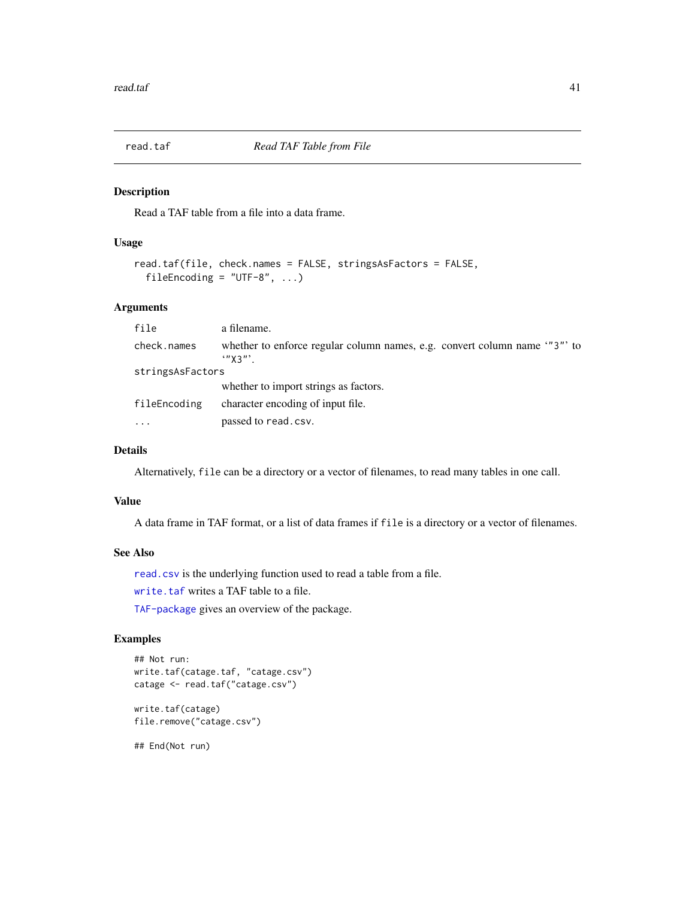# read.taf — *Read TAF Table from File*

## Description

Read a TAF table from a file into a data frame.

## Usage

```
read.taf(file, check.names = FALSE, stringsAsFactors = FALSE,
  fileEncoding = "UTF-8", ...)
```

## Arguments

| | |
|---|---|
| `file` | a filename. |
| `check.names` | whether to enforce regular column names, e.g. convert column name ‘"3"’ to ‘"X3"’. |
| `stringsAsFactors` | whether to import strings as factors. |
| `fileEncoding` | character encoding of input file. |
| `...` | passed to `read.csv`. |

## Details

Alternatively, `file` can be a directory or a vector of filenames, to read many tables in one call.

## Value

A data frame in TAF format, or a list of data frames if `file` is a directory or a vector of filenames.

## See Also

`read.csv` is the underlying function used to read a table from a file.

`write.taf` writes a TAF table to a file.

`TAF-package` gives an overview of the package.

## Examples

```
## Not run:
write.taf(catage.taf, "catage.csv")
catage <- read.taf("catage.csv")

write.taf(catage)
file.remove("catage.csv")

## End(Not run)
```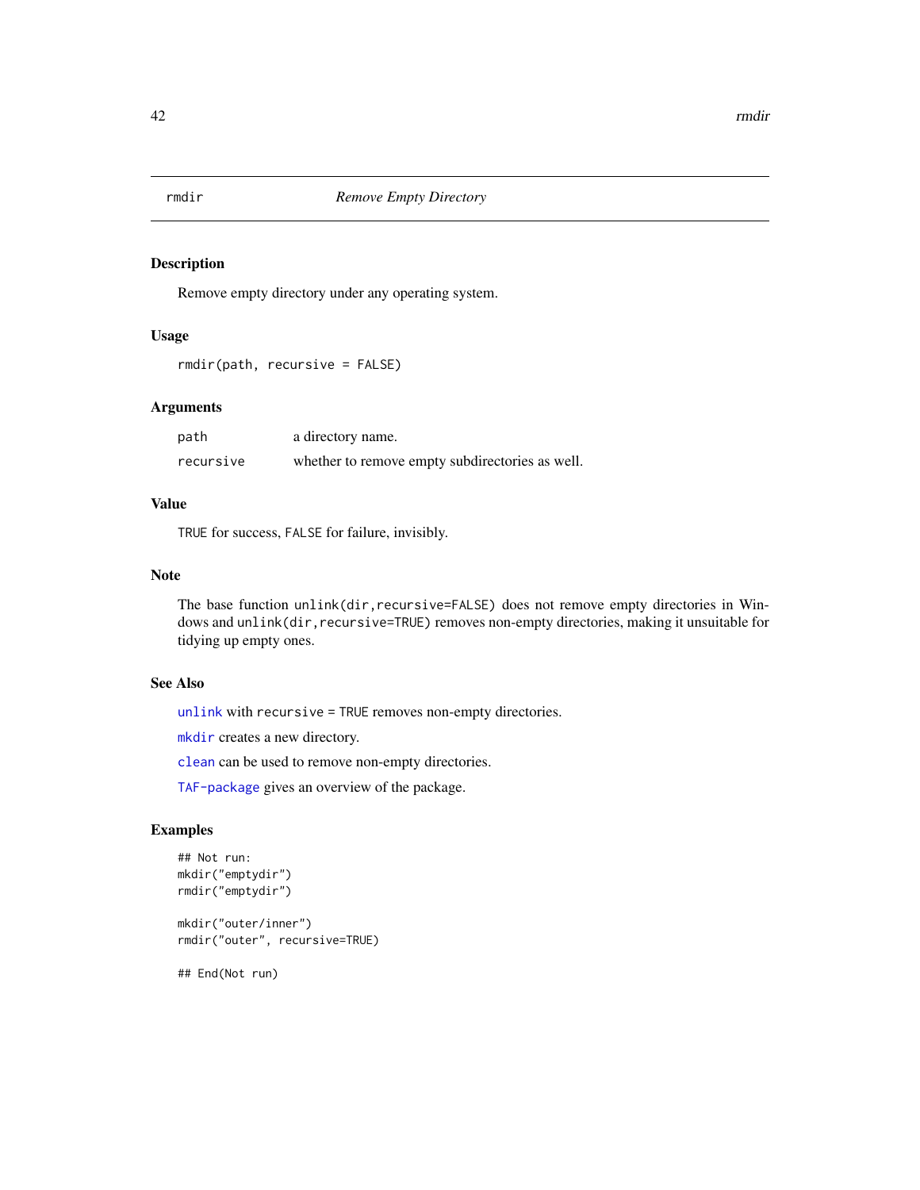# rmdir — *Remove Empty Directory*

## Description

Remove empty directory under any operating system.

## Usage

```
rmdir(path, recursive = FALSE)
```

## Arguments

| | |
|---|---|
| `path` | a directory name. |
| `recursive` | whether to remove empty subdirectories as well. |

## Value

`TRUE` for success, `FALSE` for failure, invisibly.

## Note

The base function `unlink(dir,recursive=FALSE)` does not remove empty directories in Windows and `unlink(dir,recursive=TRUE)` removes non-empty directories, making it unsuitable for tidying up empty ones.

## See Also

`unlink` with `recursive = TRUE` removes non-empty directories.

`mkdir` creates a new directory.

`clean` can be used to remove non-empty directories.

`TAF-package` gives an overview of the package.

## Examples

```
## Not run:
mkdir("emptydir")
rmdir("emptydir")

mkdir("outer/inner")
rmdir("outer", recursive=TRUE)

## End(Not run)
```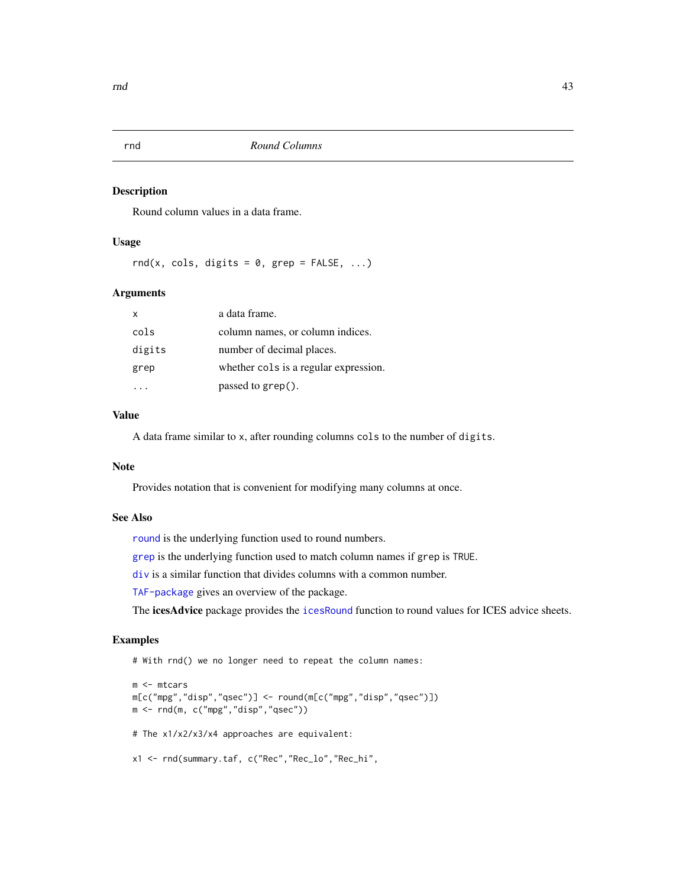## rnd — *Round Columns*

### Description

Round column values in a data frame.

### Usage

```
rnd(x, cols, digits = 0, grep = FALSE, ...)
```

### Arguments

| | |
|---|---|
| `x` | a data frame. |
| `cols` | column names, or column indices. |
| `digits` | number of decimal places. |
| `grep` | whether `cols` is a regular expression. |
| `...` | passed to `grep()`. |

### Value

A data frame similar to `x`, after rounding columns `cols` to the number of `digits`.

### Note

Provides notation that is convenient for modifying many columns at once.

### See Also

`round` is the underlying function used to round numbers.

`grep` is the underlying function used to match column names if `grep` is `TRUE`.

`div` is a similar function that divides columns with a common number.

`TAF-package` gives an overview of the package.

The **icesAdvice** package provides the `icesRound` function to round values for ICES advice sheets.

### Examples

```
# With rnd() we no longer need to repeat the column names:

m <- mtcars
m[c("mpg","disp","qsec")] <- round(m[c("mpg","disp","qsec")])
m <- rnd(m, c("mpg","disp","qsec"))

# The x1/x2/x3/x4 approaches are equivalent:

x1 <- rnd(summary.taf, c("Rec","Rec_lo","Rec_hi",
```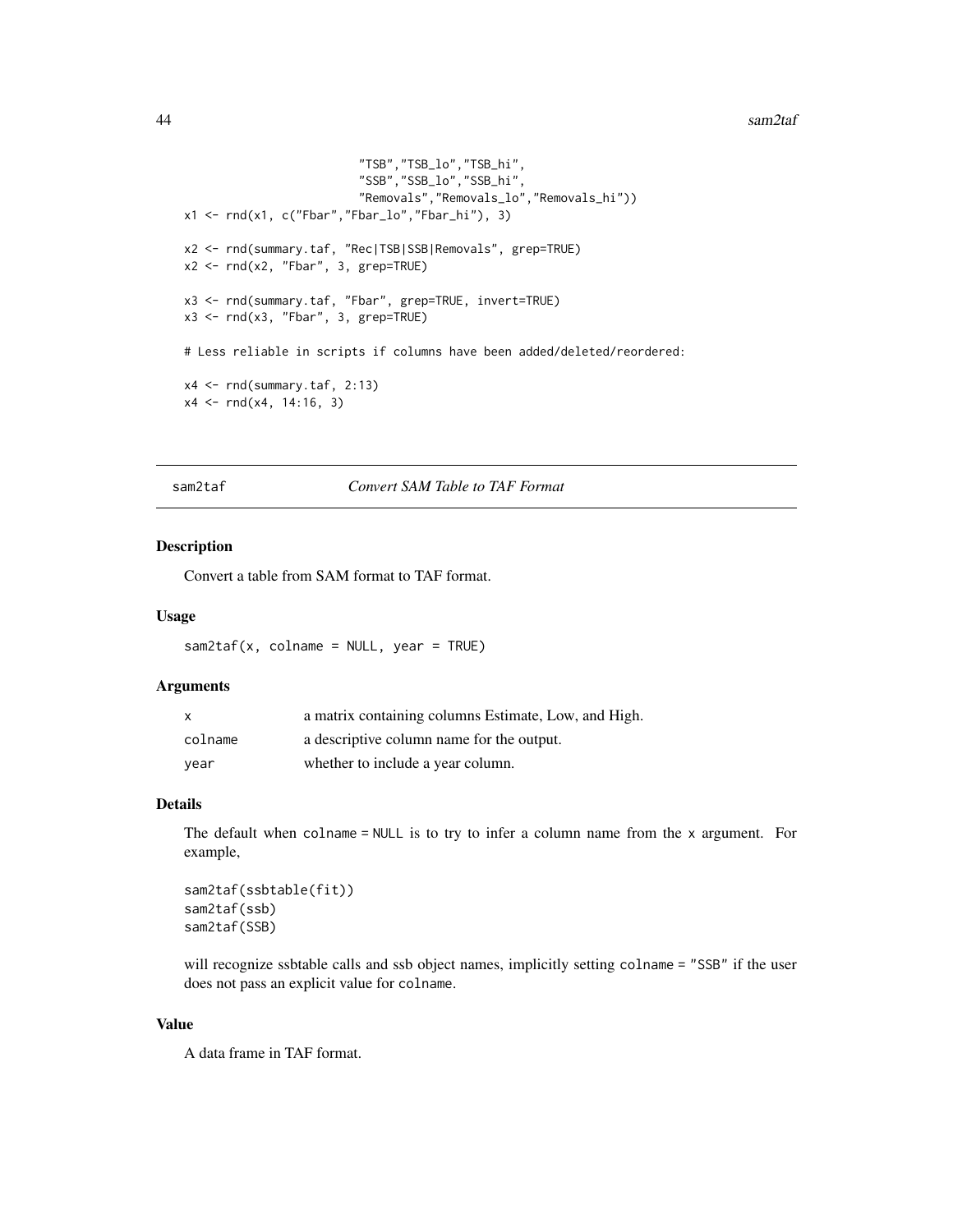```
                        "TSB","TSB_lo","TSB_hi",
                        "SSB","SSB_lo","SSB_hi",
                        "Removals","Removals_lo","Removals_hi"))
x1 <- rnd(x1, c("Fbar","Fbar_lo","Fbar_hi"), 3)

x2 <- rnd(summary.taf, "Rec|TSB|SSB|Removals", grep=TRUE)
x2 <- rnd(x2, "Fbar", 3, grep=TRUE)

x3 <- rnd(summary.taf, "Fbar", grep=TRUE, invert=TRUE)
x3 <- rnd(x3, "Fbar", 3, grep=TRUE)

# Less reliable in scripts if columns have been added/deleted/reordered:

x4 <- rnd(summary.taf, 2:13)
x4 <- rnd(x4, 14:16, 3)
```

## sam2taf — *Convert SAM Table to TAF Format*

### Description

Convert a table from SAM format to TAF format.

### Usage

```
sam2taf(x, colname = NULL, year = TRUE)
```

### Arguments

| | |
|---|---|
| x | a matrix containing columns Estimate, Low, and High. |
| colname | a descriptive column name for the output. |
| year | whether to include a year column. |

### Details

The default when `colname = NULL` is to try to infer a column name from the `x` argument. For example,

```
sam2taf(ssbtable(fit))
sam2taf(ssb)
sam2taf(SSB)
```

will recognize ssbtable calls and ssb object names, implicitly setting `colname = "SSB"` if the user does not pass an explicit value for `colname`.

### Value

A data frame in TAF format.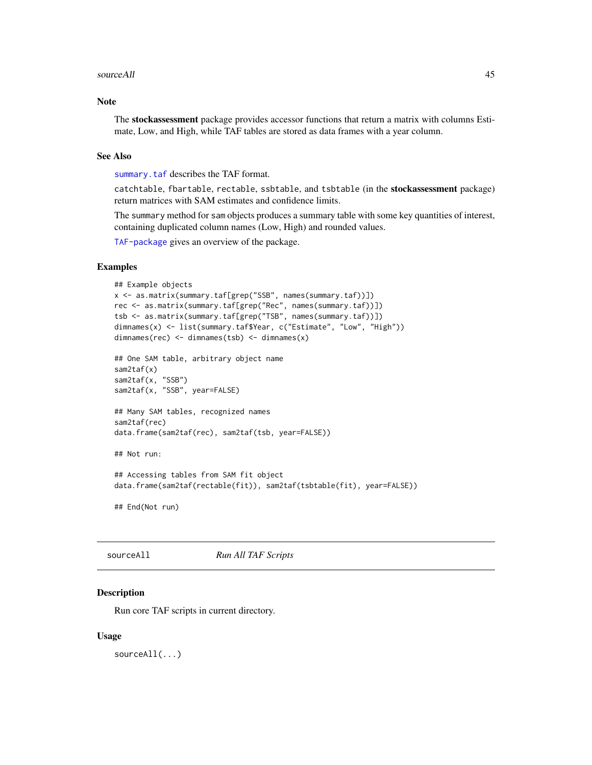### Note

The **stockassessment** package provides accessor functions that return a matrix with columns Estimate, Low, and High, while TAF tables are stored as data frames with a year column.

### See Also

`summary.taf` describes the TAF format.

`catchtable`, `fbartable`, `rectable`, `ssbtable`, and `tsbtable` (in the **stockassessment** package) return matrices with SAM estimates and confidence limits.

The `summary` method for `sam` objects produces a summary table with some key quantities of interest, containing duplicated column names (Low, High) and rounded values.

`TAF-package` gives an overview of the package.

### Examples

```
## Example objects
x <- as.matrix(summary.taf[grep("SSB", names(summary.taf))])
rec <- as.matrix(summary.taf[grep("Rec", names(summary.taf))])
tsb <- as.matrix(summary.taf[grep("TSB", names(summary.taf))])
dimnames(x) <- list(summary.taf$Year, c("Estimate", "Low", "High"))
dimnames(rec) <- dimnames(tsb) <- dimnames(x)

## One SAM table, arbitrary object name
sam2taf(x)
sam2taf(x, "SSB")
sam2taf(x, "SSB", year=FALSE)

## Many SAM tables, recognized names
sam2taf(rec)
data.frame(sam2taf(rec), sam2taf(tsb, year=FALSE))

## Not run:

## Accessing tables from SAM fit object
data.frame(sam2taf(rectable(fit)), sam2taf(tsbtable(fit), year=FALSE))

## End(Not run)
```

---

## sourceAll    *Run All TAF Scripts*

### Description

Run core TAF scripts in current directory.

### Usage

```
sourceAll(...)
```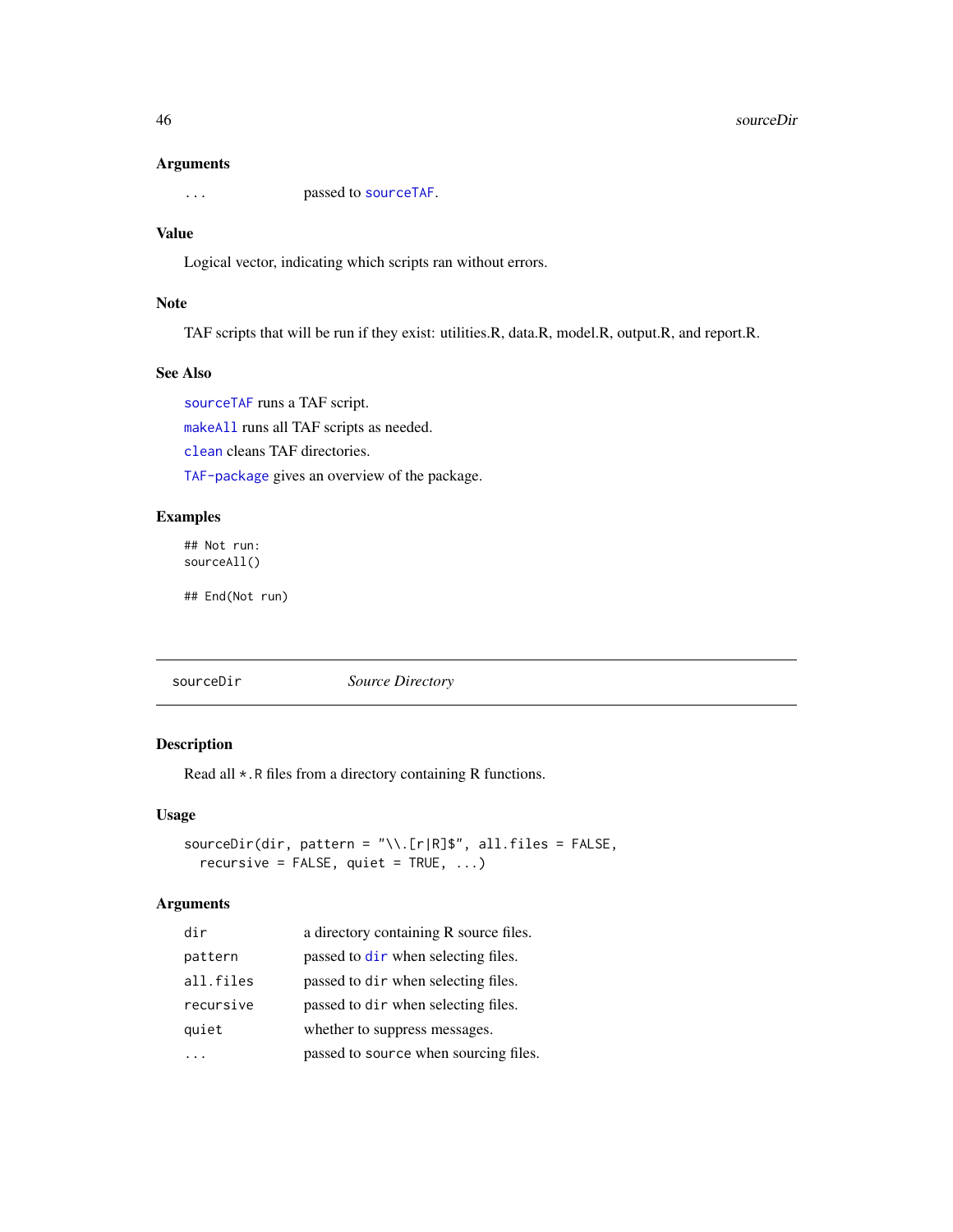### Arguments

| | |
|---|---|
| ... | passed to sourceTAF. |

### Value

Logical vector, indicating which scripts ran without errors.

### Note

TAF scripts that will be run if they exist: utilities.R, data.R, model.R, output.R, and report.R.

### See Also

sourceTAF runs a TAF script.

makeAll runs all TAF scripts as needed.

clean cleans TAF directories.

TAF-package gives an overview of the package.

### Examples

```
## Not run:
sourceAll()

## End(Not run)
```

---

## sourceDir    *Source Directory*

---

### Description

Read all *.R files from a directory containing R functions.

### Usage

```
sourceDir(dir, pattern = "\\.[r|R]$", all.files = FALSE,
  recursive = FALSE, quiet = TRUE, ...)
```

### Arguments

| | |
|---|---|
| dir | a directory containing R source files. |
| pattern | passed to dir when selecting files. |
| all.files | passed to dir when selecting files. |
| recursive | passed to dir when selecting files. |
| quiet | whether to suppress messages. |
| ... | passed to source when sourcing files. |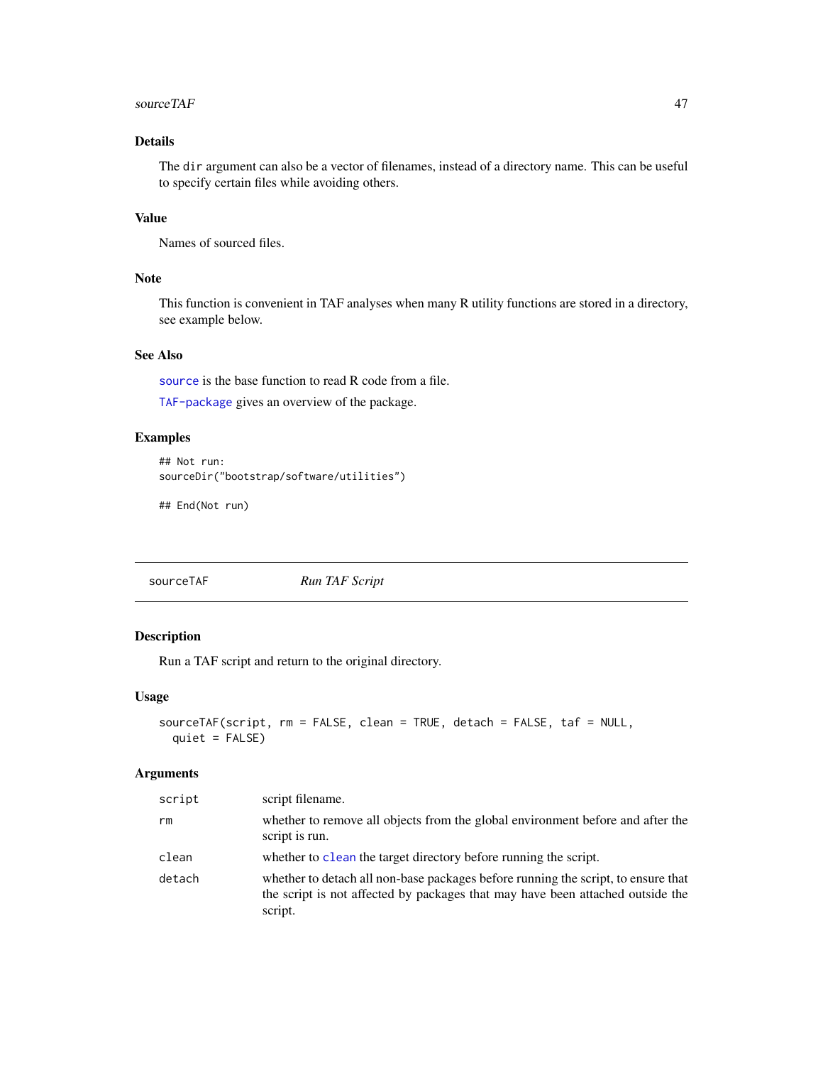### Details

The `dir` argument can also be a vector of filenames, instead of a directory name. This can be useful to specify certain files while avoiding others.

### Value

Names of sourced files.

### Note

This function is convenient in TAF analyses when many R utility functions are stored in a directory, see example below.

### See Also

`source` is the base function to read R code from a file.

`TAF-package` gives an overview of the package.

### Examples

```
## Not run:
sourceDir("bootstrap/software/utilities")

## End(Not run)
```

---

## sourceTAF *Run TAF Script*

### Description

Run a TAF script and return to the original directory.

### Usage

```
sourceTAF(script, rm = FALSE, clean = TRUE, detach = FALSE, taf = NULL,
  quiet = FALSE)
```

### Arguments

| | |
|---|---|
| `script` | script filename. |
| `rm` | whether to remove all objects from the global environment before and after the script is run. |
| `clean` | whether to `clean` the target directory before running the script. |
| `detach` | whether to detach all non-base packages before running the script, to ensure that the script is not affected by packages that may have been attached outside the script. |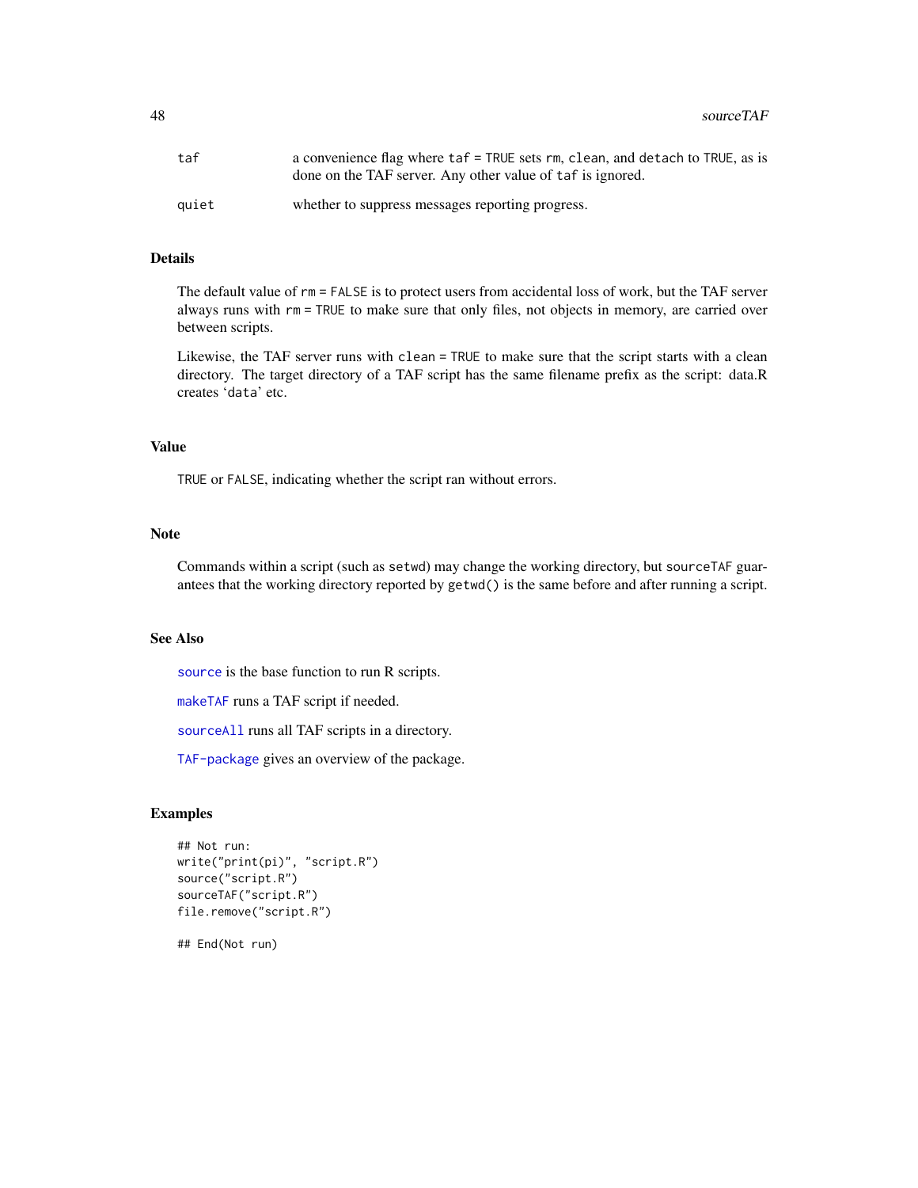| | |
|---|---|
| taf | a convenience flag where taf = TRUE sets rm, clean, and detach to TRUE, as is done on the TAF server. Any other value of taf is ignored. |
| quiet | whether to suppress messages reporting progress. |

## Details

The default value of rm = FALSE is to protect users from accidental loss of work, but the TAF server always runs with rm = TRUE to make sure that only files, not objects in memory, are carried over between scripts.

Likewise, the TAF server runs with clean = TRUE to make sure that the script starts with a clean directory. The target directory of a TAF script has the same filename prefix as the script: data.R creates 'data' etc.

## Value

TRUE or FALSE, indicating whether the script ran without errors.

## Note

Commands within a script (such as setwd) may change the working directory, but sourceTAF guarantees that the working directory reported by getwd() is the same before and after running a script.

## See Also

source is the base function to run R scripts.

makeTAF runs a TAF script if needed.

sourceAll runs all TAF scripts in a directory.

TAF-package gives an overview of the package.

## Examples

```
## Not run:
write("print(pi)", "script.R")
source("script.R")
sourceTAF("script.R")
file.remove("script.R")

## End(Not run)
```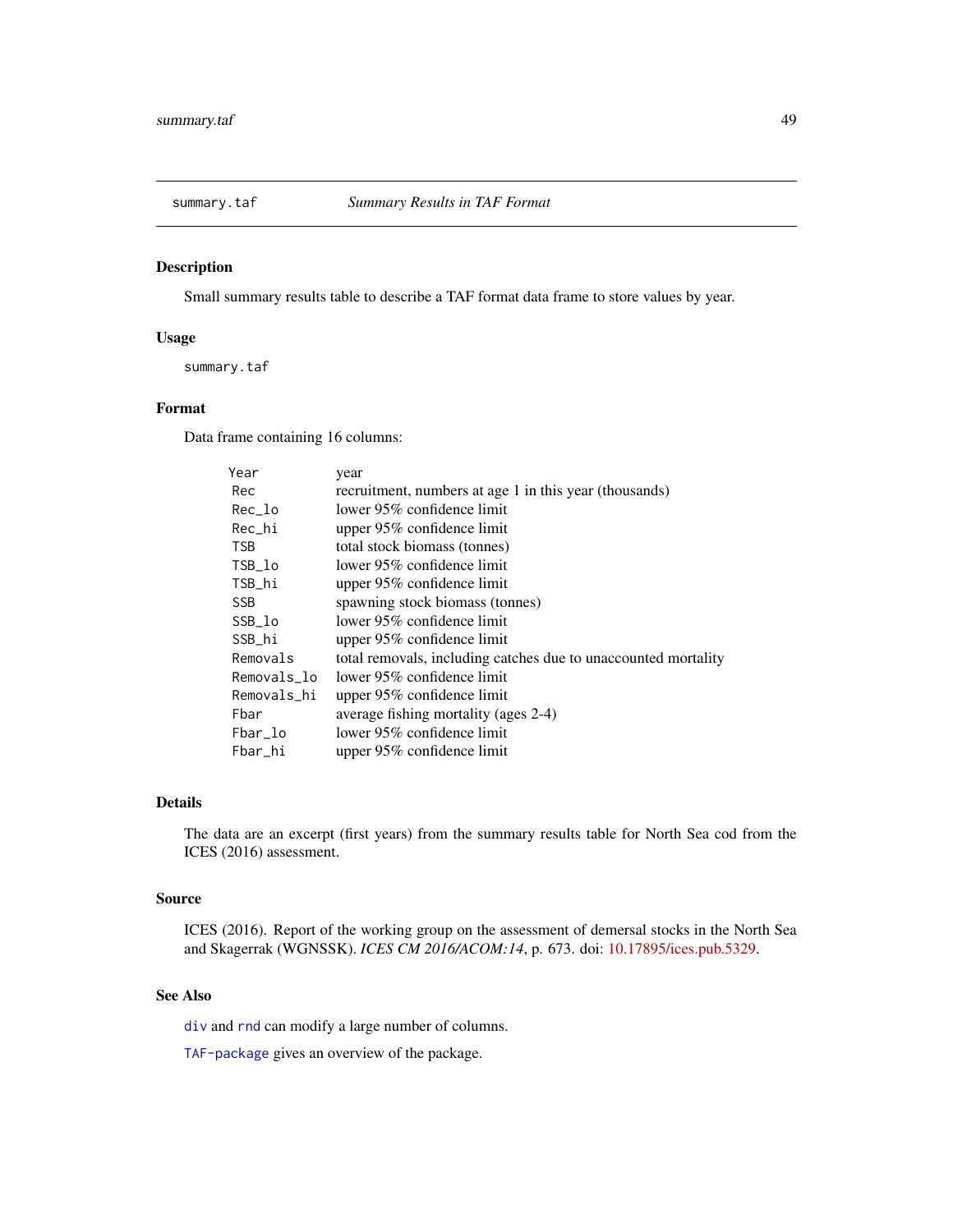## summary.taf — *Summary Results in TAF Format*

### Description

Small summary results table to describe a TAF format data frame to store values by year.

### Usage

```
summary.taf
```

### Format

Data frame containing 16 columns:

| | |
|---|---|
| `Year` | year |
| `Rec` | recruitment, numbers at age 1 in this year (thousands) |
| `Rec_lo` | lower 95% confidence limit |
| `Rec_hi` | upper 95% confidence limit |
| `TSB` | total stock biomass (tonnes) |
| `TSB_lo` | lower 95% confidence limit |
| `TSB_hi` | upper 95% confidence limit |
| `SSB` | spawning stock biomass (tonnes) |
| `SSB_lo` | lower 95% confidence limit |
| `SSB_hi` | upper 95% confidence limit |
| `Removals` | total removals, including catches due to unaccounted mortality |
| `Removals_lo` | lower 95% confidence limit |
| `Removals_hi` | upper 95% confidence limit |
| `Fbar` | average fishing mortality (ages 2-4) |
| `Fbar_lo` | lower 95% confidence limit |
| `Fbar_hi` | upper 95% confidence limit |

### Details

The data are an excerpt (first years) from the summary results table for North Sea cod from the ICES (2016) assessment.

### Source

ICES (2016). Report of the working group on the assessment of demersal stocks in the North Sea and Skagerrak (WGNSSK). *ICES CM 2016/ACOM:14*, p. 673. doi: 10.17895/ices.pub.5329.

### See Also

`div` and `rnd` can modify a large number of columns.

`TAF-package` gives an overview of the package.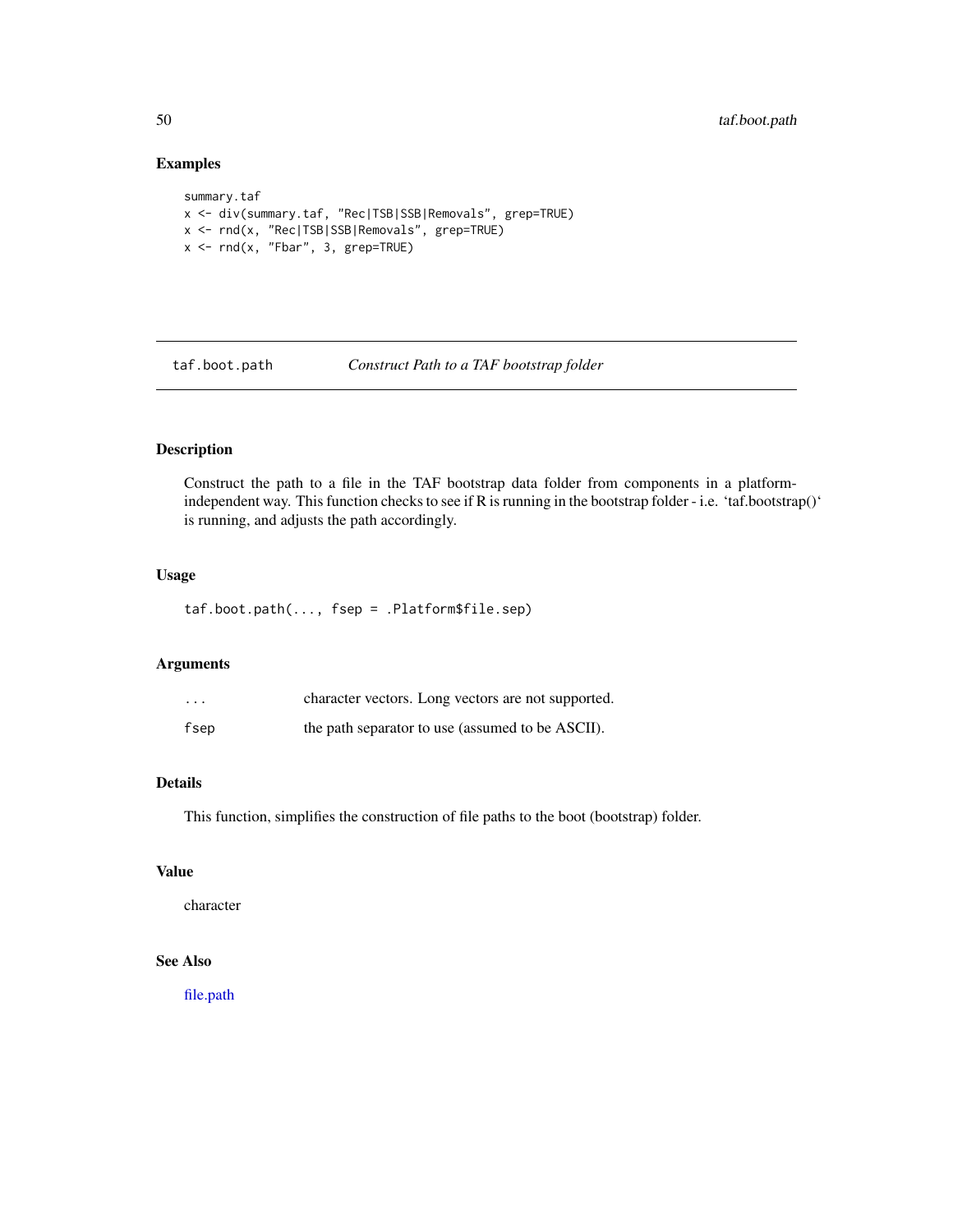### Examples

```
summary.taf
x <- div(summary.taf, "Rec|TSB|SSB|Removals", grep=TRUE)
x <- rnd(x, "Rec|TSB|SSB|Removals", grep=TRUE)
x <- rnd(x, "Fbar", 3, grep=TRUE)
```

---

## taf.boot.path    *Construct Path to a TAF bootstrap folder*

---

### Description

Construct the path to a file in the TAF bootstrap data folder from components in a platform-independent way. This function checks to see if R is running in the bootstrap folder - i.e. 'taf.bootstrap()' is running, and adjusts the path accordingly.

### Usage

```
taf.boot.path(..., fsep = .Platform$file.sep)
```

### Arguments

| | |
|---|---|
| ... | character vectors. Long vectors are not supported. |
| fsep | the path separator to use (assumed to be ASCII). |

### Details

This function, simplifies the construction of file paths to the boot (bootstrap) folder.

### Value

character

### See Also

file.path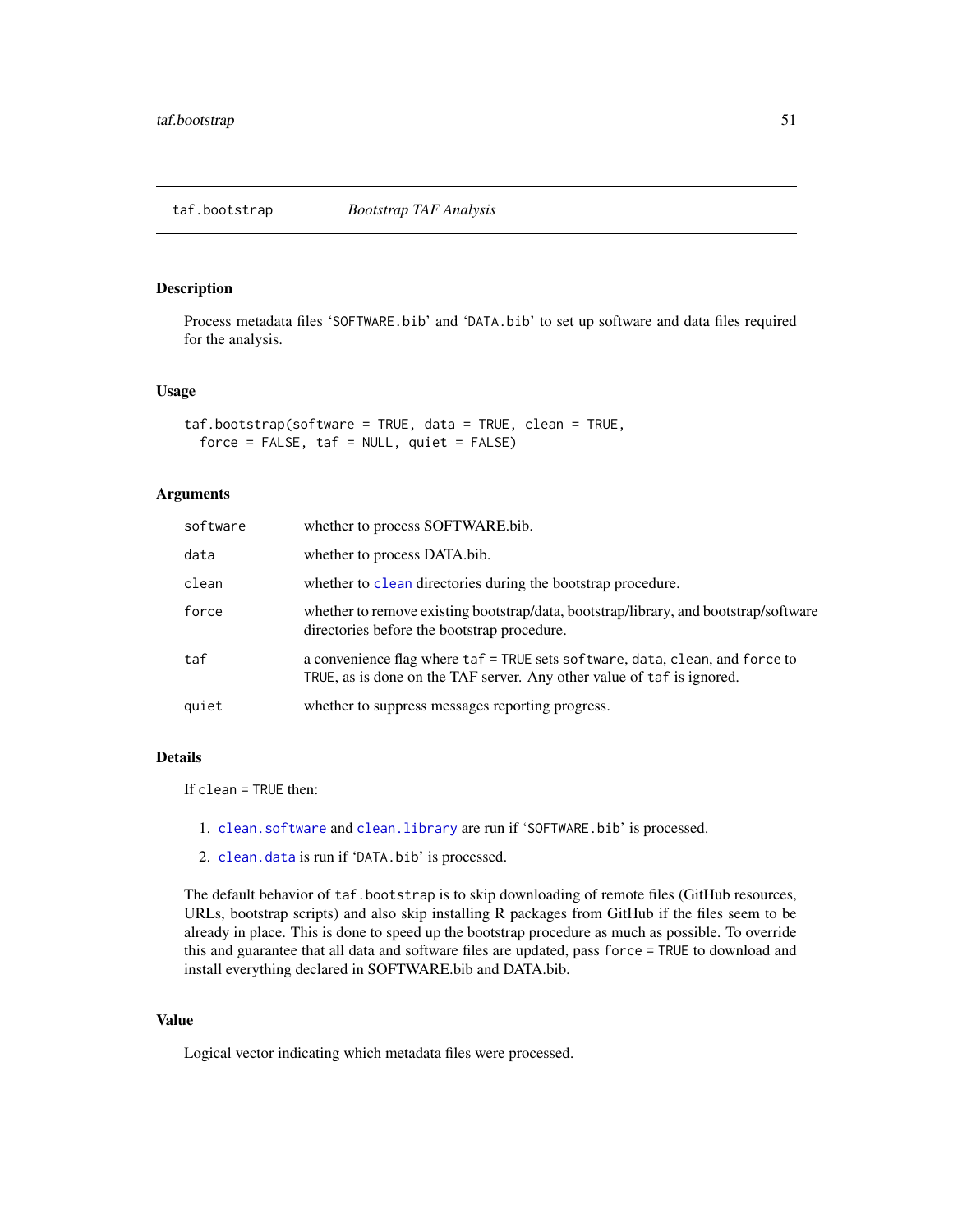## taf.bootstrap *Bootstrap TAF Analysis*

### Description

Process metadata files 'SOFTWARE.bib' and 'DATA.bib' to set up software and data files required for the analysis.

### Usage

```
taf.bootstrap(software = TRUE, data = TRUE, clean = TRUE,
  force = FALSE, taf = NULL, quiet = FALSE)
```

### Arguments

| | |
|---|---|
| software | whether to process SOFTWARE.bib. |
| data | whether to process DATA.bib. |
| clean | whether to clean directories during the bootstrap procedure. |
| force | whether to remove existing bootstrap/data, bootstrap/library, and bootstrap/software directories before the bootstrap procedure. |
| taf | a convenience flag where `taf = TRUE` sets `software`, `data`, `clean`, and `force` to `TRUE`, as is done on the TAF server. Any other value of `taf` is ignored. |
| quiet | whether to suppress messages reporting progress. |

### Details

If `clean = TRUE` then:

1. `clean.software` and `clean.library` are run if 'SOFTWARE.bib' is processed.
2. `clean.data` is run if 'DATA.bib' is processed.

The default behavior of `taf.bootstrap` is to skip downloading of remote files (GitHub resources, URLs, bootstrap scripts) and also skip installing R packages from GitHub if the files seem to be already in place. This is done to speed up the bootstrap procedure as much as possible. To override this and guarantee that all data and software files are updated, pass `force = TRUE` to download and install everything declared in SOFTWARE.bib and DATA.bib.

### Value

Logical vector indicating which metadata files were processed.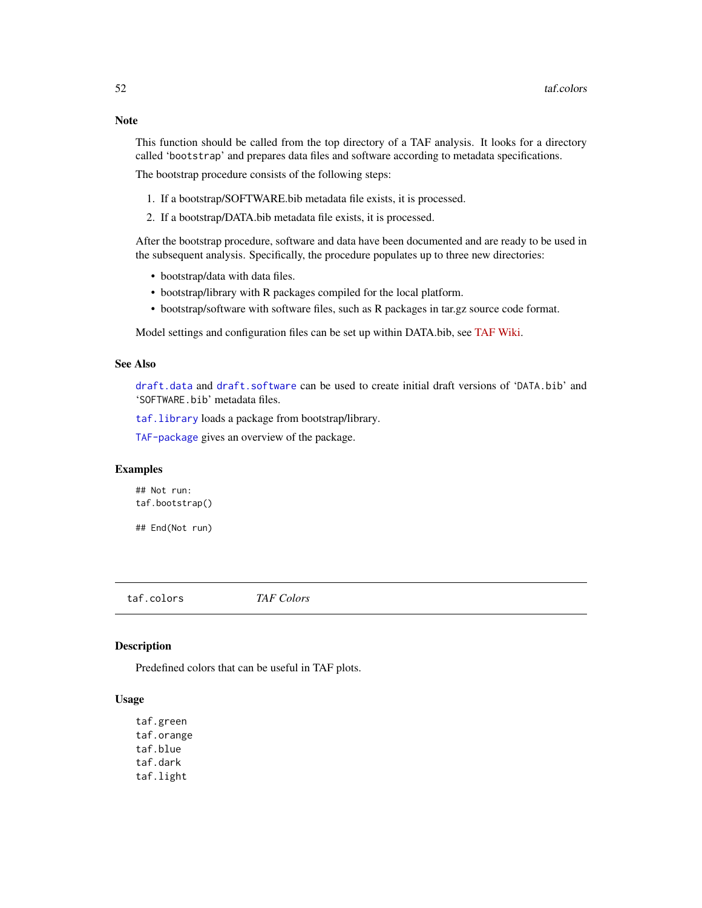### Note

This function should be called from the top directory of a TAF analysis. It looks for a directory called 'bootstrap' and prepares data files and software according to metadata specifications.

The bootstrap procedure consists of the following steps:

1. If a bootstrap/SOFTWARE.bib metadata file exists, it is processed.
2. If a bootstrap/DATA.bib metadata file exists, it is processed.

After the bootstrap procedure, software and data have been documented and are ready to be used in the subsequent analysis. Specifically, the procedure populates up to three new directories:

- bootstrap/data with data files.
- bootstrap/library with R packages compiled for the local platform.
- bootstrap/software with software files, such as R packages in tar.gz source code format.

Model settings and configuration files can be set up within DATA.bib, see TAF Wiki.

### See Also

`draft.data` and `draft.software` can be used to create initial draft versions of 'DATA.bib' and 'SOFTWARE.bib' metadata files.

`taf.library` loads a package from bootstrap/library.

`TAF-package` gives an overview of the package.

### Examples

```
## Not run:
taf.bootstrap()

## End(Not run)
```

---

## taf.colors *TAF Colors*

---

### Description

Predefined colors that can be useful in TAF plots.

### Usage

```
taf.green
taf.orange
taf.blue
taf.dark
taf.light
```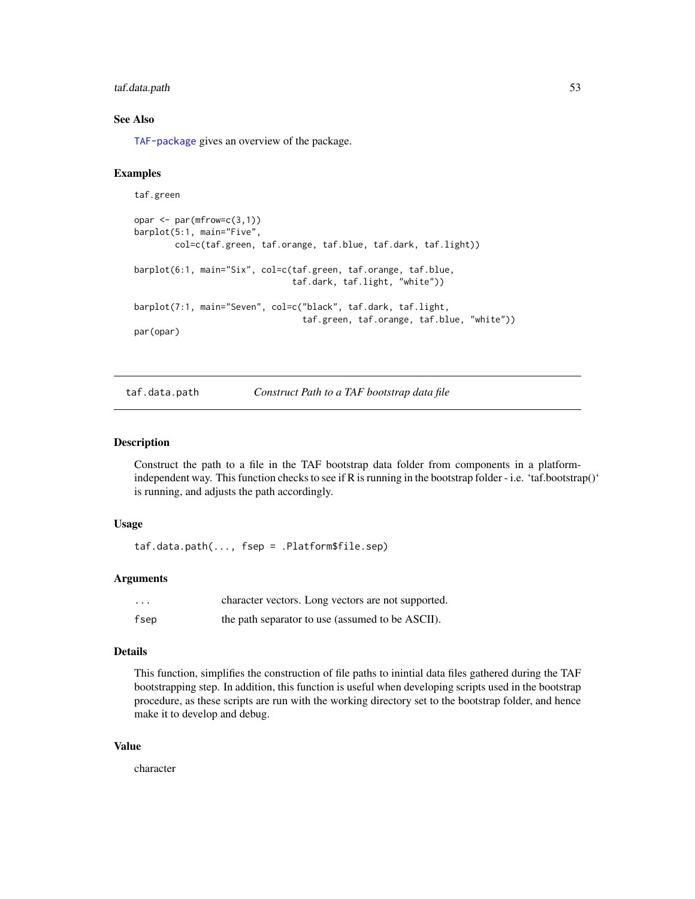### See Also

TAF-package gives an overview of the package.

### Examples

```
taf.green

opar <- par(mfrow=c(3,1))
barplot(5:1, main="Five",
        col=c(taf.green, taf.orange, taf.blue, taf.dark, taf.light))

barplot(6:1, main="Six", col=c(taf.green, taf.orange, taf.blue,
                              taf.dark, taf.light, "white"))

barplot(7:1, main="Seven", col=c("black", taf.dark, taf.light,
                                taf.green, taf.orange, taf.blue, "white"))
par(opar)
```

---

## taf.data.path — *Construct Path to a TAF bootstrap data file*

---

### Description

Construct the path to a file in the TAF bootstrap data folder from components in a platform-independent way. This function checks to see if R is running in the bootstrap folder - i.e. 'taf.bootstrap()' is running, and adjusts the path accordingly.

### Usage

```
taf.data.path(..., fsep = .Platform$file.sep)
```

### Arguments

| | |
|---|---|
| ... | character vectors. Long vectors are not supported. |
| fsep | the path separator to use (assumed to be ASCII). |

### Details

This function, simplifies the construction of file paths to inintial data files gathered during the TAF bootstrapping step. In addition, this function is useful when developing scripts used in the bootstrap procedure, as these scripts are run with the working directory set to the bootstrap folder, and hence make it to develop and debug.

### Value

character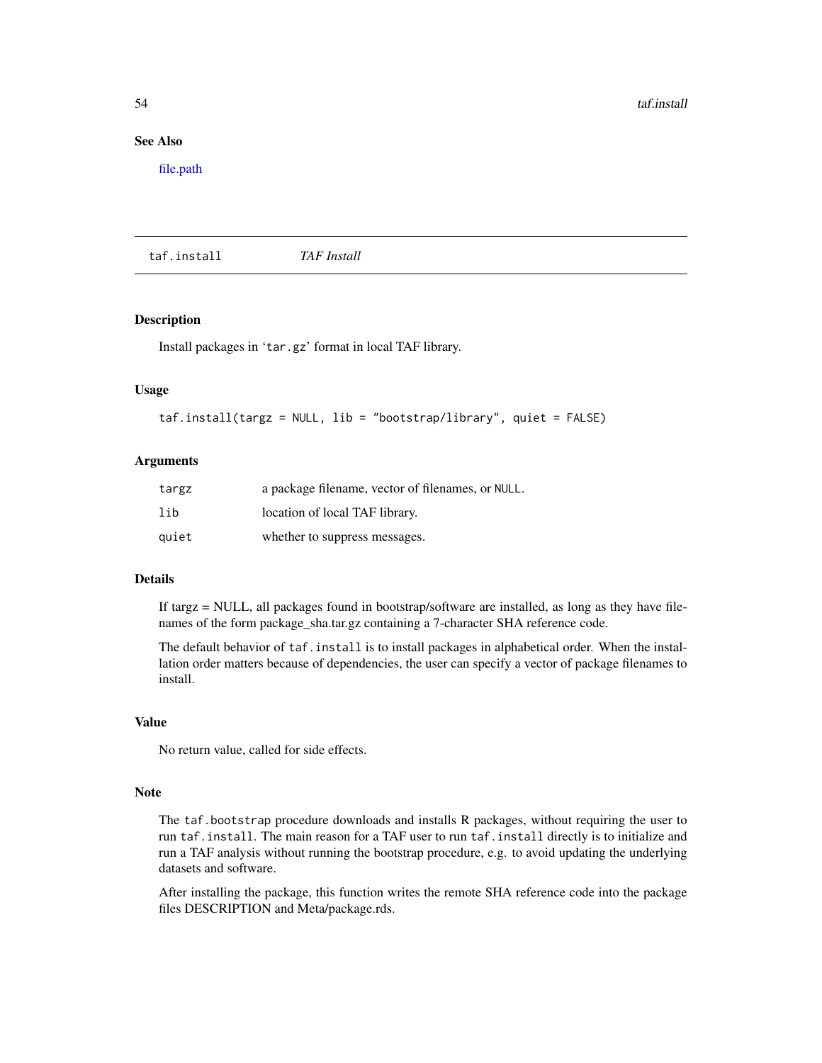## See Also

file.path

---

## taf.install — *TAF Install*

### Description

Install packages in 'tar.gz' format in local TAF library.

### Usage

```
taf.install(targz = NULL, lib = "bootstrap/library", quiet = FALSE)
```

### Arguments

| | |
|---|---|
| targz | a package filename, vector of filenames, or NULL. |
| lib | location of local TAF library. |
| quiet | whether to suppress messages. |

### Details

If targz = NULL, all packages found in bootstrap/software are installed, as long as they have filenames of the form package_sha.tar.gz containing a 7-character SHA reference code.

The default behavior of `taf.install` is to install packages in alphabetical order. When the installation order matters because of dependencies, the user can specify a vector of package filenames to install.

### Value

No return value, called for side effects.

### Note

The `taf.bootstrap` procedure downloads and installs R packages, without requiring the user to run `taf.install`. The main reason for a TAF user to run `taf.install` directly is to initialize and run a TAF analysis without running the bootstrap procedure, e.g. to avoid updating the underlying datasets and software.

After installing the package, this function writes the remote SHA reference code into the package files DESCRIPTION and Meta/package.rds.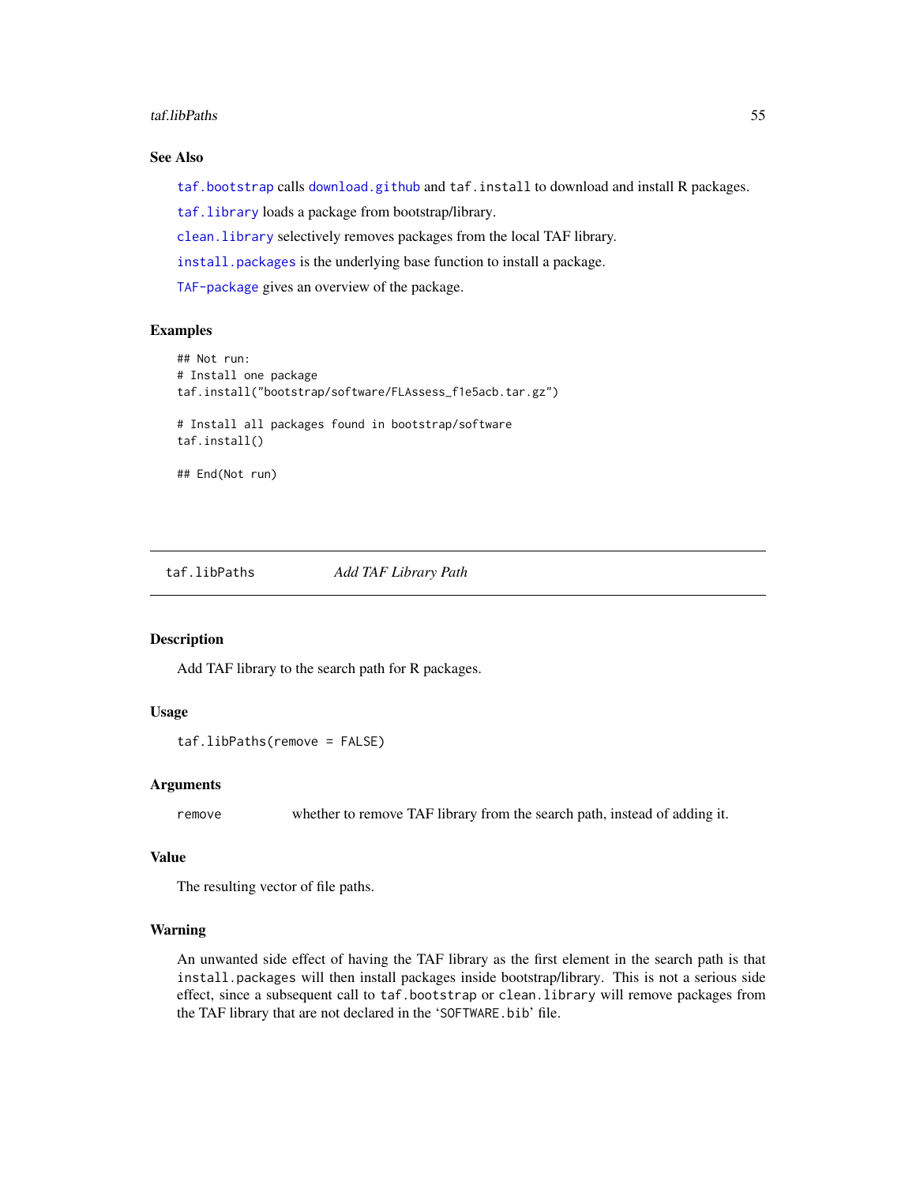### See Also

`taf.bootstrap` calls `download.github` and `taf.install` to download and install R packages.

`taf.library` loads a package from bootstrap/library.

`clean.library` selectively removes packages from the local TAF library.

`install.packages` is the underlying base function to install a package.

`TAF-package` gives an overview of the package.

### Examples

```
## Not run:
# Install one package
taf.install("bootstrap/software/FLAssess_f1e5acb.tar.gz")

# Install all packages found in bootstrap/software
taf.install()

## End(Not run)
```

---

## taf.libPaths — *Add TAF Library Path*

### Description

Add TAF library to the search path for R packages.

### Usage

```
taf.libPaths(remove = FALSE)
```

### Arguments

| | |
|---|---|
| `remove` | whether to remove TAF library from the search path, instead of adding it. |

### Value

The resulting vector of file paths.

### Warning

An unwanted side effect of having the TAF library as the first element in the search path is that `install.packages` will then install packages inside bootstrap/library. This is not a serious side effect, since a subsequent call to `taf.bootstrap` or `clean.library` will remove packages from the TAF library that are not declared in the '`SOFTWARE.bib`' file.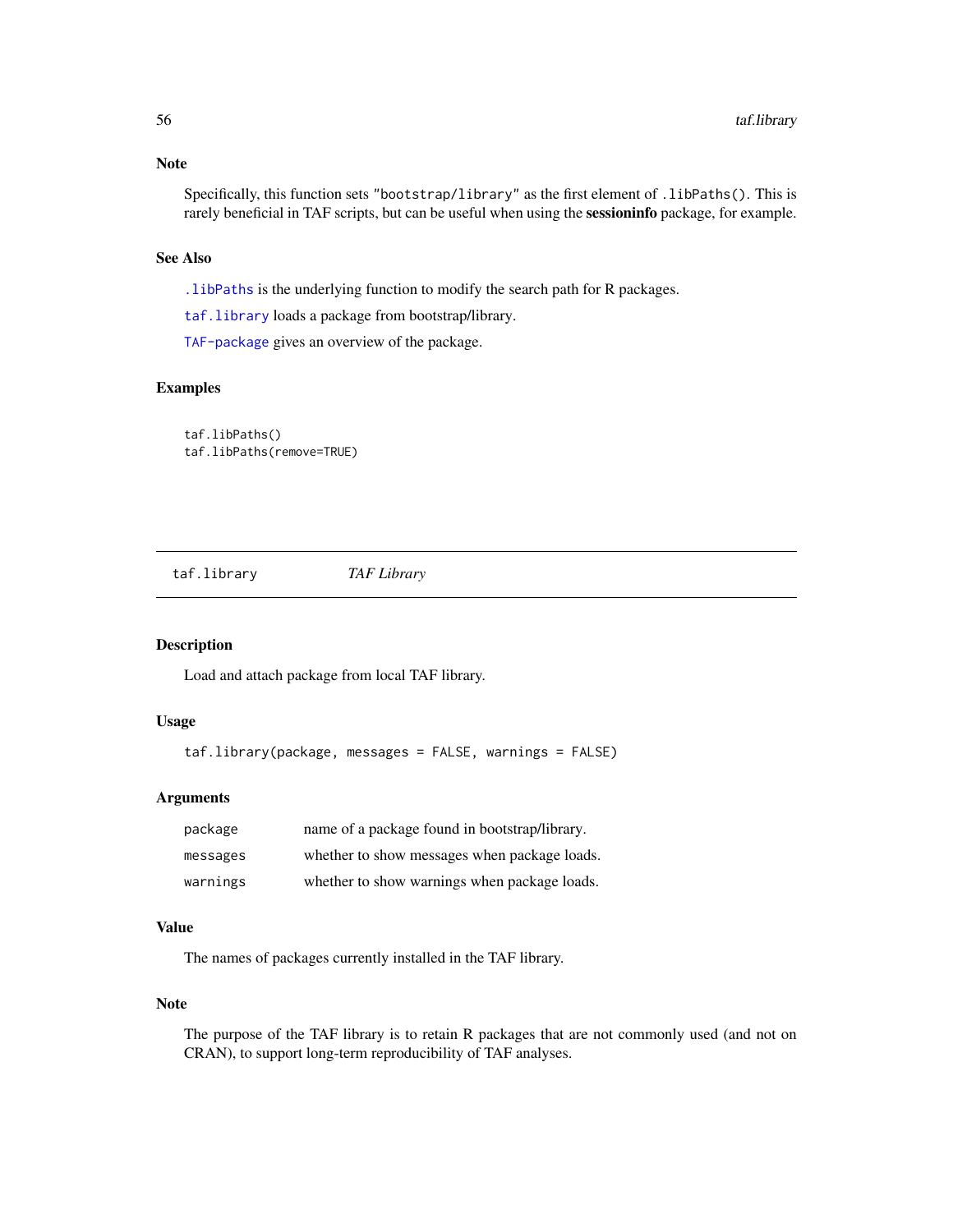### Note

Specifically, this function sets "bootstrap/library" as the first element of .libPaths(). This is rarely beneficial in TAF scripts, but can be useful when using the **sessioninfo** package, for example.

### See Also

.libPaths is the underlying function to modify the search path for R packages.

taf.library loads a package from bootstrap/library.

TAF-package gives an overview of the package.

### Examples

```
taf.libPaths()
taf.libPaths(remove=TRUE)
```

---

## taf.library — *TAF Library*

---

### Description

Load and attach package from local TAF library.

### Usage

```
taf.library(package, messages = FALSE, warnings = FALSE)
```

### Arguments

| | |
|---|---|
| package | name of a package found in bootstrap/library. |
| messages | whether to show messages when package loads. |
| warnings | whether to show warnings when package loads. |

### Value

The names of packages currently installed in the TAF library.

### Note

The purpose of the TAF library is to retain R packages that are not commonly used (and not on CRAN), to support long-term reproducibility of TAF analyses.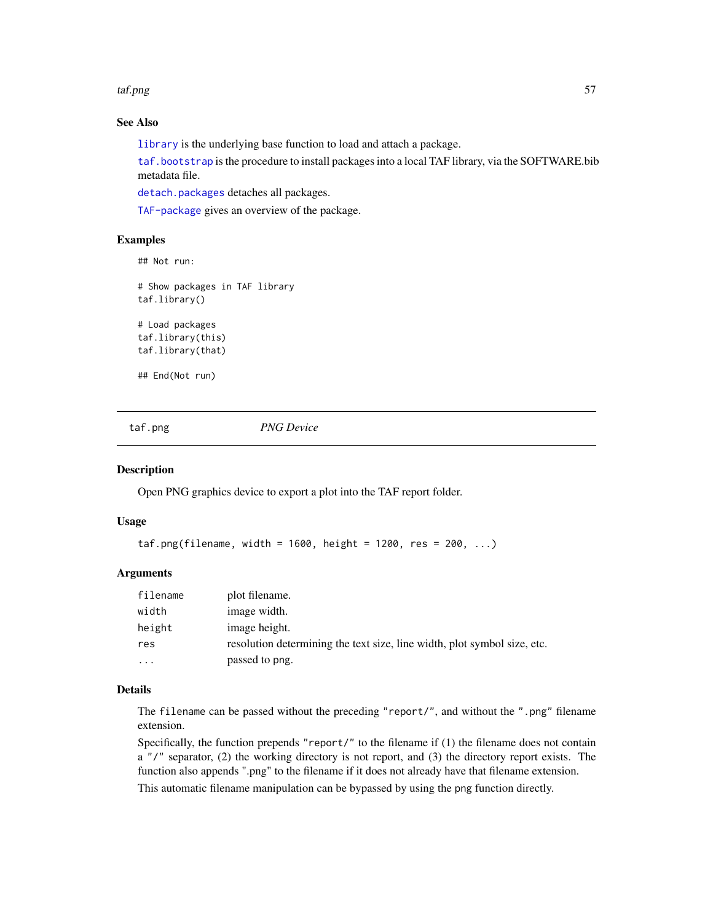### See Also

`library` is the underlying base function to load and attach a package.

`taf.bootstrap` is the procedure to install packages into a local TAF library, via the SOFTWARE.bib metadata file.

`detach.packages` detaches all packages.

`TAF-package` gives an overview of the package.

### Examples

```
## Not run:

# Show packages in TAF library
taf.library()

# Load packages
taf.library(this)
taf.library(that)

## End(Not run)
```

---

## taf.png — *PNG Device*

### Description

Open PNG graphics device to export a plot into the TAF report folder.

### Usage

```
taf.png(filename, width = 1600, height = 1200, res = 200, ...)
```

### Arguments

| | |
|---|---|
| filename | plot filename. |
| width | image width. |
| height | image height. |
| res | resolution determining the text size, line width, plot symbol size, etc. |
| ... | passed to png. |

### Details

The `filename` can be passed without the preceding `"report/"`, and without the `".png"` filename extension.

Specifically, the function prepends `"report/"` to the filename if (1) the filename does not contain a `"/"` separator, (2) the working directory is not report, and (3) the directory report exists. The function also appends ".png" to the filename if it does not already have that filename extension.

This automatic filename manipulation can be bypassed by using the `png` function directly.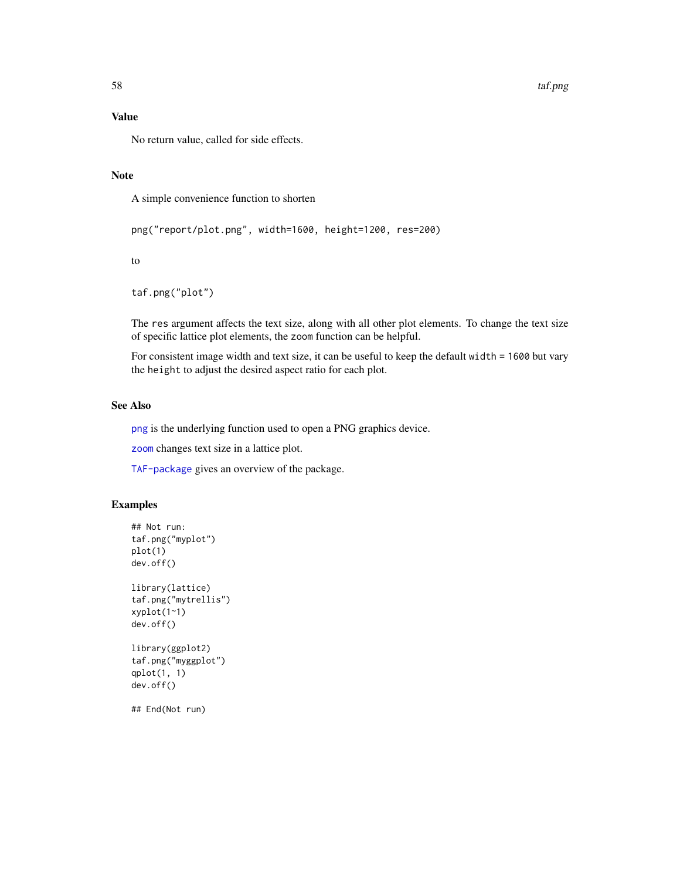## Value

No return value, called for side effects.

## Note

A simple convenience function to shorten

```
png("report/plot.png", width=1600, height=1200, res=200)
```

to

```
taf.png("plot")
```

The `res` argument affects the text size, along with all other plot elements. To change the text size of specific lattice plot elements, the `zoom` function can be helpful.

For consistent image width and text size, it can be useful to keep the default `width = 1600` but vary the `height` to adjust the desired aspect ratio for each plot.

## See Also

`png` is the underlying function used to open a PNG graphics device.

`zoom` changes text size in a lattice plot.

`TAF-package` gives an overview of the package.

## Examples

```
## Not run:
taf.png("myplot")
plot(1)
dev.off()

library(lattice)
taf.png("mytrellis")
xyplot(1~1)
dev.off()

library(ggplot2)
taf.png("myggplot")
qplot(1, 1)
dev.off()

## End(Not run)
```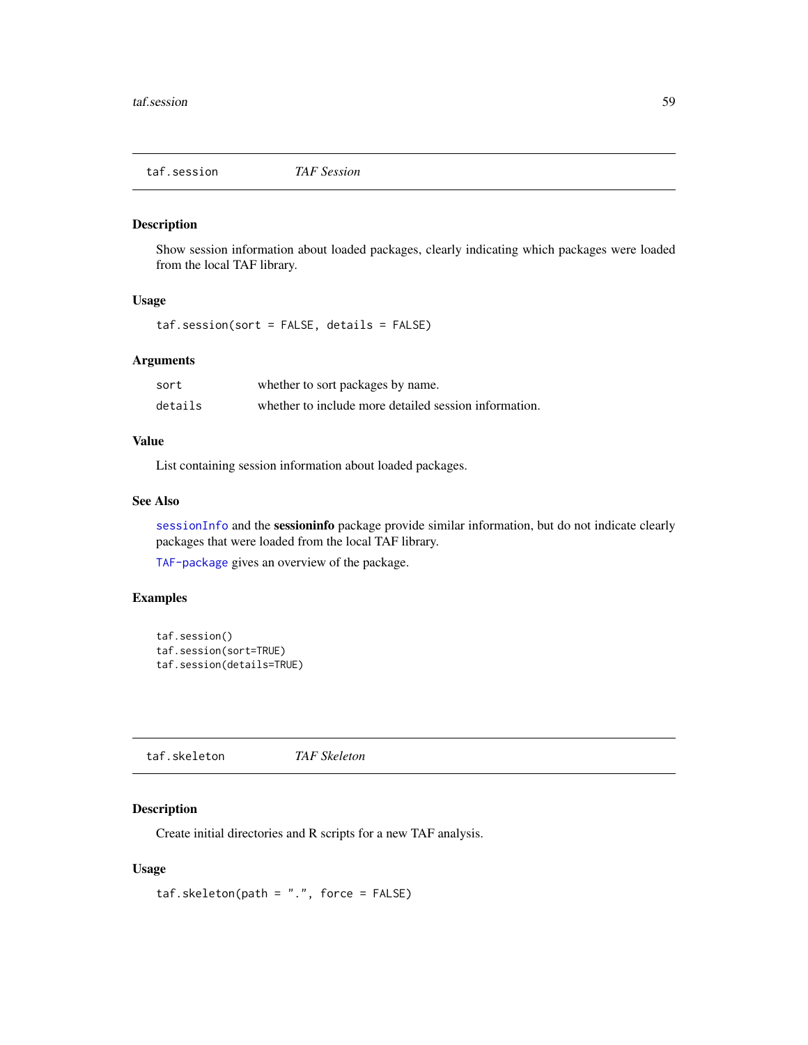## taf.session — *TAF Session*

### Description

Show session information about loaded packages, clearly indicating which packages were loaded from the local TAF library.

### Usage

```
taf.session(sort = FALSE, details = FALSE)
```

### Arguments

| | |
|---|---|
| `sort` | whether to sort packages by name. |
| `details` | whether to include more detailed session information. |

### Value

List containing session information about loaded packages.

### See Also

`sessionInfo` and the **sessioninfo** package provide similar information, but do not indicate clearly packages that were loaded from the local TAF library.

`TAF-package` gives an overview of the package.

### Examples

```
taf.session()
taf.session(sort=TRUE)
taf.session(details=TRUE)
```

## taf.skeleton — *TAF Skeleton*

### Description

Create initial directories and R scripts for a new TAF analysis.

### Usage

```
taf.skeleton(path = ".", force = FALSE)
```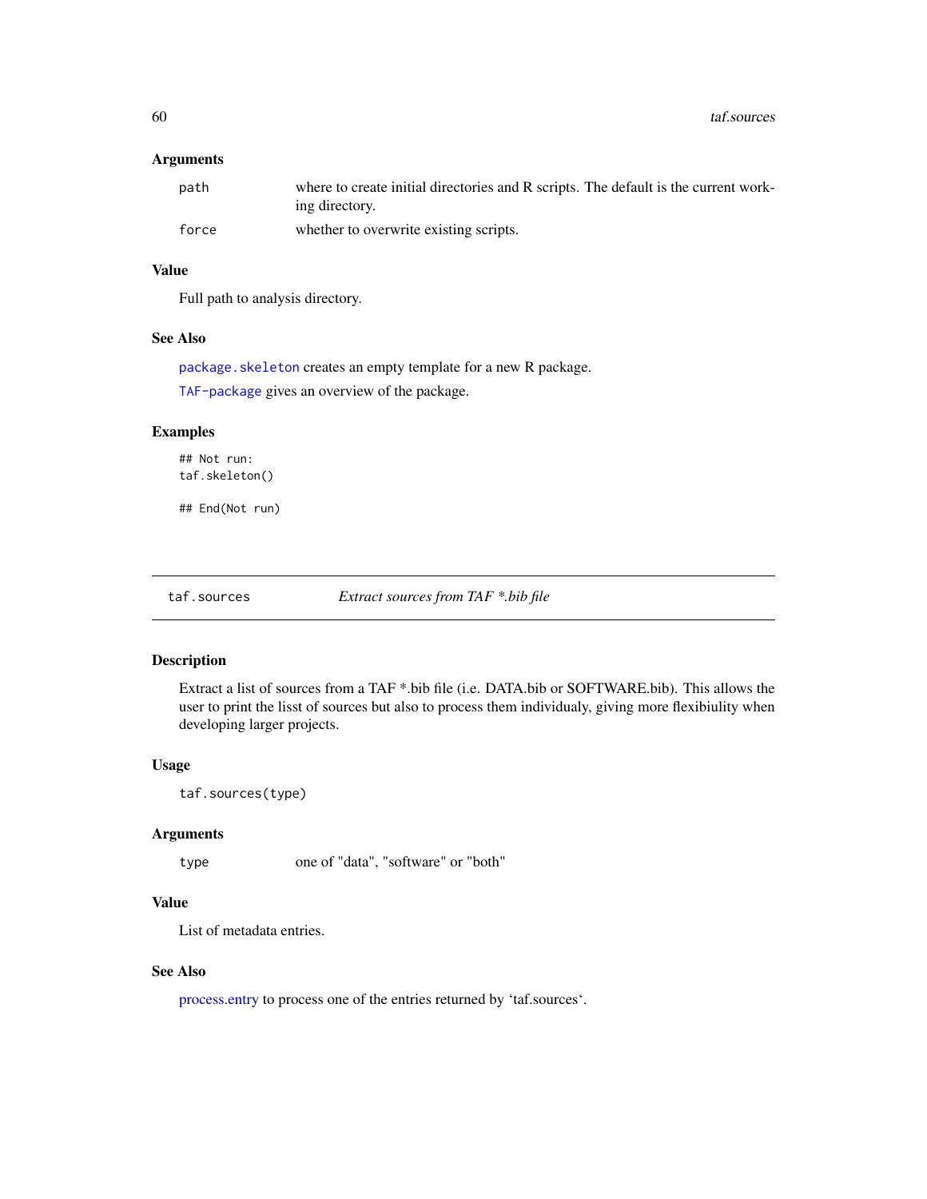### Arguments

| | |
|---|---|
| `path` | where to create initial directories and R scripts. The default is the current working directory. |
| `force` | whether to overwrite existing scripts. |

### Value

Full path to analysis directory.

### See Also

`package.skeleton` creates an empty template for a new R package.

`TAF-package` gives an overview of the package.

### Examples

```
## Not run:
taf.skeleton()

## End(Not run)
```

---

## taf.sources — *Extract sources from TAF *.bib file*

### Description

Extract a list of sources from a TAF *.bib file (i.e. DATA.bib or SOFTWARE.bib). This allows the user to print the lisst of sources but also to process them individualy, giving more flexibiulity when developing larger projects.

### Usage

```
taf.sources(type)
```

### Arguments

| | |
|---|---|
| `type` | one of "data", "software" or "both" |

### Value

List of metadata entries.

### See Also

process.entry to process one of the entries returned by 'taf.sources'.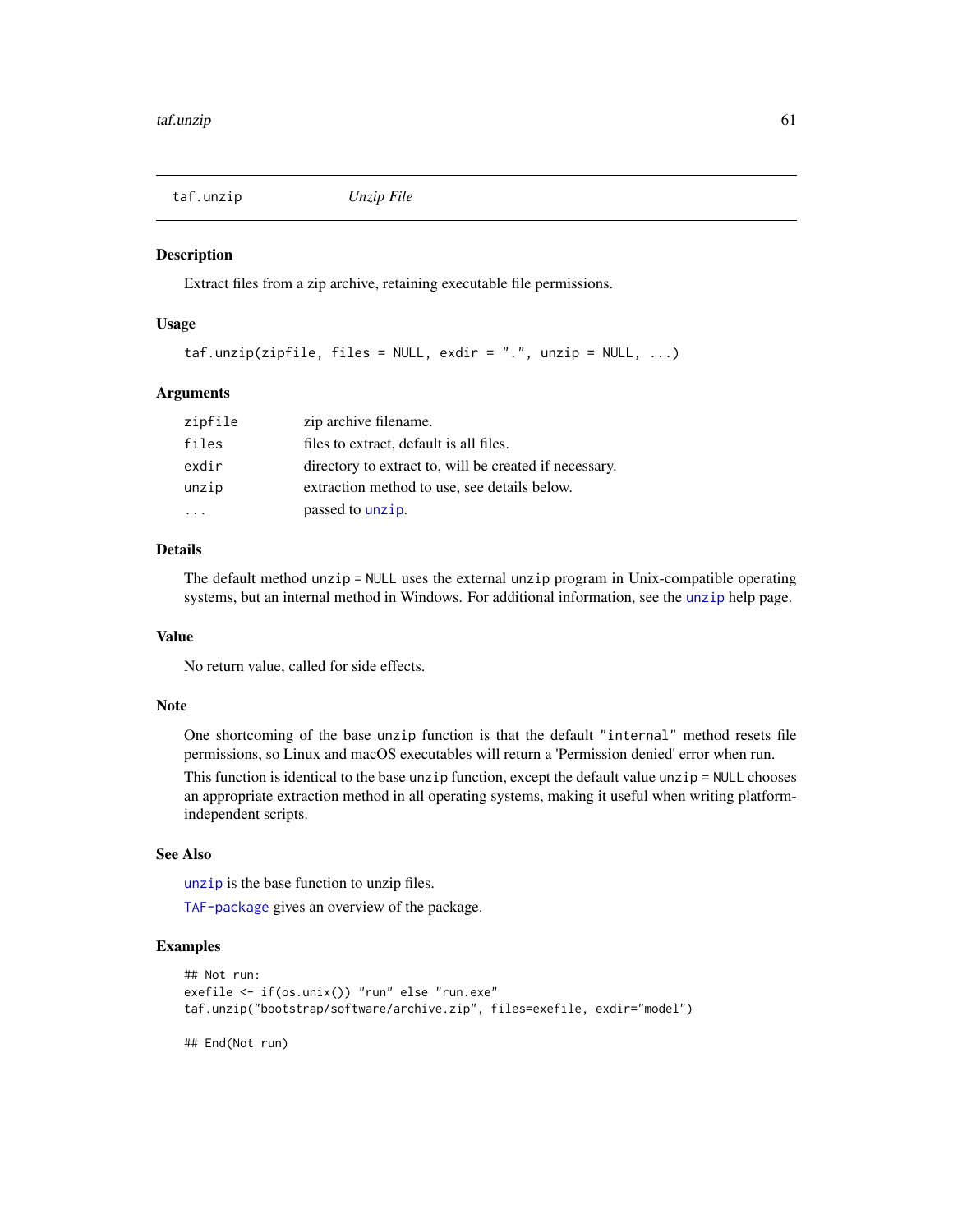## taf.unzip *Unzip File*

### Description

Extract files from a zip archive, retaining executable file permissions.

### Usage

```
taf.unzip(zipfile, files = NULL, exdir = ".", unzip = NULL, ...)
```

### Arguments

| | |
|---|---|
| `zipfile` | zip archive filename. |
| `files` | files to extract, default is all files. |
| `exdir` | directory to extract to, will be created if necessary. |
| `unzip` | extraction method to use, see details below. |
| `...` | passed to `unzip`. |

### Details

The default method `unzip = NULL` uses the external `unzip` program in Unix-compatible operating systems, but an internal method in Windows. For additional information, see the `unzip` help page.

### Value

No return value, called for side effects.

### Note

One shortcoming of the base `unzip` function is that the default `"internal"` method resets file permissions, so Linux and macOS executables will return a 'Permission denied' error when run.

This function is identical to the base `unzip` function, except the default value `unzip = NULL` chooses an appropriate extraction method in all operating systems, making it useful when writing platform-independent scripts.

### See Also

`unzip` is the base function to unzip files.

`TAF-package` gives an overview of the package.

### Examples

```
## Not run:
exefile <- if(os.unix()) "run" else "run.exe"
taf.unzip("bootstrap/software/archive.zip", files=exefile, exdir="model")

## End(Not run)
```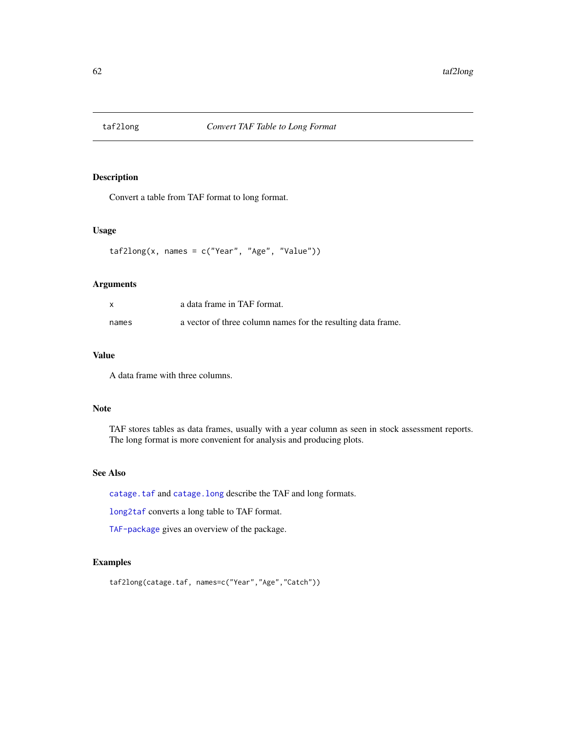# taf2long — *Convert TAF Table to Long Format*

## Description

Convert a table from TAF format to long format.

## Usage

```
taf2long(x, names = c("Year", "Age", "Value"))
```

## Arguments

| | |
|---|---|
| x | a data frame in TAF format. |
| names | a vector of three column names for the resulting data frame. |

## Value

A data frame with three columns.

## Note

TAF stores tables as data frames, usually with a year column as seen in stock assessment reports. The long format is more convenient for analysis and producing plots.

## See Also

catage.taf and catage.long describe the TAF and long formats.

long2taf converts a long table to TAF format.

TAF-package gives an overview of the package.

## Examples

```
taf2long(catage.taf, names=c("Year","Age","Catch"))
```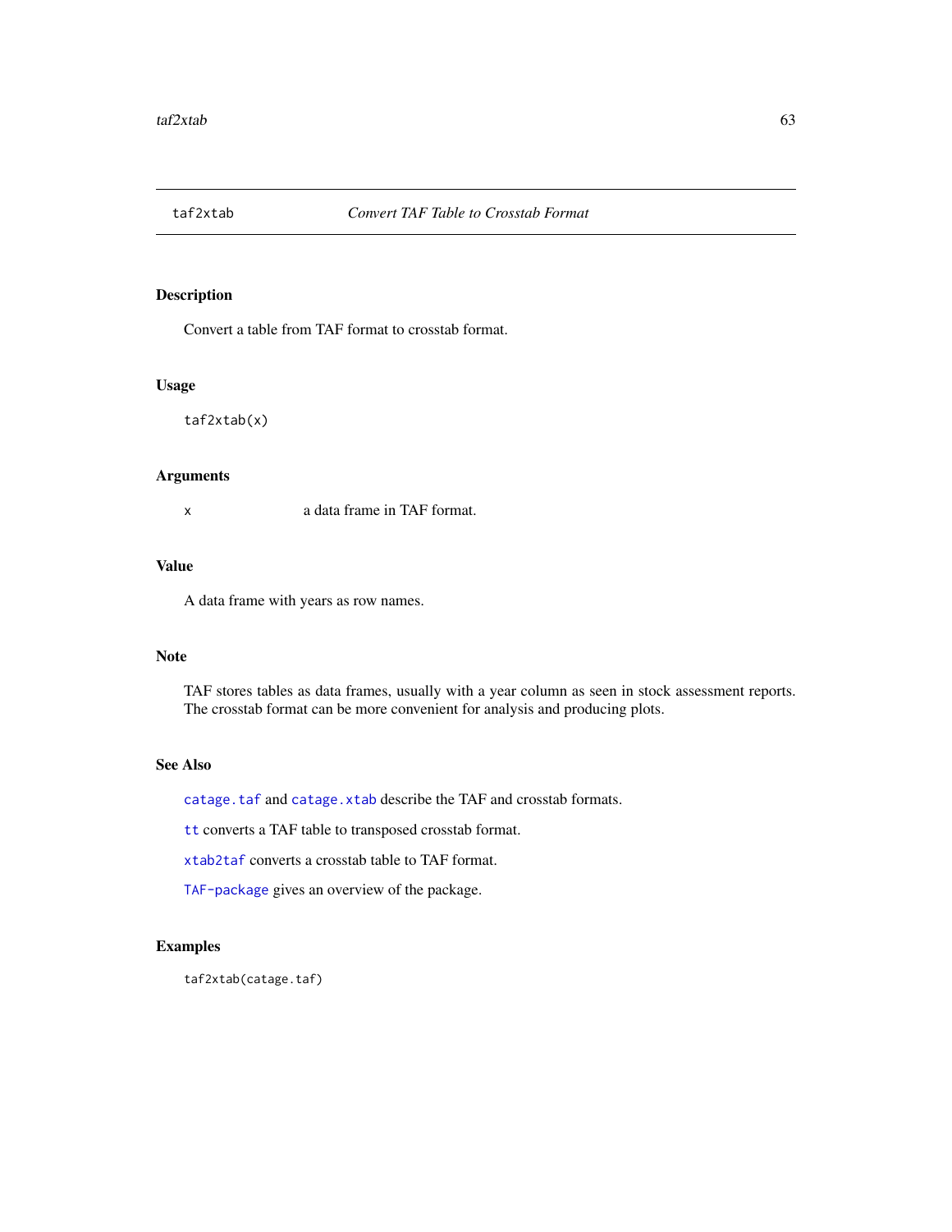## taf2xtab — *Convert TAF Table to Crosstab Format*

### Description

Convert a table from TAF format to crosstab format.

### Usage

```
taf2xtab(x)
```

### Arguments

| | |
|---|---|
| `x` | a data frame in TAF format. |

### Value

A data frame with years as row names.

### Note

TAF stores tables as data frames, usually with a year column as seen in stock assessment reports. The crosstab format can be more convenient for analysis and producing plots.

### See Also

`catage.taf` and `catage.xtab` describe the TAF and crosstab formats.

`tt` converts a TAF table to transposed crosstab format.

`xtab2taf` converts a crosstab table to TAF format.

`TAF-package` gives an overview of the package.

### Examples

```
taf2xtab(catage.taf)
```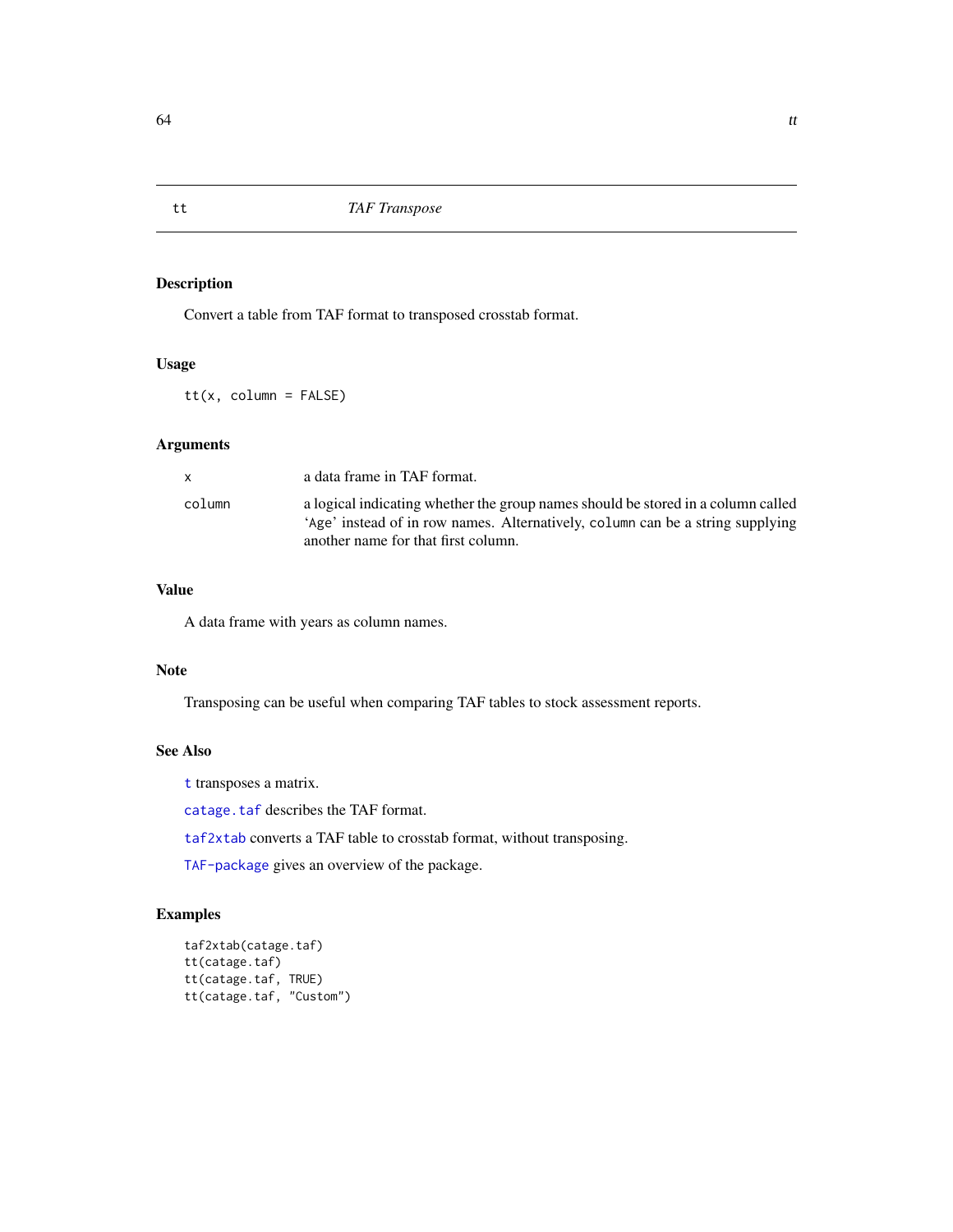# tt — *TAF Transpose*

## Description

Convert a table from TAF format to transposed crosstab format.

## Usage

```
tt(x, column = FALSE)
```

## Arguments

| | |
|---|---|
| `x` | a data frame in TAF format. |
| `column` | a logical indicating whether the group names should be stored in a column called 'Age' instead of in row names. Alternatively, `column` can be a string supplying another name for that first column. |

## Value

A data frame with years as column names.

## Note

Transposing can be useful when comparing TAF tables to stock assessment reports.

## See Also

`t` transposes a matrix.

`catage.taf` describes the TAF format.

`taf2xtab` converts a TAF table to crosstab format, without transposing.

`TAF-package` gives an overview of the package.

## Examples

```
taf2xtab(catage.taf)
tt(catage.taf)
tt(catage.taf, TRUE)
tt(catage.taf, "Custom")
```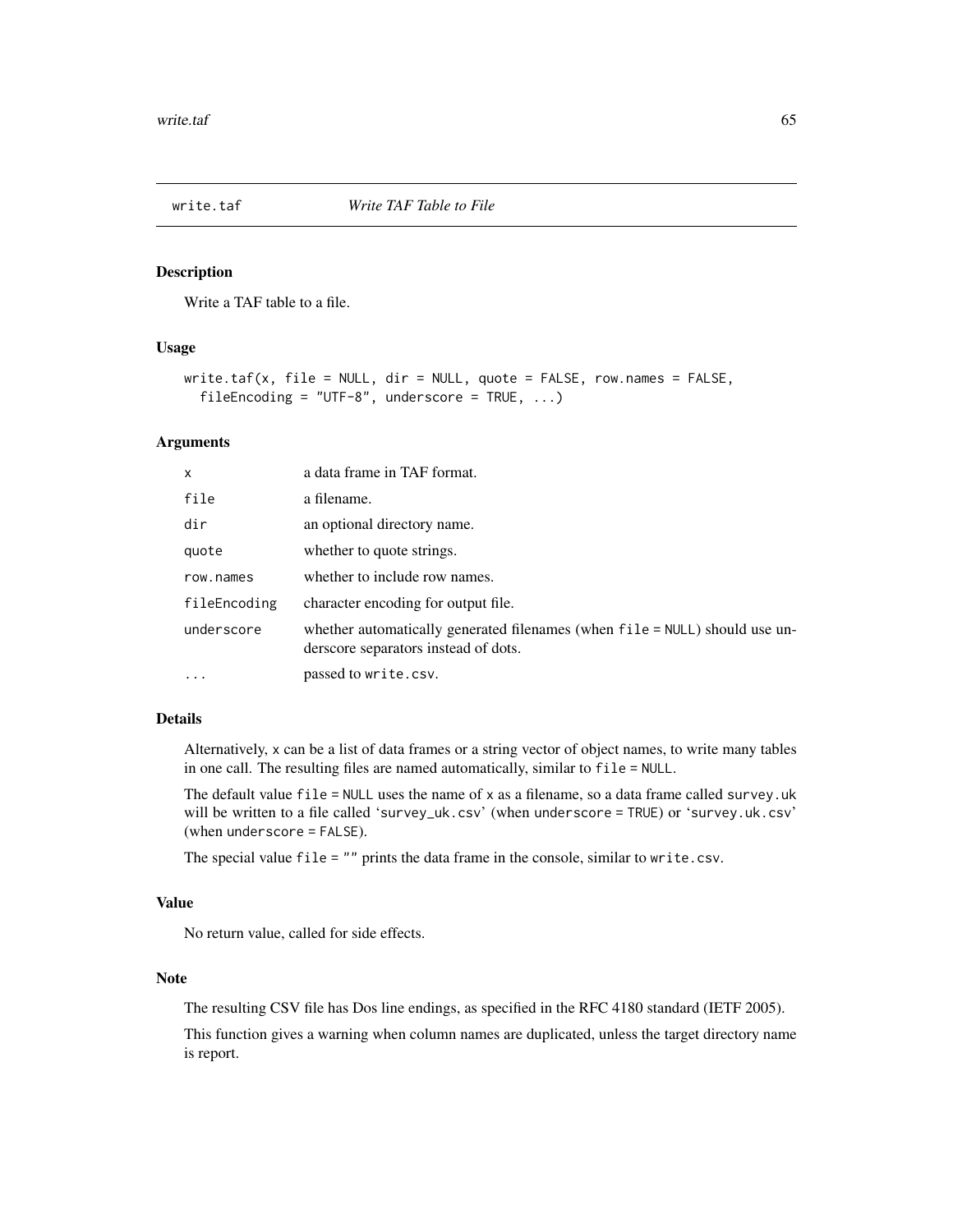## write.taf — *Write TAF Table to File*

### Description

Write a TAF table to a file.

### Usage

```
write.taf(x, file = NULL, dir = NULL, quote = FALSE, row.names = FALSE,
  fileEncoding = "UTF-8", underscore = TRUE, ...)
```

### Arguments

| Argument | Description |
|---|---|
| `x` | a data frame in TAF format. |
| `file` | a filename. |
| `dir` | an optional directory name. |
| `quote` | whether to quote strings. |
| `row.names` | whether to include row names. |
| `fileEncoding` | character encoding for output file. |
| `underscore` | whether automatically generated filenames (when `file = NULL`) should use underscore separators instead of dots. |
| `...` | passed to `write.csv`. |

### Details

Alternatively, `x` can be a list of data frames or a string vector of object names, to write many tables in one call. The resulting files are named automatically, similar to `file = NULL`.

The default value `file = NULL` uses the name of `x` as a filename, so a data frame called `survey.uk` will be written to a file called '`survey_uk.csv`' (when `underscore = TRUE`) or '`survey.uk.csv`' (when `underscore = FALSE`).

The special value `file = ""` prints the data frame in the console, similar to `write.csv`.

### Value

No return value, called for side effects.

### Note

The resulting CSV file has Dos line endings, as specified in the RFC 4180 standard (IETF 2005).

This function gives a warning when column names are duplicated, unless the target directory name is report.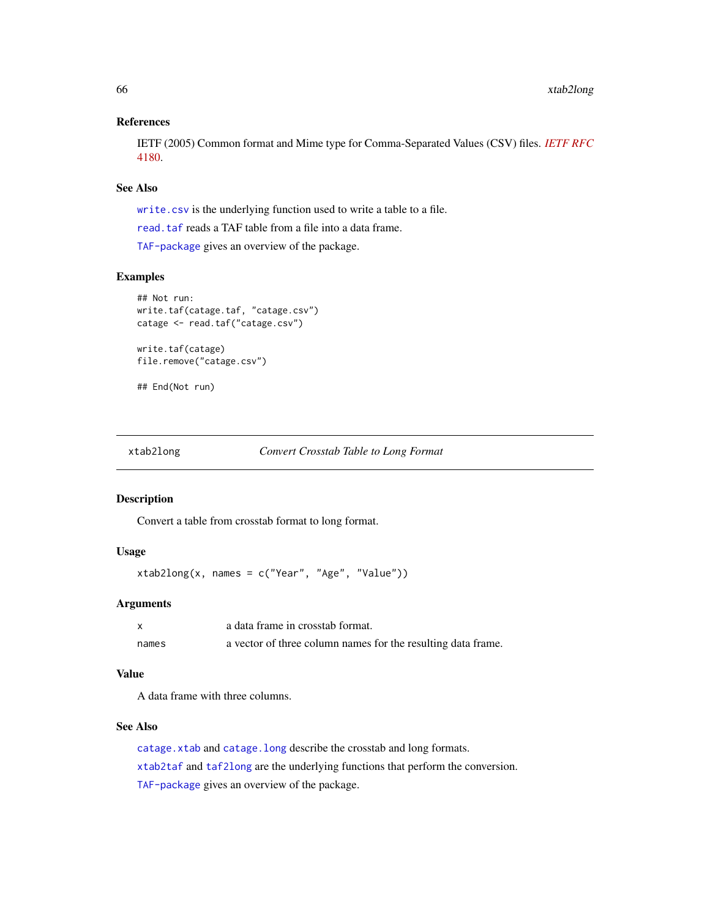### References

IETF (2005) Common format and Mime type for Comma-Separated Values (CSV) files. *IETF RFC 4180*.

### See Also

`write.csv` is the underlying function used to write a table to a file.

`read.taf` reads a TAF table from a file into a data frame.

`TAF-package` gives an overview of the package.

### Examples

```
## Not run:
write.taf(catage.taf, "catage.csv")
catage <- read.taf("catage.csv")

write.taf(catage)
file.remove("catage.csv")

## End(Not run)
```

---

## xtab2long — *Convert Crosstab Table to Long Format*

---

### Description

Convert a table from crosstab format to long format.

### Usage

```
xtab2long(x, names = c("Year", "Age", "Value"))
```

### Arguments

| | |
|---|---|
| `x` | a data frame in crosstab format. |
| `names` | a vector of three column names for the resulting data frame. |

### Value

A data frame with three columns.

### See Also

`catage.xtab` and `catage.long` describe the crosstab and long formats.

`xtab2taf` and `taf2long` are the underlying functions that perform the conversion.

`TAF-package` gives an overview of the package.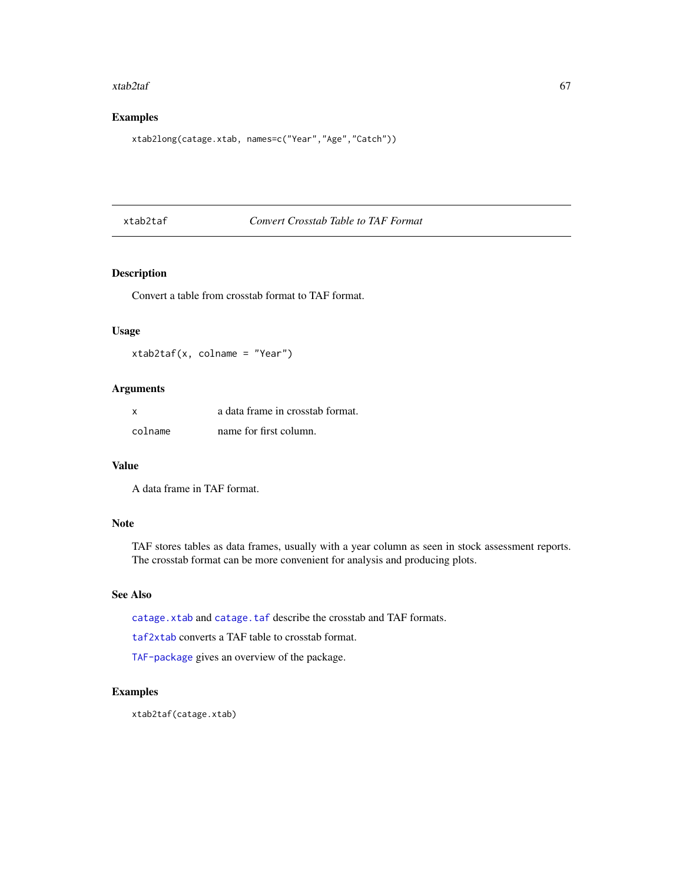## Examples

```
xtab2long(catage.xtab, names=c("Year","Age","Catch"))
```

---

# xtab2taf — *Convert Crosstab Table to TAF Format*

## Description

Convert a table from crosstab format to TAF format.

## Usage

```
xtab2taf(x, colname = "Year")
```

## Arguments

| | |
|---|---|
| `x` | a data frame in crosstab format. |
| `colname` | name for first column. |

## Value

A data frame in TAF format.

## Note

TAF stores tables as data frames, usually with a year column as seen in stock assessment reports. The crosstab format can be more convenient for analysis and producing plots.

## See Also

`catage.xtab` and `catage.taf` describe the crosstab and TAF formats.

`taf2xtab` converts a TAF table to crosstab format.

`TAF-package` gives an overview of the package.

## Examples

```
xtab2taf(catage.xtab)
```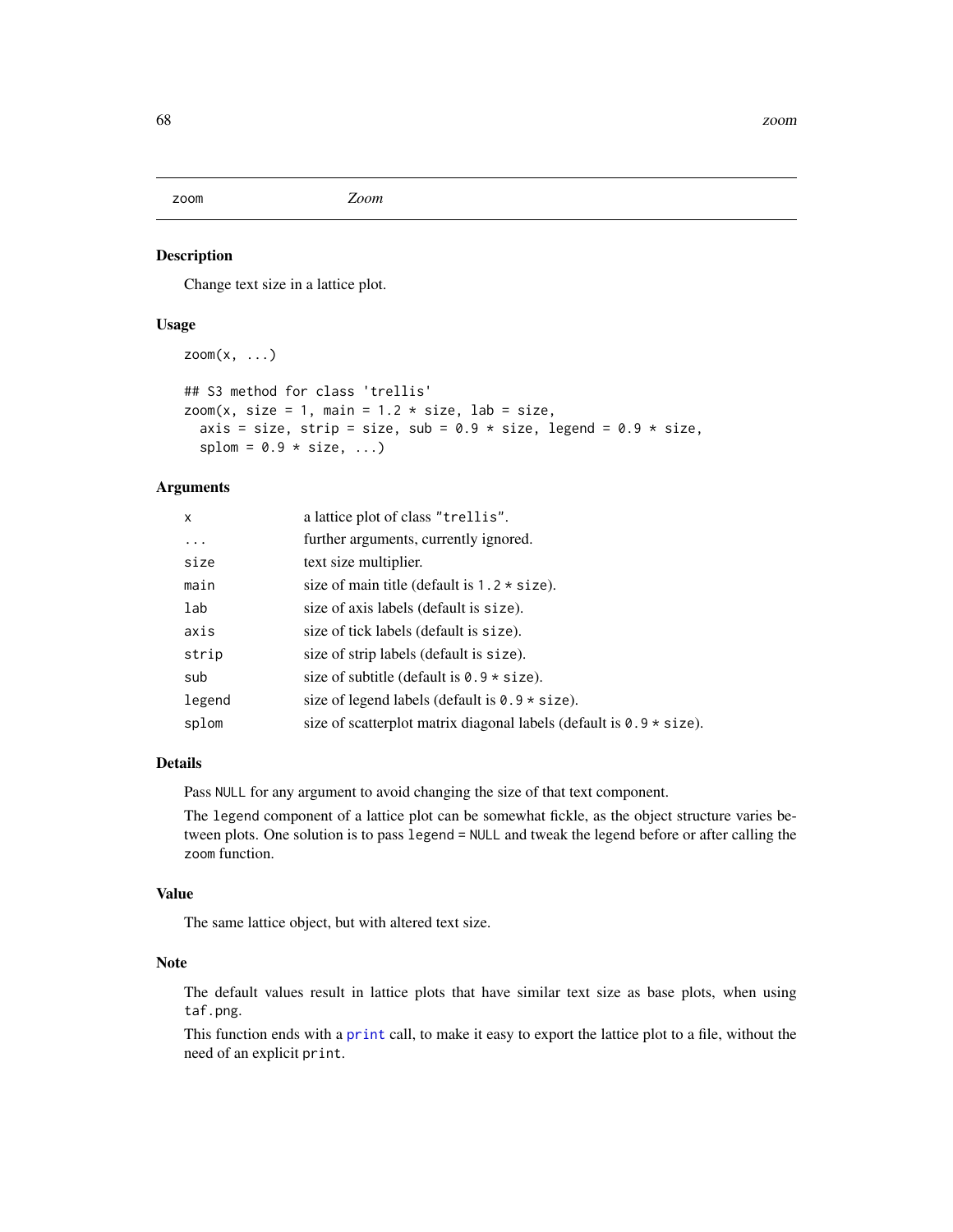zoom *Zoom*

## Description

Change text size in a lattice plot.

## Usage

```
zoom(x, ...)

## S3 method for class 'trellis'
zoom(x, size = 1, main = 1.2 * size, lab = size,
  axis = size, strip = size, sub = 0.9 * size, legend = 0.9 * size,
  splom = 0.9 * size, ...)
```

## Arguments

| | |
|---|---|
| `x` | a lattice plot of class `"trellis"`. |
| `...` | further arguments, currently ignored. |
| `size` | text size multiplier. |
| `main` | size of main title (default is `1.2 * size`). |
| `lab` | size of axis labels (default is `size`). |
| `axis` | size of tick labels (default is `size`). |
| `strip` | size of strip labels (default is `size`). |
| `sub` | size of subtitle (default is `0.9 * size`). |
| `legend` | size of legend labels (default is `0.9 * size`). |
| `splom` | size of scatterplot matrix diagonal labels (default is `0.9 * size`). |

## Details

Pass `NULL` for any argument to avoid changing the size of that text component.

The `legend` component of a lattice plot can be somewhat fickle, as the object structure varies between plots. One solution is to pass `legend = NULL` and tweak the legend before or after calling the `zoom` function.

## Value

The same lattice object, but with altered text size.

## Note

The default values result in lattice plots that have similar text size as base plots, when using `taf.png`.

This function ends with a `print` call, to make it easy to export the lattice plot to a file, without the need of an explicit `print`.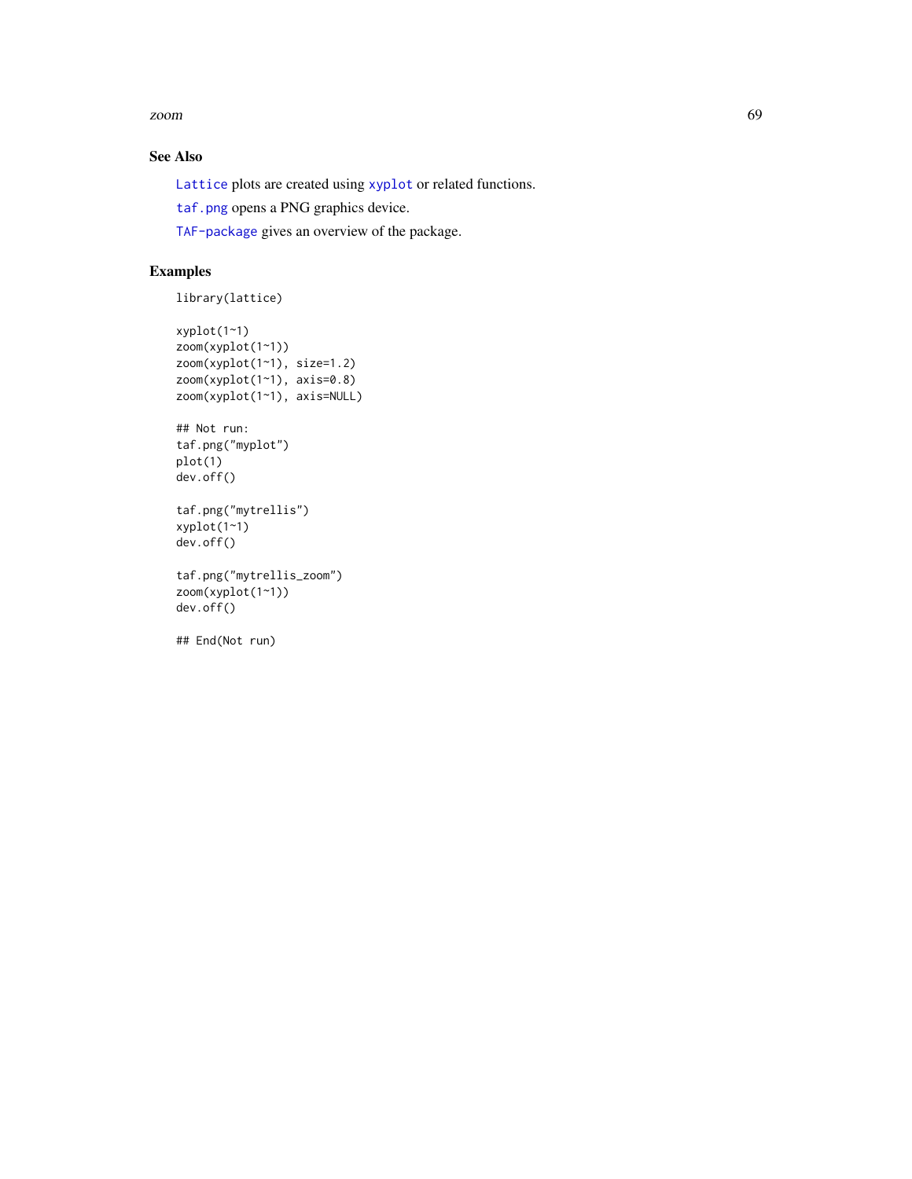## See Also

`Lattice` plots are created using `xyplot` or related functions.

`taf.png` opens a PNG graphics device.

`TAF-package` gives an overview of the package.

## Examples

```
library(lattice)

xyplot(1~1)
zoom(xyplot(1~1))
zoom(xyplot(1~1), size=1.2)
zoom(xyplot(1~1), axis=0.8)
zoom(xyplot(1~1), axis=NULL)

## Not run:
taf.png("myplot")
plot(1)
dev.off()

taf.png("mytrellis")
xyplot(1~1)
dev.off()

taf.png("mytrellis_zoom")
zoom(xyplot(1~1))
dev.off()

## End(Not run)
```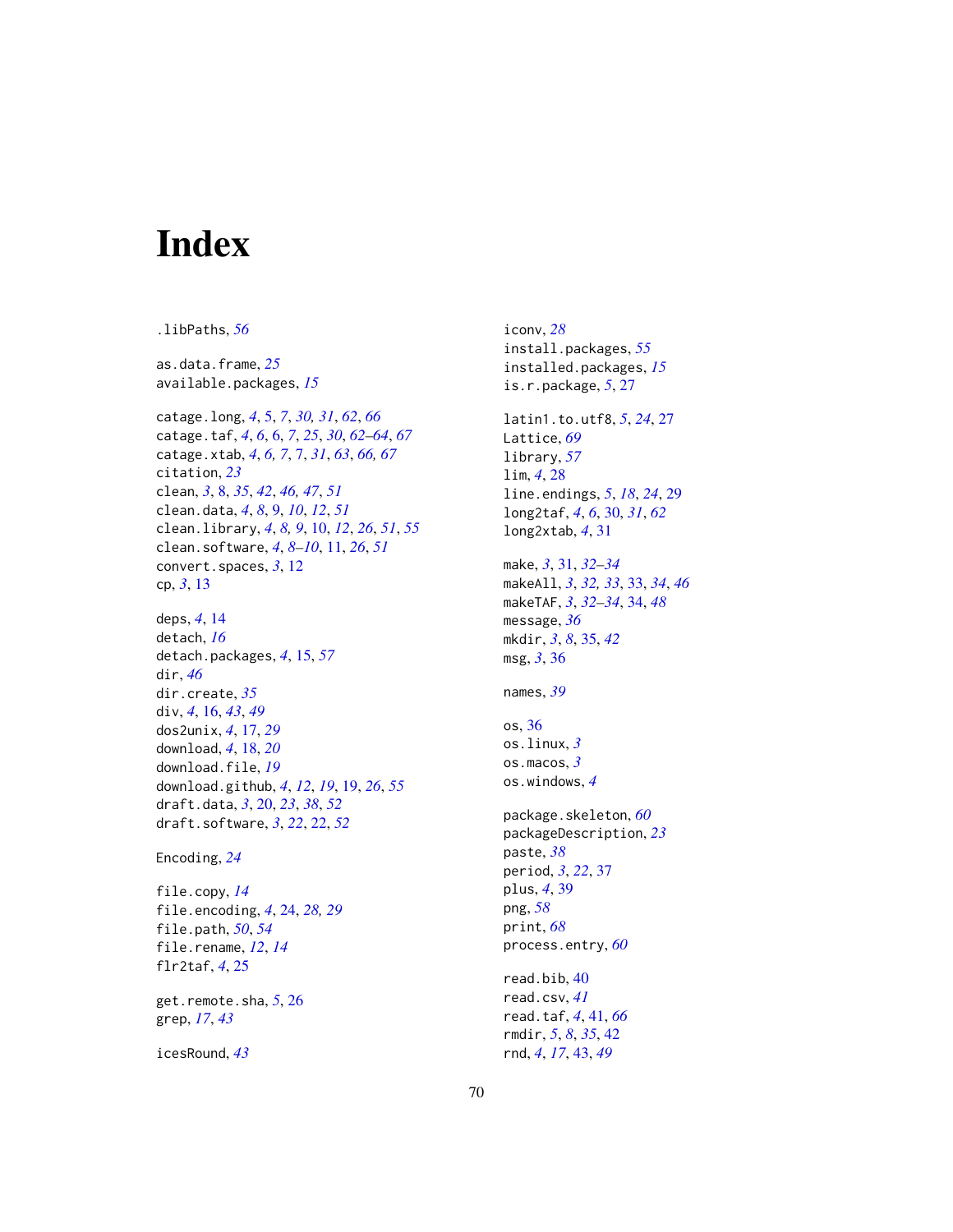# Index

.libPaths, *56*

as.data.frame, *25*
available.packages, *15*

catage.long, *4*, 5, *7*, *30, 31*, *62*, *66*
catage.taf, *4*, *6*, 6, *7*, *25*, *30*, *62–64*, *67*
catage.xtab, *4*, *6, 7*, 7, *31*, *63*, *66, 67*
citation, *23*
clean, *3*, 8, *35*, *42*, *46*, *47*, *51*
clean.data, *4*, *8*, 9, *10*, *12*, *51*
clean.library, *4*, *8, 9*, 10, *12*, *26*, *51*, *55*
clean.software, *4*, *8–10*, 11, *26*, *51*
convert.spaces, *3*, 12
cp, *3*, 13

deps, *4*, 14
detach, *16*
detach.packages, *4*, 15, *57*
dir, *46*
dir.create, *35*
div, *4*, 16, *43*, *49*
dos2unix, *4*, 17, *29*
download, *4*, 18, *20*
download.file, *19*
download.github, *4*, *12*, *19*, 19, *26*, *55*
draft.data, *3*, 20, *23*, *38*, *52*
draft.software, *3*, *22*, 22, *52*

Encoding, *24*

file.copy, *14*
file.encoding, *4*, 24, *28, 29*
file.path, *50*, *54*
file.rename, *12*, *14*
flr2taf, *4*, 25

get.remote.sha, *5*, 26
grep, *17*, *43*

icesRound, *43*

iconv, *28*
install.packages, *55*
installed.packages, *15*
is.r.package, *5*, 27

latin1.to.utf8, *5*, *24*, 27
Lattice, *69*
library, *57*
lim, *4*, 28
line.endings, *5*, *18*, *24*, 29
long2taf, *4*, *6*, 30, *31*, *62*
long2xtab, *4*, 31

make, *3*, 31, *32–34*
makeAll, *3*, *32, 33*, 33, *34*, *46*
makeTAF, *3*, *32–34*, 34, *48*
message, *36*
mkdir, *3*, *8*, 35, *42*
msg, *3*, 36

names, *39*

os, 36
os.linux, *3*
os.macos, *3*
os.windows, *4*

package.skeleton, *60*
packageDescription, *23*
paste, *38*
period, *3*, *22*, 37
plus, *4*, 39
png, *58*
print, *68*
process.entry, *60*

read.bib, 40
read.csv, *41*
read.taf, *4*, 41, *66*
rmdir, *5*, *8*, *35*, 42
rnd, *4*, *17*, 43, *49*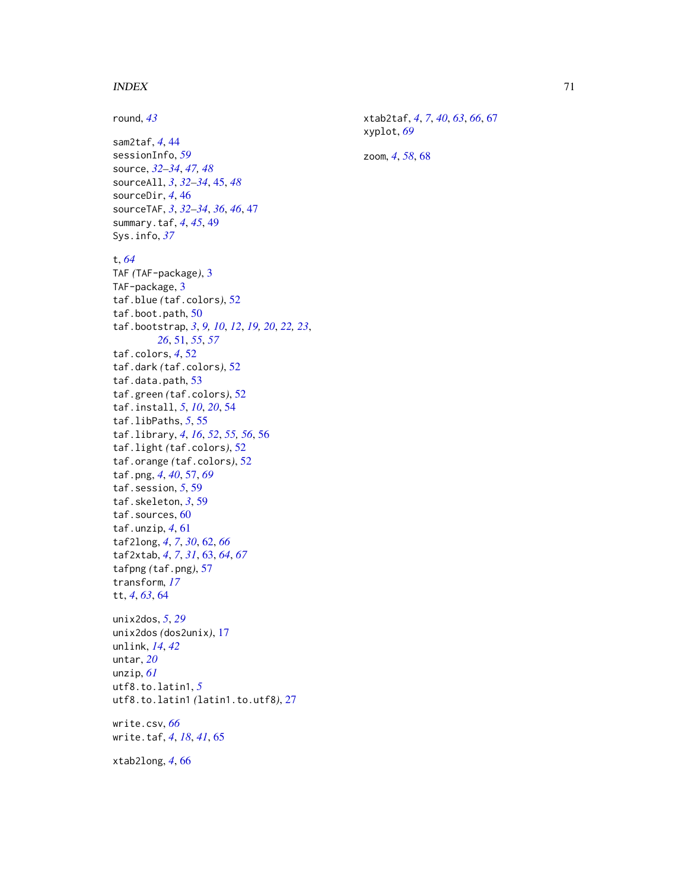round, *43*

sam2taf, *4*, 44
sessionInfo, *59*
source, *32–34*, *47, 48*
sourceAll, *3*, *32–34*, 45, *48*
sourceDir, *4*, 46
sourceTAF, *3*, *32–34*, *36*, *46*, 47
summary.taf, *4*, *45*, 49
Sys.info, *37*

t, *64*
TAF *(*TAF-package*)*, 3
TAF-package, 3
taf.blue *(*taf.colors*)*, 52
taf.boot.path, 50
taf.bootstrap, *3*, *9, 10*, *12*, *19, 20*, *22, 23*, *26*, 51, *55*, *57*
taf.colors, *4*, 52
taf.dark *(*taf.colors*)*, 52
taf.data.path, 53
taf.green *(*taf.colors*)*, 52
taf.install, *5*, *10*, *20*, 54
taf.libPaths, *5*, 55
taf.library, *4*, *16*, *52*, *55, 56*, 56
taf.light *(*taf.colors*)*, 52
taf.orange *(*taf.colors*)*, 52
taf.png, *4*, *40*, 57, *69*
taf.session, *5*, 59
taf.skeleton, *3*, 59
taf.sources, 60
taf.unzip, *4*, 61
taf2long, *4*, *7*, *30*, 62, *66*
taf2xtab, *4*, *7*, *31*, 63, *64*, *67*
tafpng *(*taf.png*)*, 57
transform, *17*
tt, *4*, *63*, 64

unix2dos, *5*, *29*
unix2dos *(*dos2unix*)*, 17
unlink, *14*, *42*
untar, *20*
unzip, *61*
utf8.to.latin1, *5*
utf8.to.latin1 *(*latin1.to.utf8*)*, 27

write.csv, *66*
write.taf, *4*, *18*, *41*, 65

xtab2long, *4*, 66
xtab2taf, *4*, *7*, *40*, *63*, *66*, 67
xyplot, *69*

zoom, *4*, *58*, 68